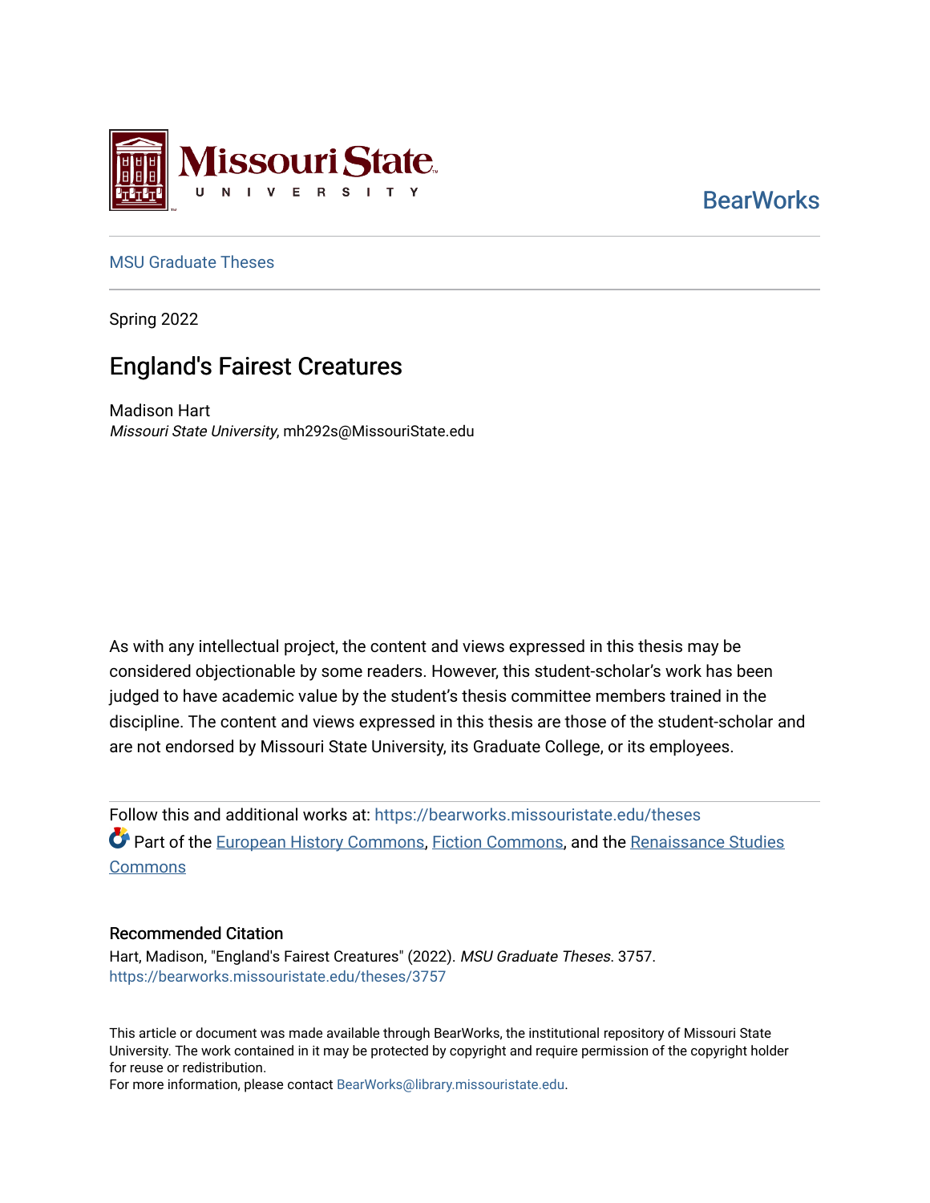Missouri State University

BearWorks

MSU Graduate Theses

Spring 2022

# England's Fairest Creatures

Madison Hart
*Missouri State University*, mh292s@MissouriState.edu

As with any intellectual project, the content and views expressed in this thesis may be considered objectionable by some readers. However, this student-scholar's work has been judged to have academic value by the student's thesis committee members trained in the discipline. The content and views expressed in this thesis are those of the student-scholar and are not endorsed by Missouri State University, its Graduate College, or its employees.

Follow this and additional works at: https://bearworks.missouristate.edu/theses

Part of the European History Commons, Fiction Commons, and the Renaissance Studies Commons

### Recommended Citation

Hart, Madison, "England's Fairest Creatures" (2022). *MSU Graduate Theses*. 3757.
https://bearworks.missouristate.edu/theses/3757

This article or document was made available through BearWorks, the institutional repository of Missouri State University. The work contained in it may be protected by copyright and require permission of the copyright holder for reuse or redistribution.
For more information, please contact BearWorks@library.missouristate.edu.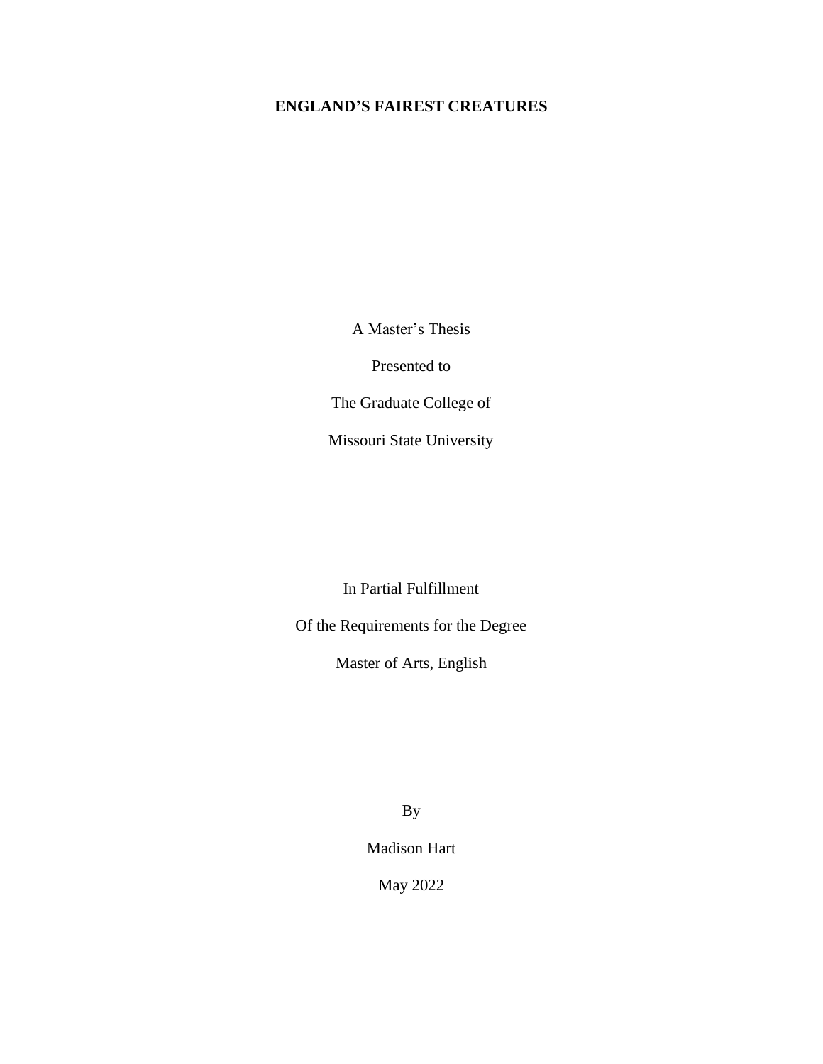**ENGLAND'S FAIREST CREATURES**

A Master's Thesis

Presented to

The Graduate College of

Missouri State University

In Partial Fulfillment

Of the Requirements for the Degree

Master of Arts, English

By

Madison Hart

May 2022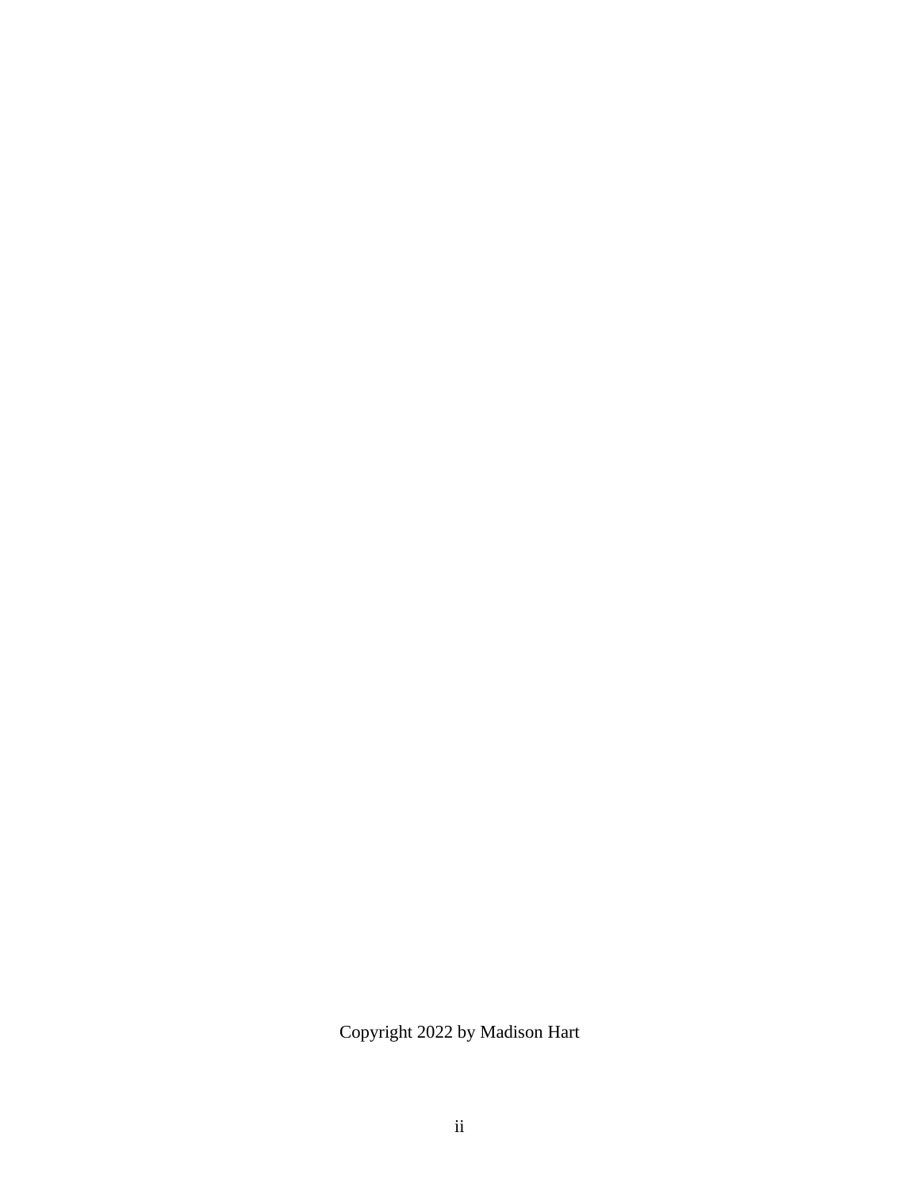Copyright 2022 by Madison Hart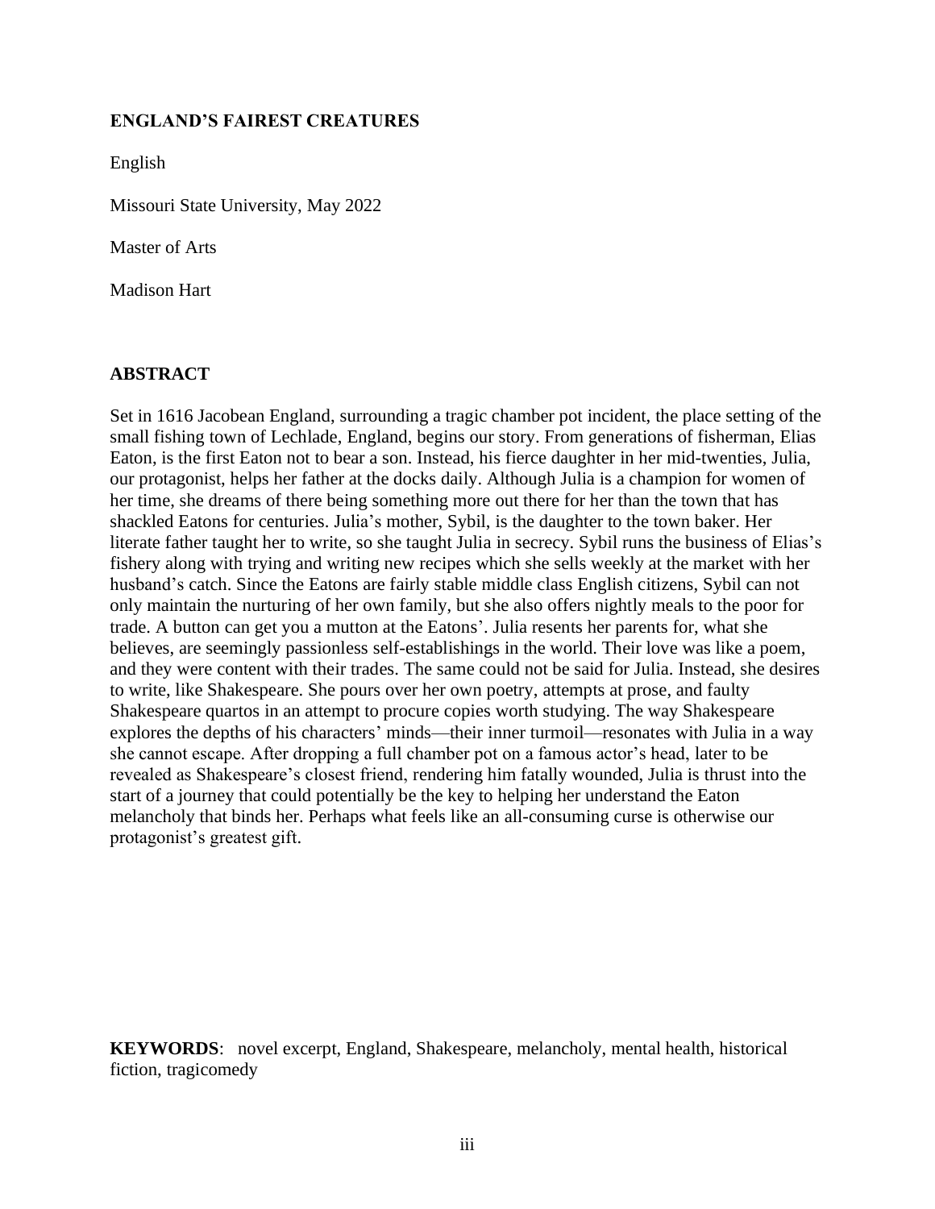**ENGLAND'S FAIREST CREATURES**

English

Missouri State University, May 2022

Master of Arts

Madison Hart

**ABSTRACT**

Set in 1616 Jacobean England, surrounding a tragic chamber pot incident, the place setting of the small fishing town of Lechlade, England, begins our story. From generations of fisherman, Elias Eaton, is the first Eaton not to bear a son. Instead, his fierce daughter in her mid-twenties, Julia, our protagonist, helps her father at the docks daily. Although Julia is a champion for women of her time, she dreams of there being something more out there for her than the town that has shackled Eatons for centuries. Julia's mother, Sybil, is the daughter to the town baker. Her literate father taught her to write, so she taught Julia in secrecy. Sybil runs the business of Elias's fishery along with trying and writing new recipes which she sells weekly at the market with her husband's catch. Since the Eatons are fairly stable middle class English citizens, Sybil can not only maintain the nurturing of her own family, but she also offers nightly meals to the poor for trade. A button can get you a mutton at the Eatons'. Julia resents her parents for, what she believes, are seemingly passionless self-establishings in the world. Their love was like a poem, and they were content with their trades. The same could not be said for Julia. Instead, she desires to write, like Shakespeare. She pours over her own poetry, attempts at prose, and faulty Shakespeare quartos in an attempt to procure copies worth studying. The way Shakespeare explores the depths of his characters' minds—their inner turmoil—resonates with Julia in a way she cannot escape. After dropping a full chamber pot on a famous actor's head, later to be revealed as Shakespeare's closest friend, rendering him fatally wounded, Julia is thrust into the start of a journey that could potentially be the key to helping her understand the Eaton melancholy that binds her. Perhaps what feels like an all-consuming curse is otherwise our protagonist's greatest gift.

**KEYWORDS**: novel excerpt, England, Shakespeare, melancholy, mental health, historical fiction, tragicomedy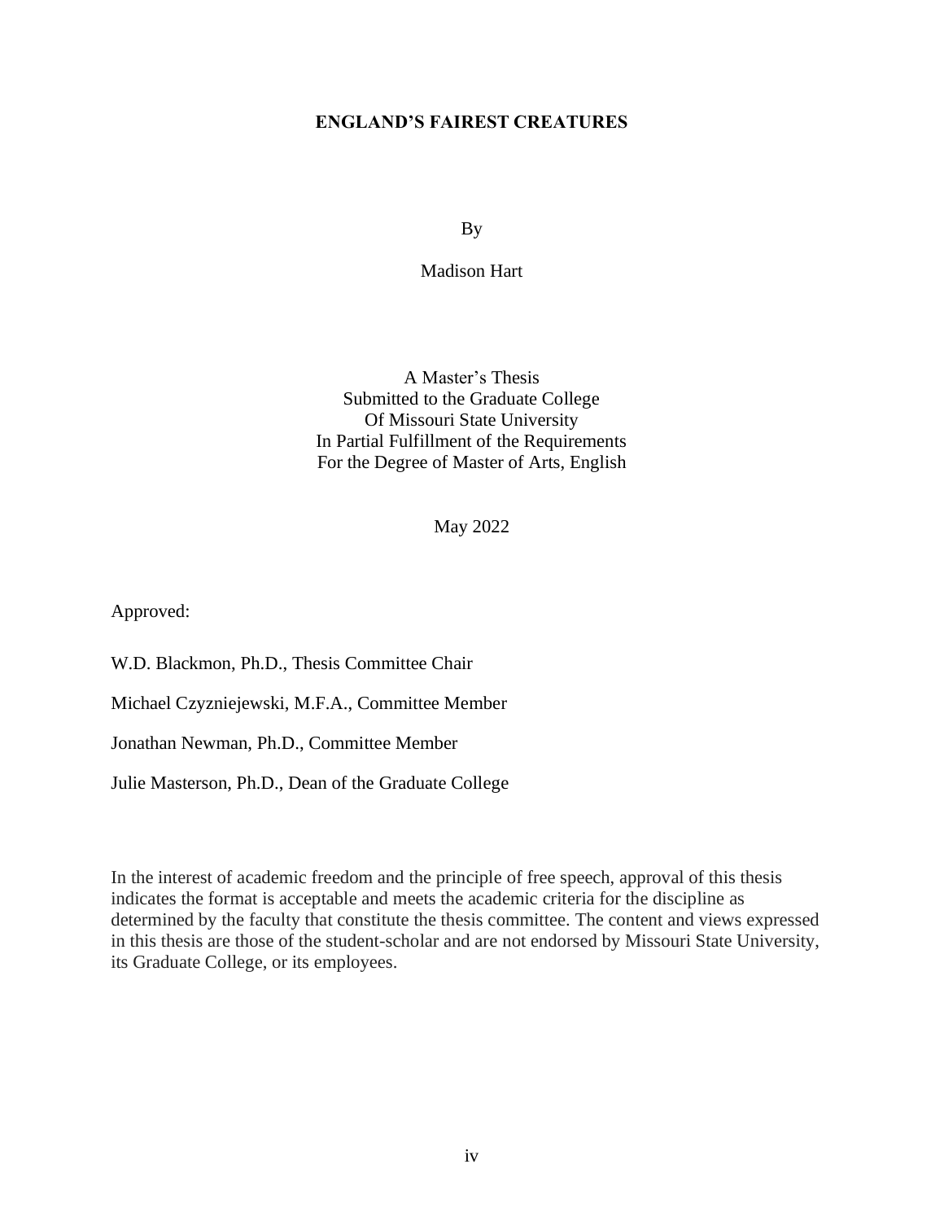# ENGLAND'S FAIREST CREATURES

By

Madison Hart

A Master's Thesis
Submitted to the Graduate College
Of Missouri State University
In Partial Fulfillment of the Requirements
For the Degree of Master of Arts, English

May 2022

Approved:

W.D. Blackmon, Ph.D., Thesis Committee Chair

Michael Czyzniejewski, M.F.A., Committee Member

Jonathan Newman, Ph.D., Committee Member

Julie Masterson, Ph.D., Dean of the Graduate College

In the interest of academic freedom and the principle of free speech, approval of this thesis indicates the format is acceptable and meets the academic criteria for the discipline as determined by the faculty that constitute the thesis committee. The content and views expressed in this thesis are those of the student-scholar and are not endorsed by Missouri State University, its Graduate College, or its employees.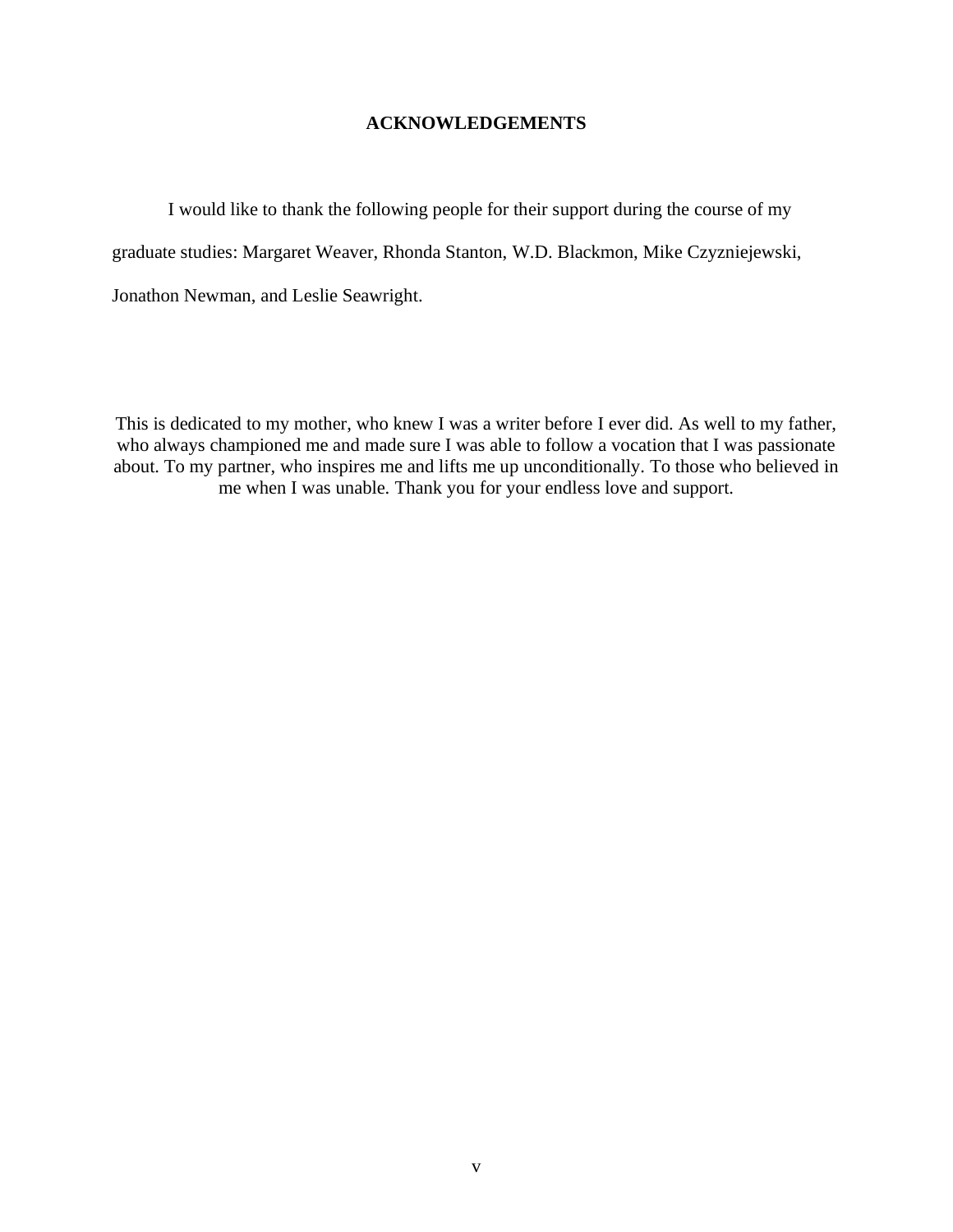# ACKNOWLEDGEMENTS

I would like to thank the following people for their support during the course of my graduate studies: Margaret Weaver, Rhonda Stanton, W.D. Blackmon, Mike Czyzniejewski, Jonathon Newman, and Leslie Seawright.

This is dedicated to my mother, who knew I was a writer before I ever did. As well to my father, who always championed me and made sure I was able to follow a vocation that I was passionate about. To my partner, who inspires me and lifts me up unconditionally. To those who believed in me when I was unable. Thank you for your endless love and support.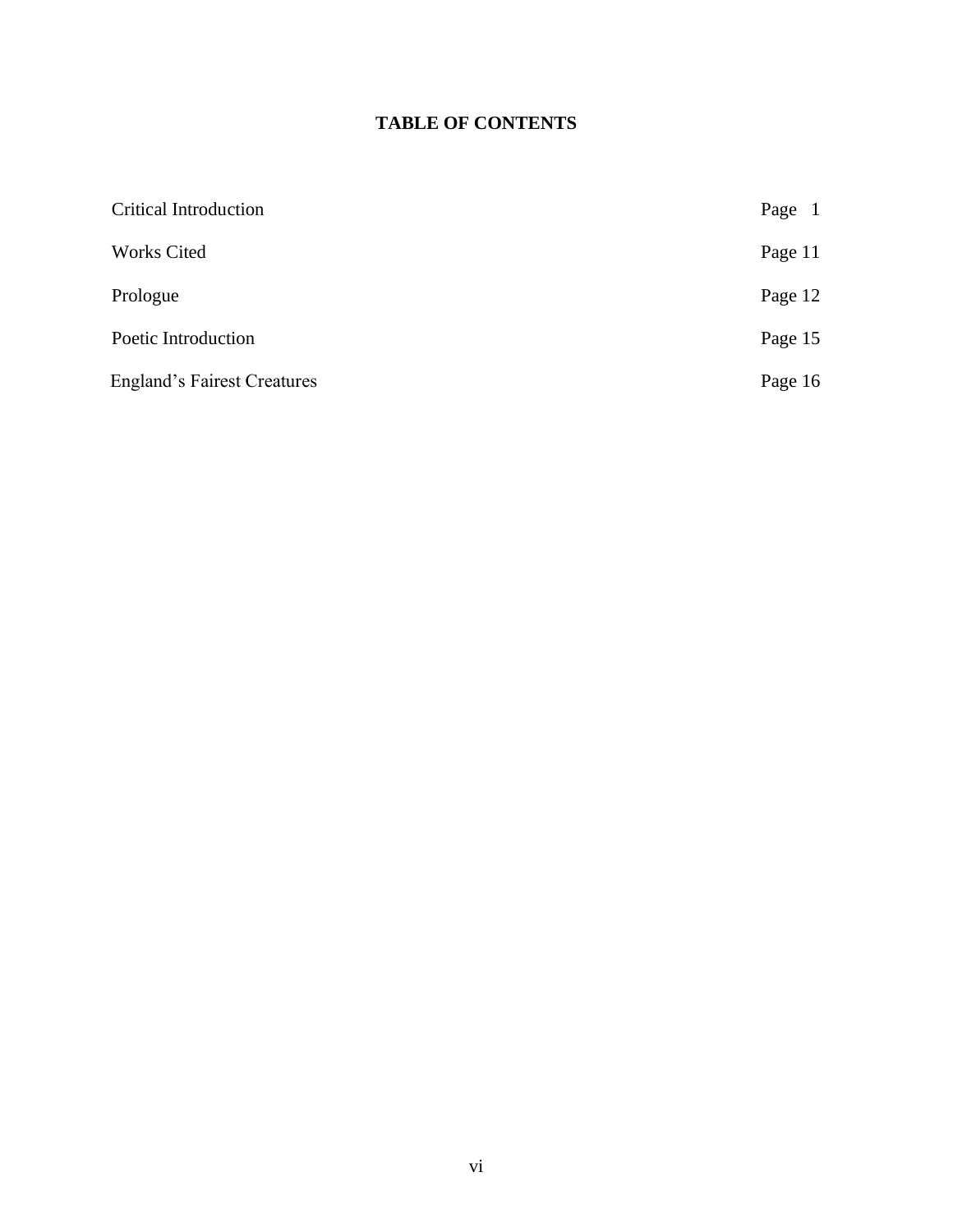# TABLE OF CONTENTS

| | |
|---|---|
| Critical Introduction | Page 1 |
| Works Cited | Page 11 |
| Prologue | Page 12 |
| Poetic Introduction | Page 15 |
| England's Fairest Creatures | Page 16 |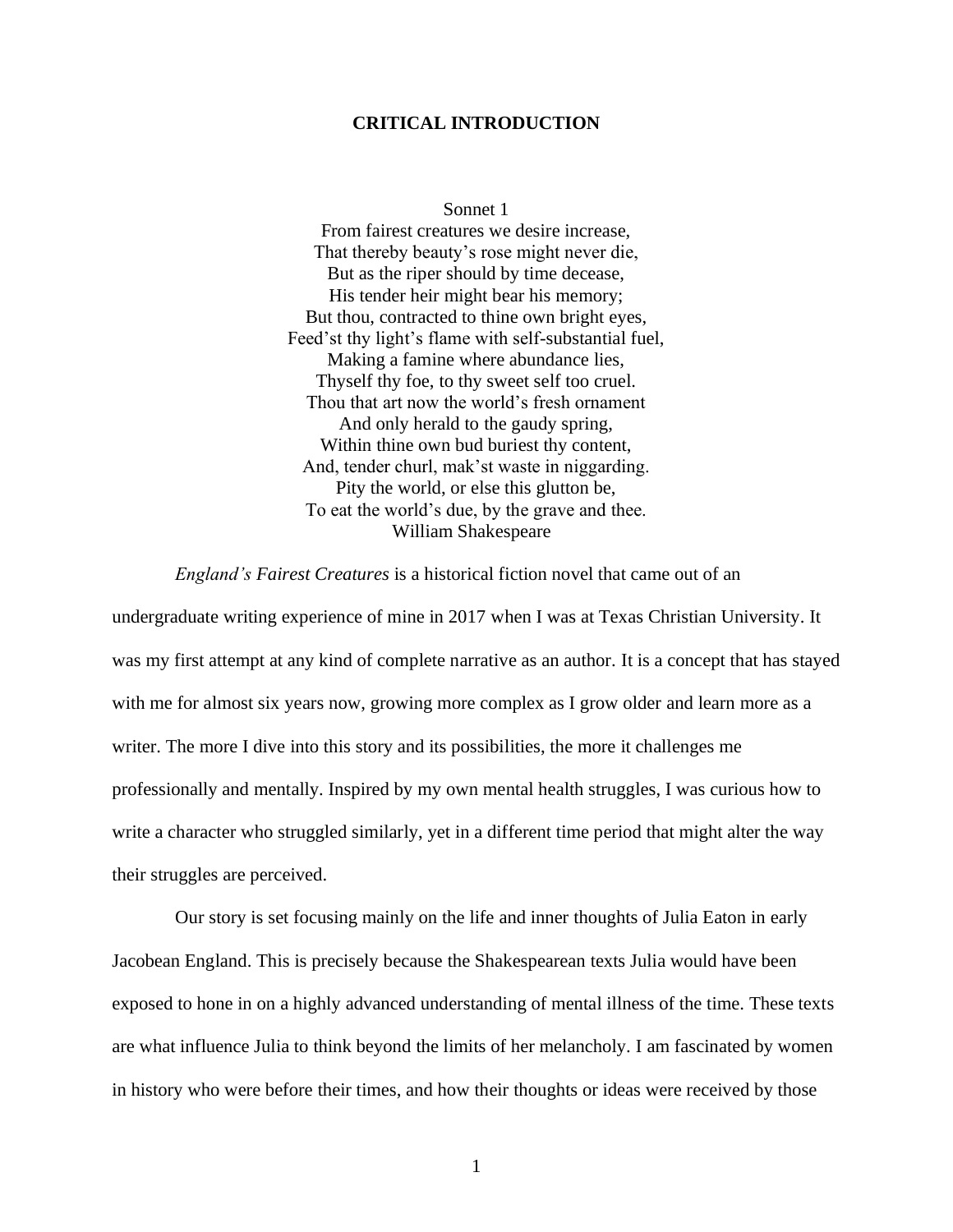# CRITICAL INTRODUCTION

Sonnet 1  
From fairest creatures we desire increase,  
That thereby beauty's rose might never die,  
But as the riper should by time decease,  
His tender heir might bear his memory;  
But thou, contracted to thine own bright eyes,  
Feed'st thy light's flame with self-substantial fuel,  
Making a famine where abundance lies,  
Thyself thy foe, to thy sweet self too cruel.  
Thou that art now the world's fresh ornament  
And only herald to the gaudy spring,  
Within thine own bud buriest thy content,  
And, tender churl, mak'st waste in niggarding.  
Pity the world, or else this glutton be,  
To eat the world's due, by the grave and thee.  
William Shakespeare

*England's Fairest Creatures* is a historical fiction novel that came out of an undergraduate writing experience of mine in 2017 when I was at Texas Christian University. It was my first attempt at any kind of complete narrative as an author. It is a concept that has stayed with me for almost six years now, growing more complex as I grow older and learn more as a writer. The more I dive into this story and its possibilities, the more it challenges me professionally and mentally. Inspired by my own mental health struggles, I was curious how to write a character who struggled similarly, yet in a different time period that might alter the way their struggles are perceived.

Our story is set focusing mainly on the life and inner thoughts of Julia Eaton in early Jacobean England. This is precisely because the Shakespearean texts Julia would have been exposed to hone in on a highly advanced understanding of mental illness of the time. These texts are what influence Julia to think beyond the limits of her melancholy. I am fascinated by women in history who were before their times, and how their thoughts or ideas were received by those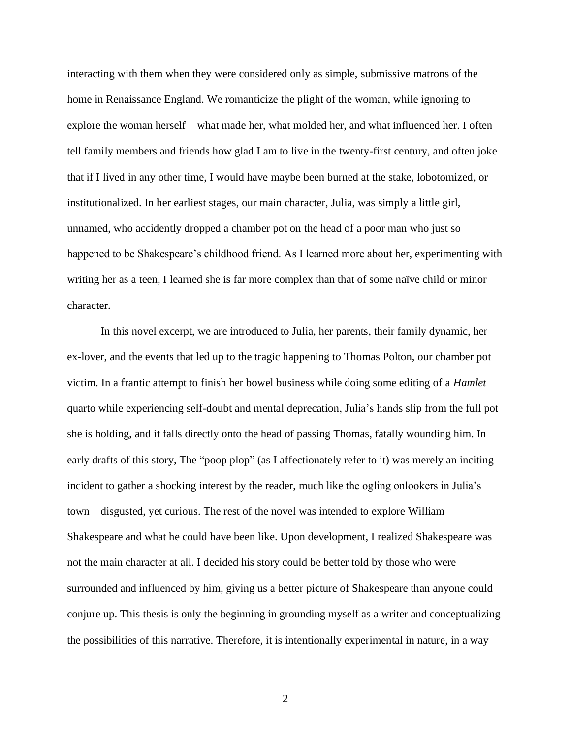interacting with them when they were considered only as simple, submissive matrons of the home in Renaissance England. We romanticize the plight of the woman, while ignoring to explore the woman herself—what made her, what molded her, and what influenced her. I often tell family members and friends how glad I am to live in the twenty-first century, and often joke that if I lived in any other time, I would have maybe been burned at the stake, lobotomized, or institutionalized. In her earliest stages, our main character, Julia, was simply a little girl, unnamed, who accidently dropped a chamber pot on the head of a poor man who just so happened to be Shakespeare's childhood friend. As I learned more about her, experimenting with writing her as a teen, I learned she is far more complex than that of some naïve child or minor character.

In this novel excerpt, we are introduced to Julia, her parents, their family dynamic, her ex-lover, and the events that led up to the tragic happening to Thomas Polton, our chamber pot victim. In a frantic attempt to finish her bowel business while doing some editing of a *Hamlet* quarto while experiencing self-doubt and mental deprecation, Julia's hands slip from the full pot she is holding, and it falls directly onto the head of passing Thomas, fatally wounding him. In early drafts of this story, The "poop plop" (as I affectionately refer to it) was merely an inciting incident to gather a shocking interest by the reader, much like the ogling onlookers in Julia's town—disgusted, yet curious. The rest of the novel was intended to explore William Shakespeare and what he could have been like. Upon development, I realized Shakespeare was not the main character at all. I decided his story could be better told by those who were surrounded and influenced by him, giving us a better picture of Shakespeare than anyone could conjure up. This thesis is only the beginning in grounding myself as a writer and conceptualizing the possibilities of this narrative. Therefore, it is intentionally experimental in nature, in a way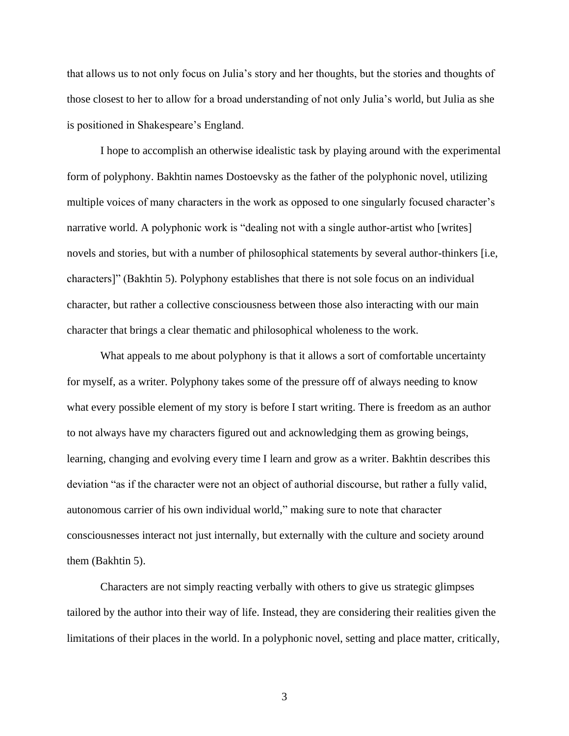that allows us to not only focus on Julia's story and her thoughts, but the stories and thoughts of those closest to her to allow for a broad understanding of not only Julia's world, but Julia as she is positioned in Shakespeare's England.

I hope to accomplish an otherwise idealistic task by playing around with the experimental form of polyphony. Bakhtin names Dostoevsky as the father of the polyphonic novel, utilizing multiple voices of many characters in the work as opposed to one singularly focused character's narrative world. A polyphonic work is "dealing not with a single author-artist who [writes] novels and stories, but with a number of philosophical statements by several author-thinkers [i.e, characters]" (Bakhtin 5). Polyphony establishes that there is not sole focus on an individual character, but rather a collective consciousness between those also interacting with our main character that brings a clear thematic and philosophical wholeness to the work.

What appeals to me about polyphony is that it allows a sort of comfortable uncertainty for myself, as a writer. Polyphony takes some of the pressure off of always needing to know what every possible element of my story is before I start writing. There is freedom as an author to not always have my characters figured out and acknowledging them as growing beings, learning, changing and evolving every time I learn and grow as a writer. Bakhtin describes this deviation "as if the character were not an object of authorial discourse, but rather a fully valid, autonomous carrier of his own individual world," making sure to note that character consciousnesses interact not just internally, but externally with the culture and society around them (Bakhtin 5).

Characters are not simply reacting verbally with others to give us strategic glimpses tailored by the author into their way of life. Instead, they are considering their realities given the limitations of their places in the world. In a polyphonic novel, setting and place matter, critically,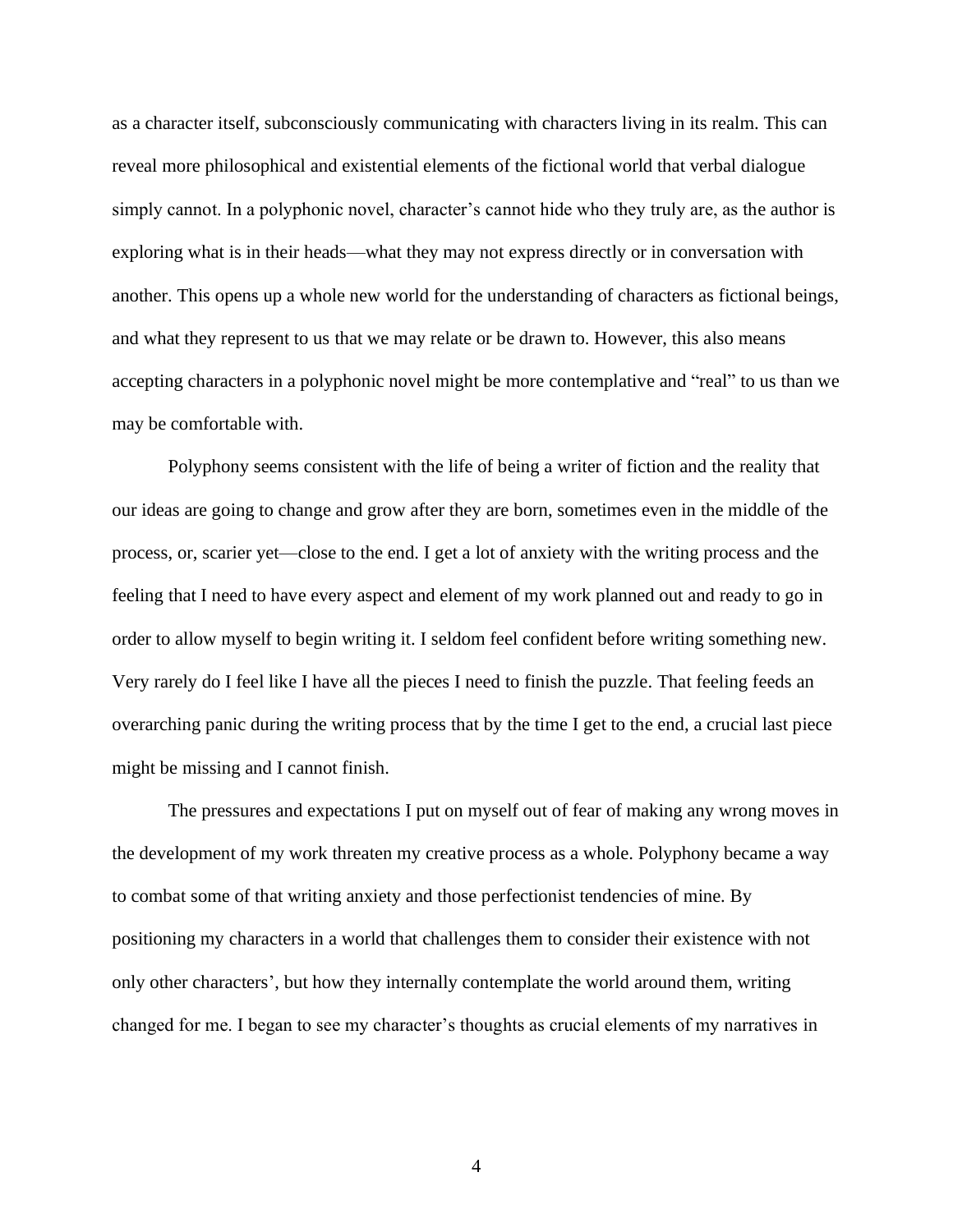as a character itself, subconsciously communicating with characters living in its realm. This can reveal more philosophical and existential elements of the fictional world that verbal dialogue simply cannot. In a polyphonic novel, character's cannot hide who they truly are, as the author is exploring what is in their heads—what they may not express directly or in conversation with another. This opens up a whole new world for the understanding of characters as fictional beings, and what they represent to us that we may relate or be drawn to. However, this also means accepting characters in a polyphonic novel might be more contemplative and "real" to us than we may be comfortable with.

Polyphony seems consistent with the life of being a writer of fiction and the reality that our ideas are going to change and grow after they are born, sometimes even in the middle of the process, or, scarier yet—close to the end. I get a lot of anxiety with the writing process and the feeling that I need to have every aspect and element of my work planned out and ready to go in order to allow myself to begin writing it. I seldom feel confident before writing something new. Very rarely do I feel like I have all the pieces I need to finish the puzzle. That feeling feeds an overarching panic during the writing process that by the time I get to the end, a crucial last piece might be missing and I cannot finish.

The pressures and expectations I put on myself out of fear of making any wrong moves in the development of my work threaten my creative process as a whole. Polyphony became a way to combat some of that writing anxiety and those perfectionist tendencies of mine. By positioning my characters in a world that challenges them to consider their existence with not only other characters', but how they internally contemplate the world around them, writing changed for me. I began to see my character's thoughts as crucial elements of my narratives in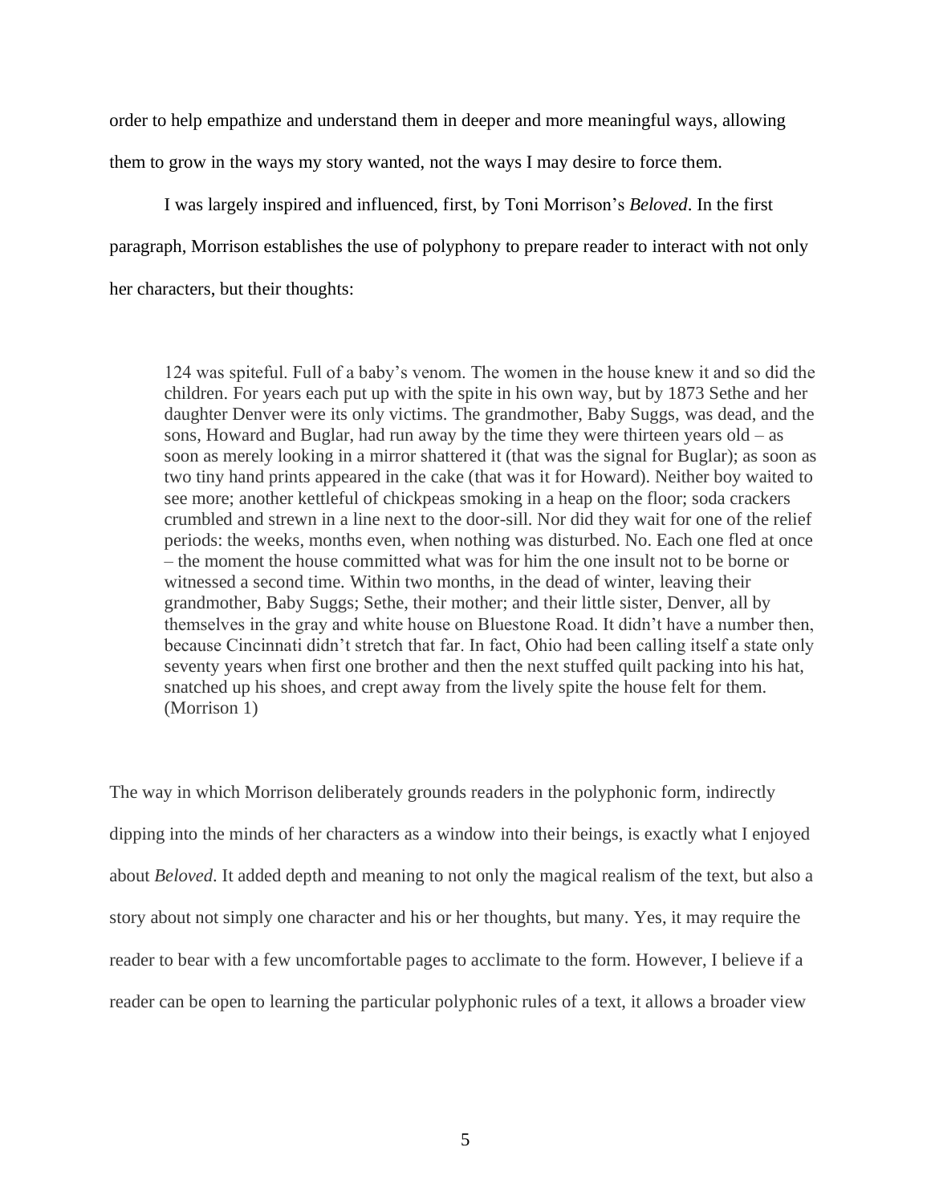order to help empathize and understand them in deeper and more meaningful ways, allowing them to grow in the ways my story wanted, not the ways I may desire to force them.

I was largely inspired and influenced, first, by Toni Morrison's *Beloved*. In the first paragraph, Morrison establishes the use of polyphony to prepare reader to interact with not only her characters, but their thoughts:

> 124 was spiteful. Full of a baby's venom. The women in the house knew it and so did the children. For years each put up with the spite in his own way, but by 1873 Sethe and her daughter Denver were its only victims. The grandmother, Baby Suggs, was dead, and the sons, Howard and Buglar, had run away by the time they were thirteen years old – as soon as merely looking in a mirror shattered it (that was the signal for Buglar); as soon as two tiny hand prints appeared in the cake (that was it for Howard). Neither boy waited to see more; another kettleful of chickpeas smoking in a heap on the floor; soda crackers crumbled and strewn in a line next to the door-sill. Nor did they wait for one of the relief periods: the weeks, months even, when nothing was disturbed. No. Each one fled at once – the moment the house committed what was for him the one insult not to be borne or witnessed a second time. Within two months, in the dead of winter, leaving their grandmother, Baby Suggs; Sethe, their mother; and their little sister, Denver, all by themselves in the gray and white house on Bluestone Road. It didn't have a number then, because Cincinnati didn't stretch that far. In fact, Ohio had been calling itself a state only seventy years when first one brother and then the next stuffed quilt packing into his hat, snatched up his shoes, and crept away from the lively spite the house felt for them. (Morrison 1)

The way in which Morrison deliberately grounds readers in the polyphonic form, indirectly dipping into the minds of her characters as a window into their beings, is exactly what I enjoyed about *Beloved*. It added depth and meaning to not only the magical realism of the text, but also a story about not simply one character and his or her thoughts, but many. Yes, it may require the reader to bear with a few uncomfortable pages to acclimate to the form. However, I believe if a reader can be open to learning the particular polyphonic rules of a text, it allows a broader view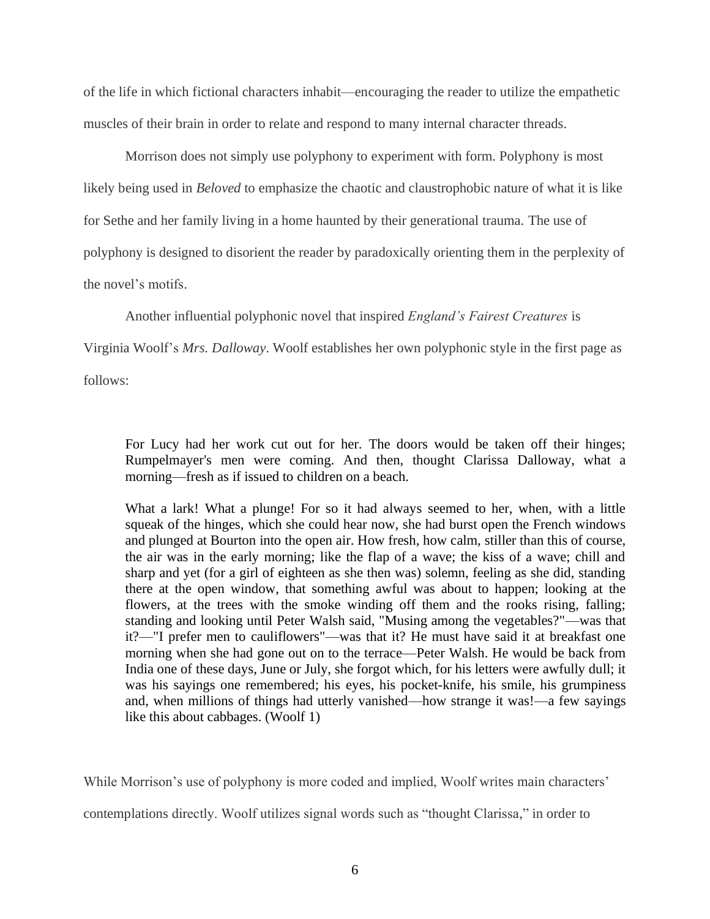of the life in which fictional characters inhabit—encouraging the reader to utilize the empathetic muscles of their brain in order to relate and respond to many internal character threads.

Morrison does not simply use polyphony to experiment with form. Polyphony is most likely being used in *Beloved* to emphasize the chaotic and claustrophobic nature of what it is like for Sethe and her family living in a home haunted by their generational trauma. The use of polyphony is designed to disorient the reader by paradoxically orienting them in the perplexity of the novel's motifs.

Another influential polyphonic novel that inspired *England's Fairest Creatures* is Virginia Woolf's *Mrs. Dalloway*. Woolf establishes her own polyphonic style in the first page as follows:

> For Lucy had her work cut out for her. The doors would be taken off their hinges; Rumpelmayer's men were coming. And then, thought Clarissa Dalloway, what a morning—fresh as if issued to children on a beach.
>
> What a lark! What a plunge! For so it had always seemed to her, when, with a little squeak of the hinges, which she could hear now, she had burst open the French windows and plunged at Bourton into the open air. How fresh, how calm, stiller than this of course, the air was in the early morning; like the flap of a wave; the kiss of a wave; chill and sharp and yet (for a girl of eighteen as she then was) solemn, feeling as she did, standing there at the open window, that something awful was about to happen; looking at the flowers, at the trees with the smoke winding off them and the rooks rising, falling; standing and looking until Peter Walsh said, "Musing among the vegetables?"—was that it?—"I prefer men to cauliflowers"—was that it? He must have said it at breakfast one morning when she had gone out on to the terrace—Peter Walsh. He would be back from India one of these days, June or July, she forgot which, for his letters were awfully dull; it was his sayings one remembered; his eyes, his pocket-knife, his smile, his grumpiness and, when millions of things had utterly vanished—how strange it was!—a few sayings like this about cabbages. (Woolf 1)

While Morrison's use of polyphony is more coded and implied, Woolf writes main characters' contemplations directly. Woolf utilizes signal words such as "thought Clarissa," in order to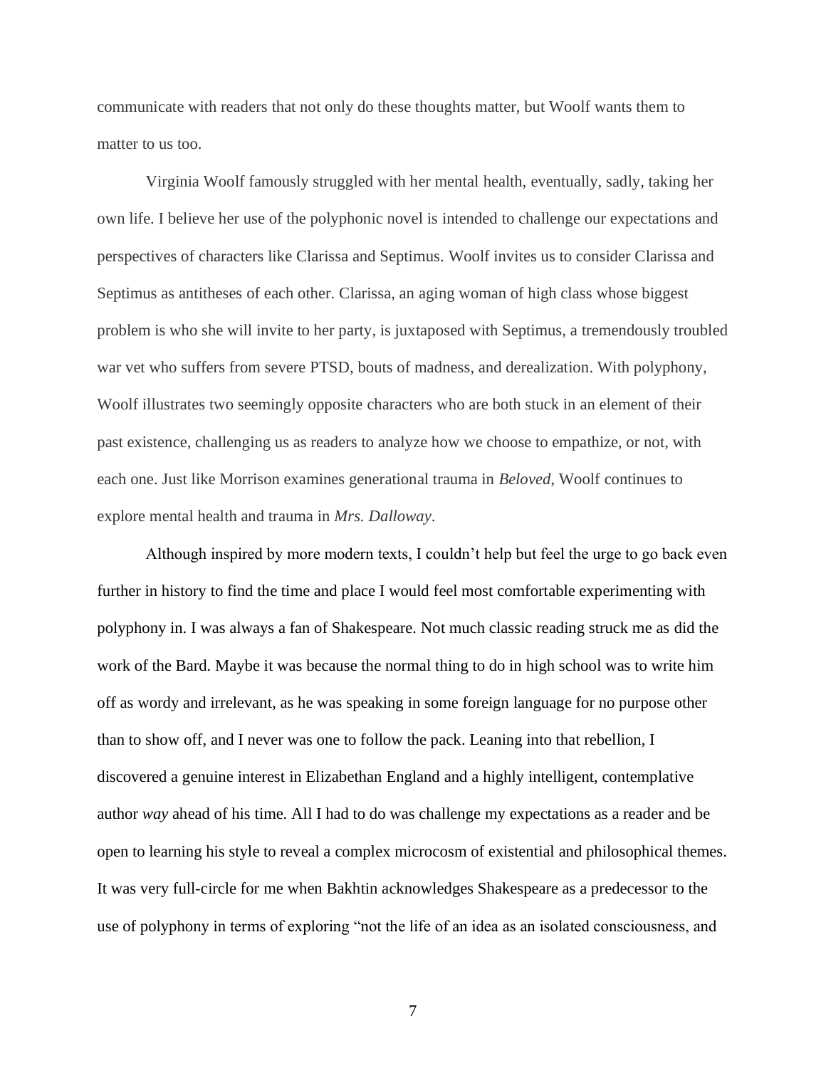communicate with readers that not only do these thoughts matter, but Woolf wants them to matter to us too.

Virginia Woolf famously struggled with her mental health, eventually, sadly, taking her own life. I believe her use of the polyphonic novel is intended to challenge our expectations and perspectives of characters like Clarissa and Septimus. Woolf invites us to consider Clarissa and Septimus as antitheses of each other. Clarissa, an aging woman of high class whose biggest problem is who she will invite to her party, is juxtaposed with Septimus, a tremendously troubled war vet who suffers from severe PTSD, bouts of madness, and derealization. With polyphony, Woolf illustrates two seemingly opposite characters who are both stuck in an element of their past existence, challenging us as readers to analyze how we choose to empathize, or not, with each one. Just like Morrison examines generational trauma in *Beloved*, Woolf continues to explore mental health and trauma in *Mrs. Dalloway*.

Although inspired by more modern texts, I couldn't help but feel the urge to go back even further in history to find the time and place I would feel most comfortable experimenting with polyphony in. I was always a fan of Shakespeare. Not much classic reading struck me as did the work of the Bard. Maybe it was because the normal thing to do in high school was to write him off as wordy and irrelevant, as he was speaking in some foreign language for no purpose other than to show off, and I never was one to follow the pack. Leaning into that rebellion, I discovered a genuine interest in Elizabethan England and a highly intelligent, contemplative author *way* ahead of his time. All I had to do was challenge my expectations as a reader and be open to learning his style to reveal a complex microcosm of existential and philosophical themes. It was very full-circle for me when Bakhtin acknowledges Shakespeare as a predecessor to the use of polyphony in terms of exploring "not the life of an idea as an isolated consciousness, and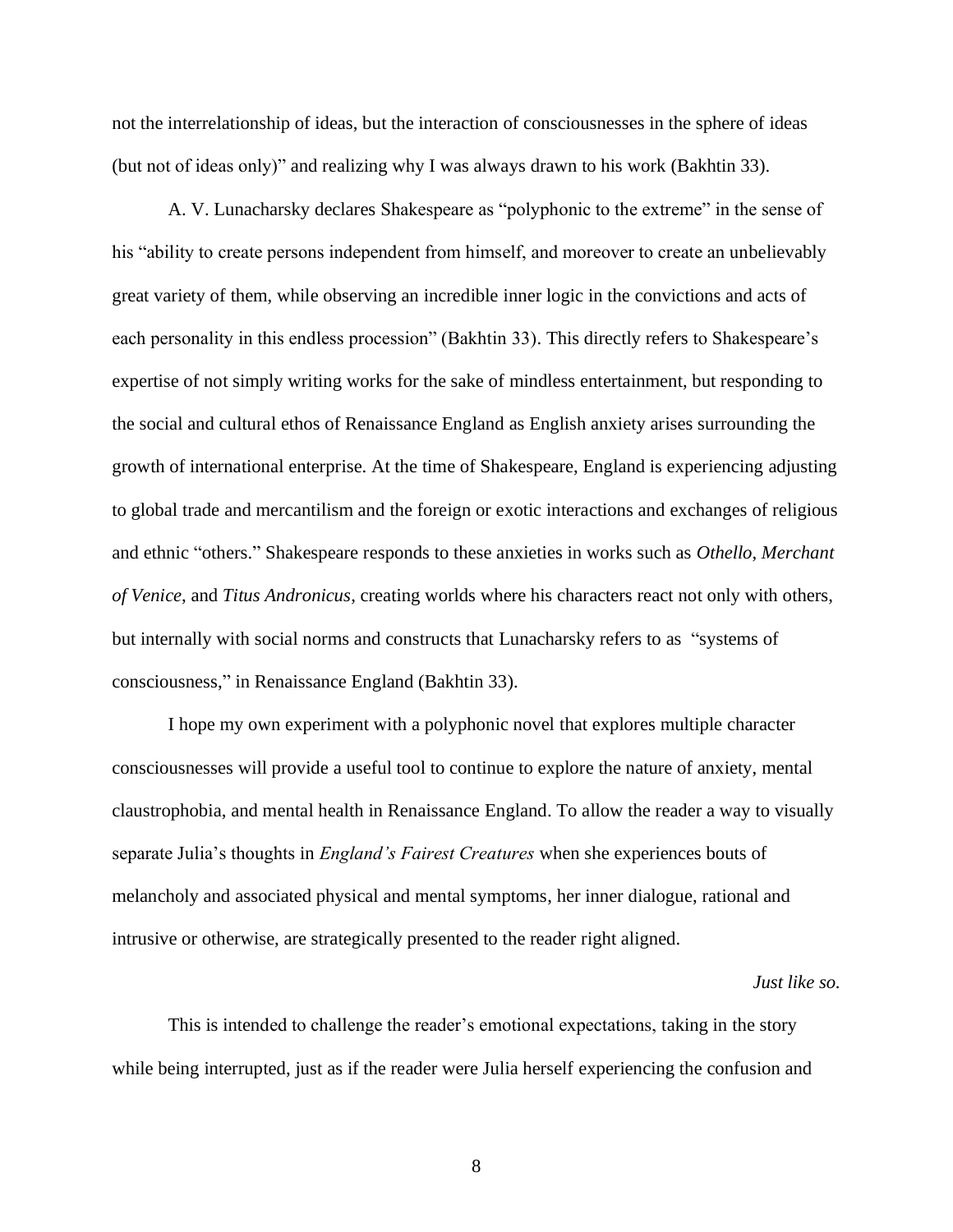not the interrelationship of ideas, but the interaction of consciousnesses in the sphere of ideas (but not of ideas only)" and realizing why I was always drawn to his work (Bakhtin 33).

A. V. Lunacharsky declares Shakespeare as "polyphonic to the extreme" in the sense of his "ability to create persons independent from himself, and moreover to create an unbelievably great variety of them, while observing an incredible inner logic in the convictions and acts of each personality in this endless procession" (Bakhtin 33). This directly refers to Shakespeare's expertise of not simply writing works for the sake of mindless entertainment, but responding to the social and cultural ethos of Renaissance England as English anxiety arises surrounding the growth of international enterprise. At the time of Shakespeare, England is experiencing adjusting to global trade and mercantilism and the foreign or exotic interactions and exchanges of religious and ethnic "others." Shakespeare responds to these anxieties in works such as *Othello*, *Merchant of Venice*, and *Titus Andronicus*, creating worlds where his characters react not only with others, but internally with social norms and constructs that Lunacharsky refers to as "systems of consciousness," in Renaissance England (Bakhtin 33).

I hope my own experiment with a polyphonic novel that explores multiple character consciousnesses will provide a useful tool to continue to explore the nature of anxiety, mental claustrophobia, and mental health in Renaissance England. To allow the reader a way to visually separate Julia's thoughts in *England's Fairest Creatures* when she experiences bouts of melancholy and associated physical and mental symptoms, her inner dialogue, rational and intrusive or otherwise, are strategically presented to the reader right aligned.

*Just like so.*

This is intended to challenge the reader's emotional expectations, taking in the story while being interrupted, just as if the reader were Julia herself experiencing the confusion and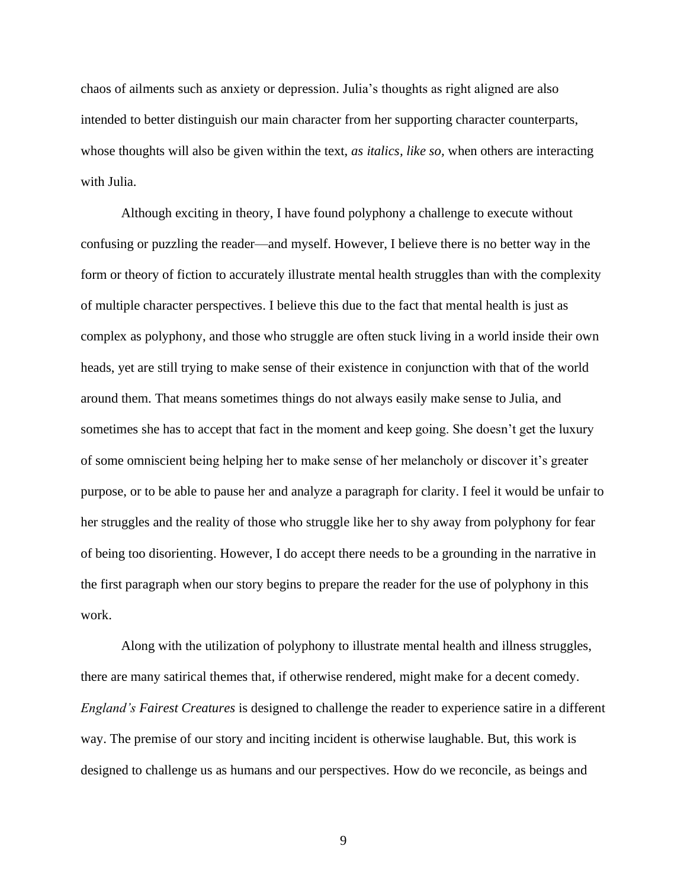chaos of ailments such as anxiety or depression. Julia's thoughts as right aligned are also intended to better distinguish our main character from her supporting character counterparts, whose thoughts will also be given within the text, *as italics, like so,* when others are interacting with Julia.

Although exciting in theory, I have found polyphony a challenge to execute without confusing or puzzling the reader—and myself. However, I believe there is no better way in the form or theory of fiction to accurately illustrate mental health struggles than with the complexity of multiple character perspectives. I believe this due to the fact that mental health is just as complex as polyphony, and those who struggle are often stuck living in a world inside their own heads, yet are still trying to make sense of their existence in conjunction with that of the world around them. That means sometimes things do not always easily make sense to Julia, and sometimes she has to accept that fact in the moment and keep going. She doesn't get the luxury of some omniscient being helping her to make sense of her melancholy or discover it's greater purpose, or to be able to pause her and analyze a paragraph for clarity. I feel it would be unfair to her struggles and the reality of those who struggle like her to shy away from polyphony for fear of being too disorienting. However, I do accept there needs to be a grounding in the narrative in the first paragraph when our story begins to prepare the reader for the use of polyphony in this work.

Along with the utilization of polyphony to illustrate mental health and illness struggles, there are many satirical themes that, if otherwise rendered, might make for a decent comedy. *England's Fairest Creatures* is designed to challenge the reader to experience satire in a different way. The premise of our story and inciting incident is otherwise laughable. But, this work is designed to challenge us as humans and our perspectives. How do we reconcile, as beings and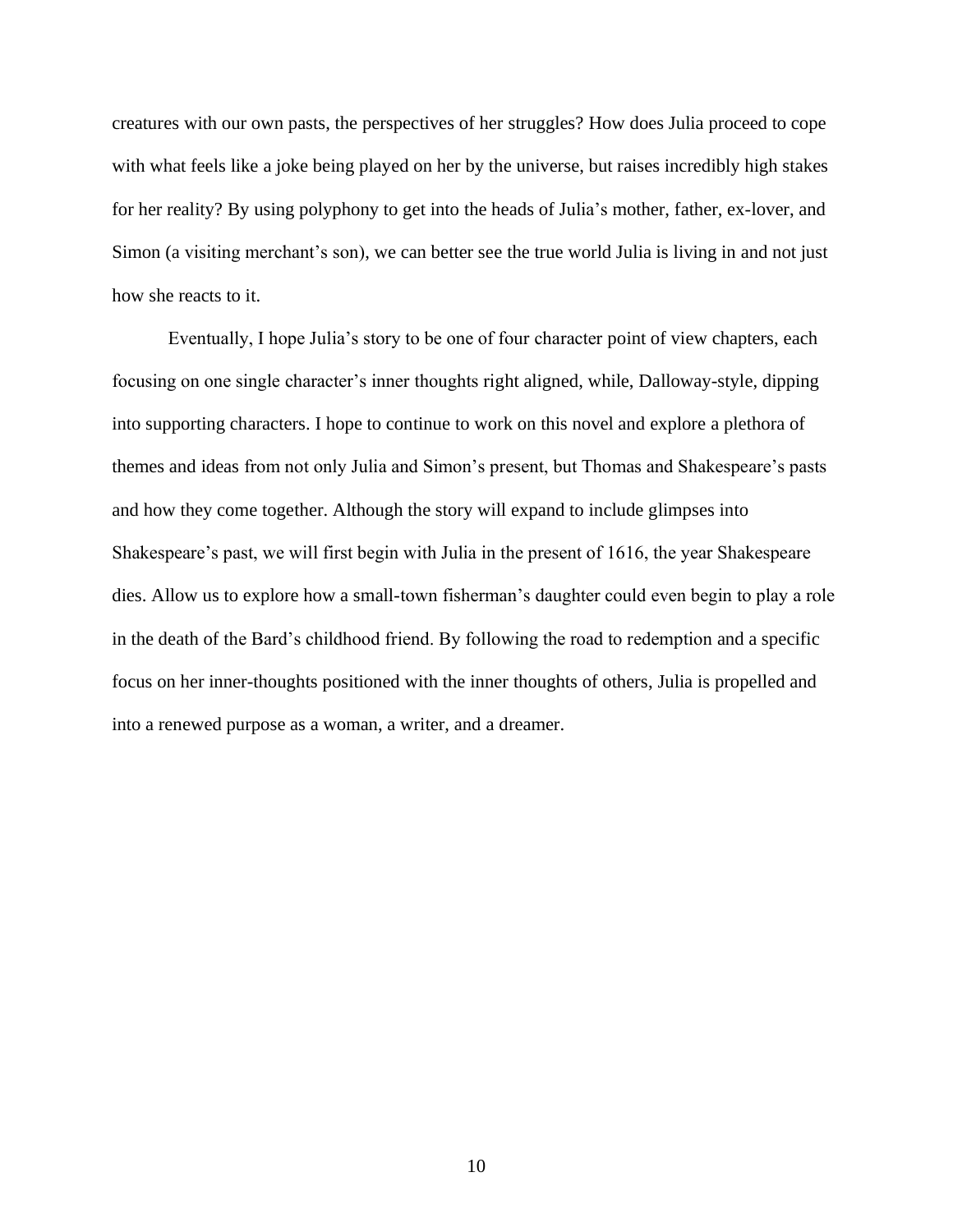creatures with our own pasts, the perspectives of her struggles? How does Julia proceed to cope with what feels like a joke being played on her by the universe, but raises incredibly high stakes for her reality? By using polyphony to get into the heads of Julia's mother, father, ex-lover, and Simon (a visiting merchant's son), we can better see the true world Julia is living in and not just how she reacts to it.

Eventually, I hope Julia's story to be one of four character point of view chapters, each focusing on one single character's inner thoughts right aligned, while, Dalloway-style, dipping into supporting characters. I hope to continue to work on this novel and explore a plethora of themes and ideas from not only Julia and Simon's present, but Thomas and Shakespeare's pasts and how they come together. Although the story will expand to include glimpses into Shakespeare's past, we will first begin with Julia in the present of 1616, the year Shakespeare dies. Allow us to explore how a small-town fisherman's daughter could even begin to play a role in the death of the Bard's childhood friend. By following the road to redemption and a specific focus on her inner-thoughts positioned with the inner thoughts of others, Julia is propelled and into a renewed purpose as a woman, a writer, and a dreamer.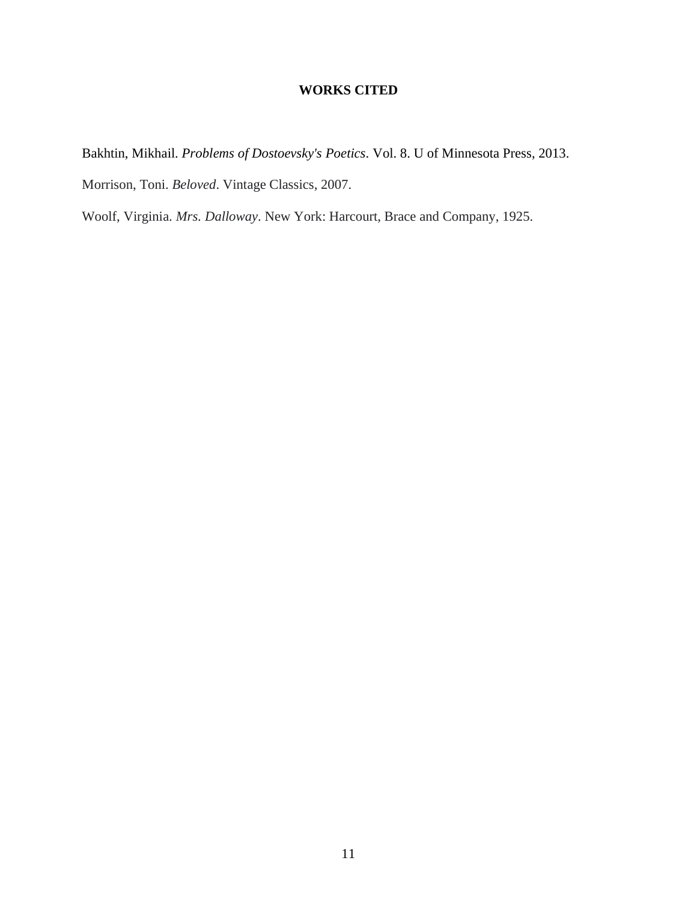## WORKS CITED

Bakhtin, Mikhail. *Problems of Dostoevsky's Poetics*. Vol. 8. U of Minnesota Press, 2013.

Morrison, Toni. *Beloved*. Vintage Classics, 2007.

Woolf, Virginia. *Mrs. Dalloway*. New York: Harcourt, Brace and Company, 1925.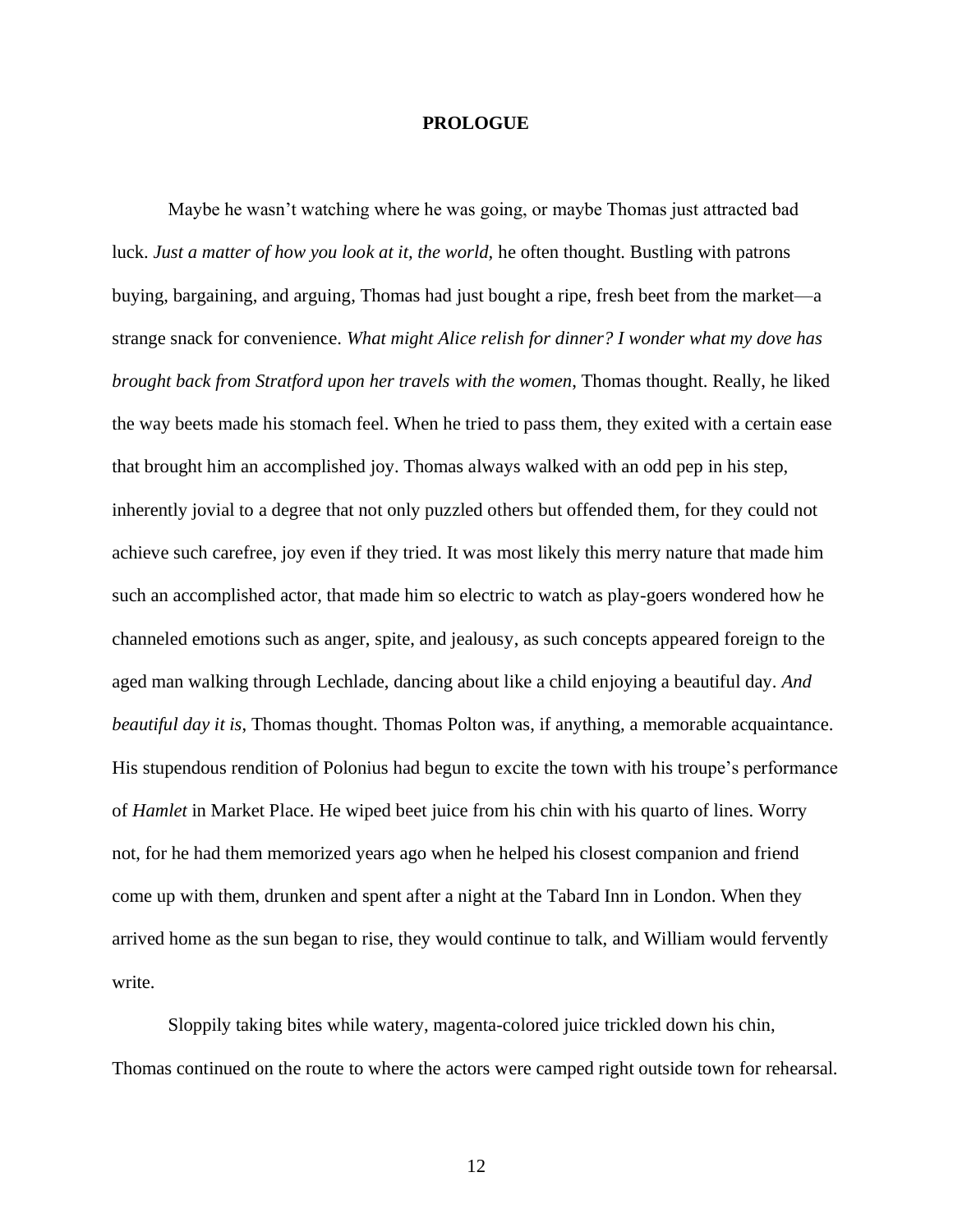# PROLOGUE

Maybe he wasn't watching where he was going, or maybe Thomas just attracted bad luck. *Just a matter of how you look at it, the world,* he often thought. Bustling with patrons buying, bargaining, and arguing, Thomas had just bought a ripe, fresh beet from the market—a strange snack for convenience. *What might Alice relish for dinner? I wonder what my dove has brought back from Stratford upon her travels with the women*, Thomas thought. Really, he liked the way beets made his stomach feel. When he tried to pass them, they exited with a certain ease that brought him an accomplished joy. Thomas always walked with an odd pep in his step, inherently jovial to a degree that not only puzzled others but offended them, for they could not achieve such carefree, joy even if they tried. It was most likely this merry nature that made him such an accomplished actor, that made him so electric to watch as play-goers wondered how he channeled emotions such as anger, spite, and jealousy, as such concepts appeared foreign to the aged man walking through Lechlade, dancing about like a child enjoying a beautiful day. *And beautiful day it is*, Thomas thought. Thomas Polton was, if anything, a memorable acquaintance. His stupendous rendition of Polonius had begun to excite the town with his troupe's performance of *Hamlet* in Market Place. He wiped beet juice from his chin with his quarto of lines. Worry not, for he had them memorized years ago when he helped his closest companion and friend come up with them, drunken and spent after a night at the Tabard Inn in London. When they arrived home as the sun began to rise, they would continue to talk, and William would fervently write.

Sloppily taking bites while watery, magenta-colored juice trickled down his chin, Thomas continued on the route to where the actors were camped right outside town for rehearsal.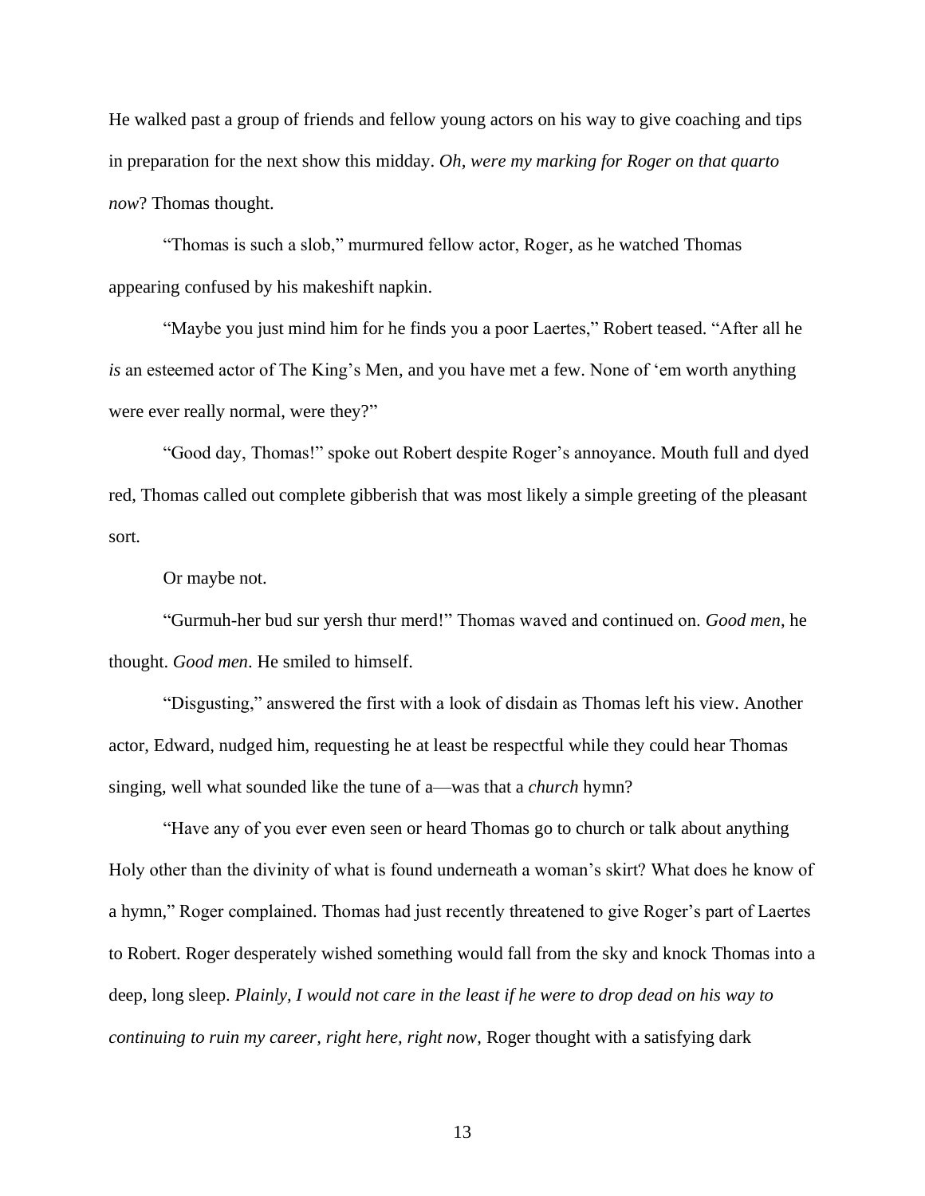He walked past a group of friends and fellow young actors on his way to give coaching and tips in preparation for the next show this midday. *Oh, were my marking for Roger on that quarto now*? Thomas thought.

"Thomas is such a slob," murmured fellow actor, Roger, as he watched Thomas appearing confused by his makeshift napkin.

"Maybe you just mind him for he finds you a poor Laertes," Robert teased. "After all he *is* an esteemed actor of The King's Men, and you have met a few. None of 'em worth anything were ever really normal, were they?"

"Good day, Thomas!" spoke out Robert despite Roger's annoyance. Mouth full and dyed red, Thomas called out complete gibberish that was most likely a simple greeting of the pleasant sort.

Or maybe not.

"Gurmuh-her bud sur yersh thur merd!" Thomas waved and continued on. *Good men*, he thought. *Good men*. He smiled to himself.

"Disgusting," answered the first with a look of disdain as Thomas left his view. Another actor, Edward, nudged him, requesting he at least be respectful while they could hear Thomas singing, well what sounded like the tune of a—was that a *church* hymn?

"Have any of you ever even seen or heard Thomas go to church or talk about anything Holy other than the divinity of what is found underneath a woman's skirt? What does he know of a hymn," Roger complained. Thomas had just recently threatened to give Roger's part of Laertes to Robert. Roger desperately wished something would fall from the sky and knock Thomas into a deep, long sleep. *Plainly, I would not care in the least if he were to drop dead on his way to continuing to ruin my career, right here, right now*, Roger thought with a satisfying dark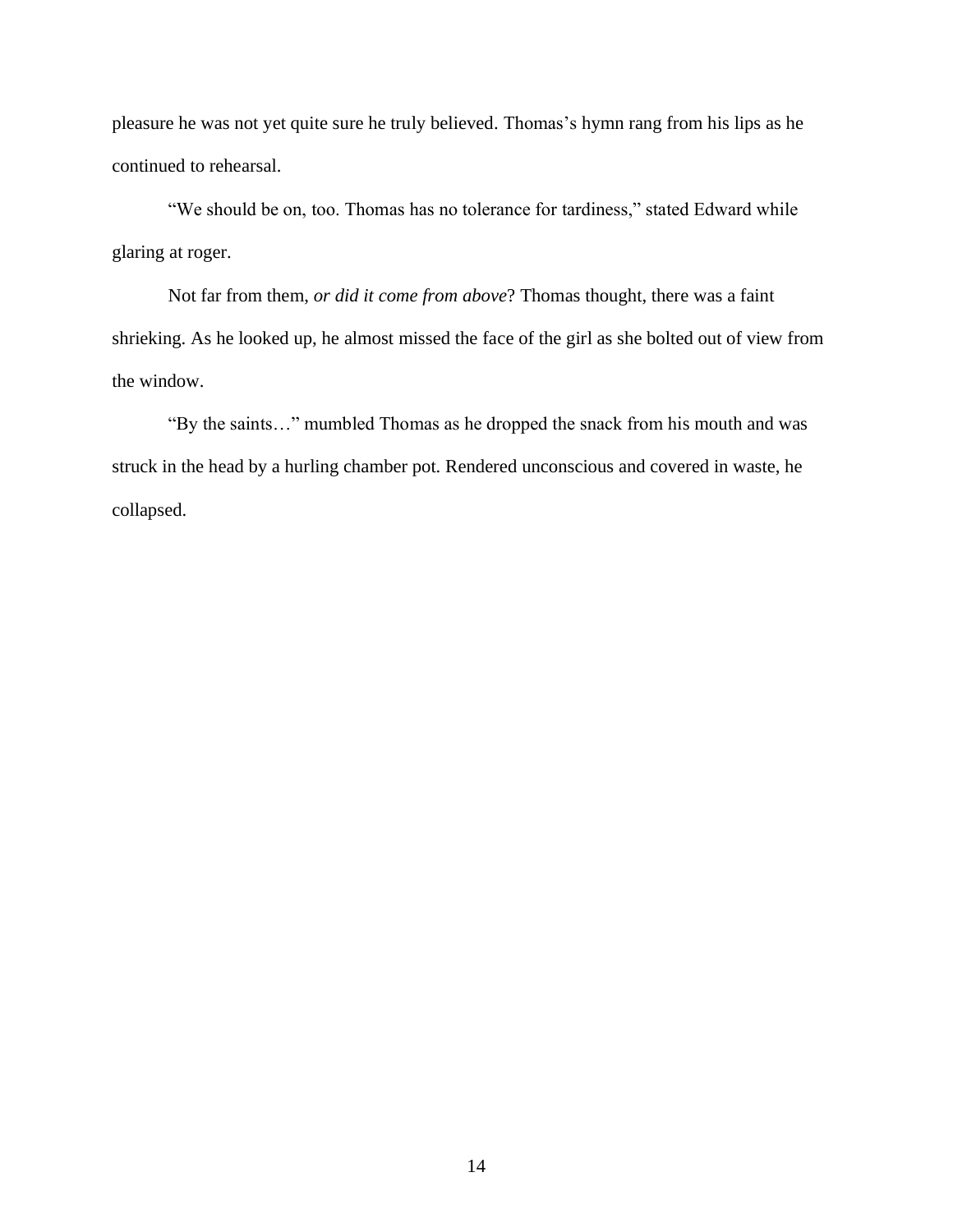pleasure he was not yet quite sure he truly believed. Thomas's hymn rang from his lips as he continued to rehearsal.

"We should be on, too. Thomas has no tolerance for tardiness," stated Edward while glaring at roger.

Not far from them, *or did it come from above*? Thomas thought, there was a faint shrieking. As he looked up, he almost missed the face of the girl as she bolted out of view from the window.

"By the saints…" mumbled Thomas as he dropped the snack from his mouth and was struck in the head by a hurling chamber pot. Rendered unconscious and covered in waste, he collapsed.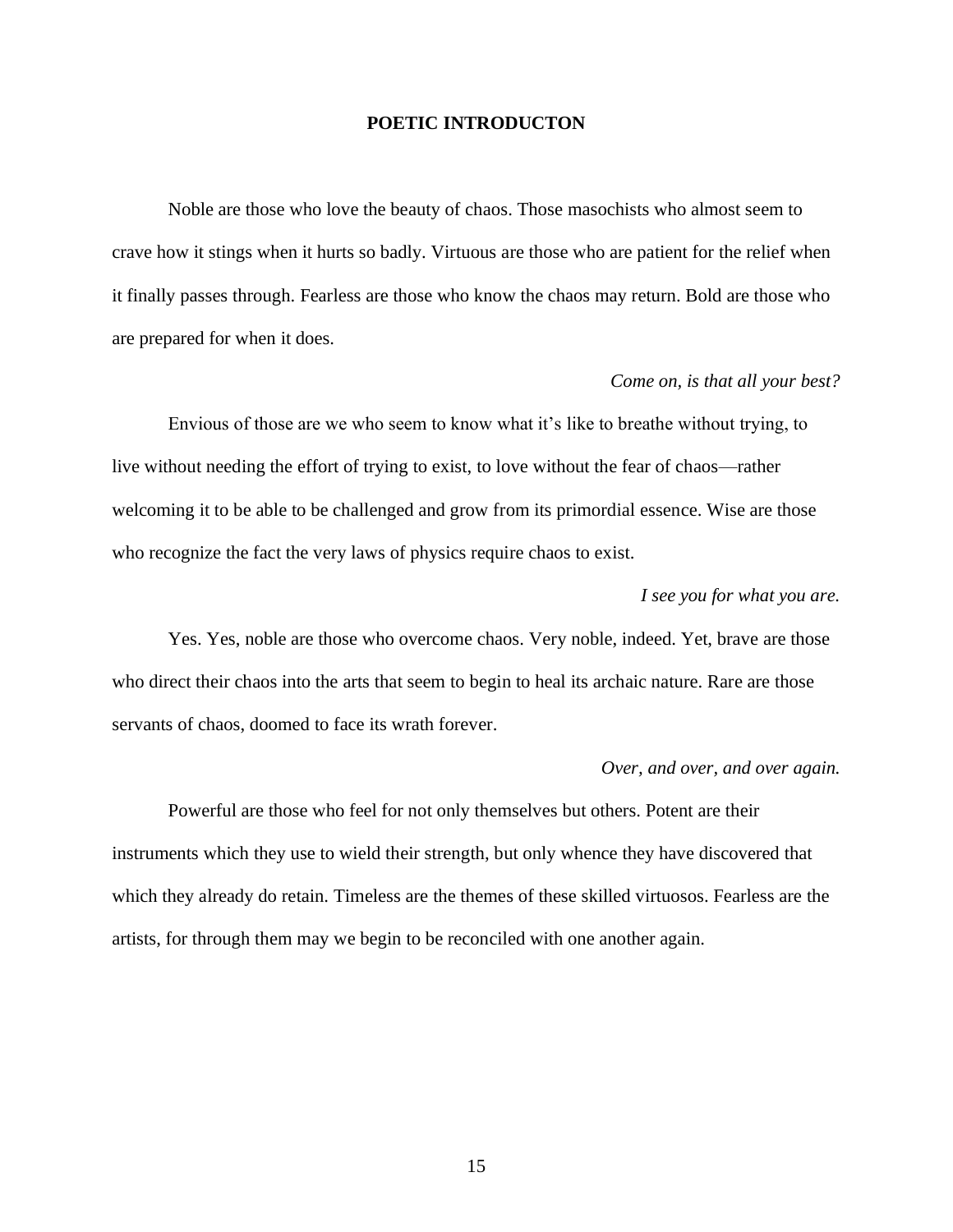## POETIC INTRODUCTON

Noble are those who love the beauty of chaos. Those masochists who almost seem to crave how it stings when it hurts so badly. Virtuous are those who are patient for the relief when it finally passes through. Fearless are those who know the chaos may return. Bold are those who are prepared for when it does.

*Come on, is that all your best?*

Envious of those are we who seem to know what it's like to breathe without trying, to live without needing the effort of trying to exist, to love without the fear of chaos—rather welcoming it to be able to be challenged and grow from its primordial essence. Wise are those who recognize the fact the very laws of physics require chaos to exist.

*I see you for what you are.*

Yes. Yes, noble are those who overcome chaos. Very noble, indeed. Yet, brave are those who direct their chaos into the arts that seem to begin to heal its archaic nature. Rare are those servants of chaos, doomed to face its wrath forever.

*Over, and over, and over again.*

Powerful are those who feel for not only themselves but others. Potent are their instruments which they use to wield their strength, but only whence they have discovered that which they already do retain. Timeless are the themes of these skilled virtuosos. Fearless are the artists, for through them may we begin to be reconciled with one another again.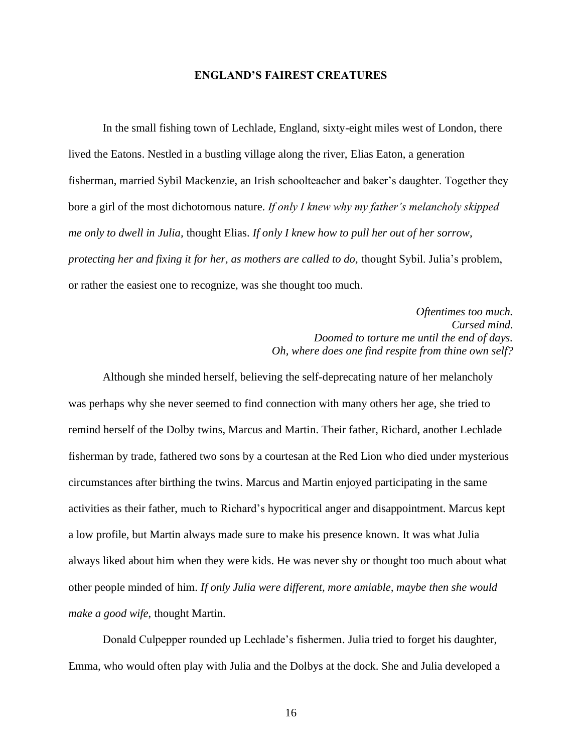# ENGLAND'S FAIREST CREATURES

In the small fishing town of Lechlade, England, sixty-eight miles west of London, there lived the Eatons. Nestled in a bustling village along the river, Elias Eaton, a generation fisherman, married Sybil Mackenzie, an Irish schoolteacher and baker's daughter. Together they bore a girl of the most dichotomous nature. *If only I knew why my father's melancholy skipped me only to dwell in Julia,* thought Elias. *If only I knew how to pull her out of her sorrow, protecting her and fixing it for her, as mothers are called to do,* thought Sybil. Julia's problem, or rather the easiest one to recognize, was she thought too much.

*Oftentimes too much.*
*Cursed mind.*
*Doomed to torture me until the end of days.*
*Oh, where does one find respite from thine own self?*

Although she minded herself, believing the self-deprecating nature of her melancholy was perhaps why she never seemed to find connection with many others her age, she tried to remind herself of the Dolby twins, Marcus and Martin. Their father, Richard, another Lechlade fisherman by trade, fathered two sons by a courtesan at the Red Lion who died under mysterious circumstances after birthing the twins. Marcus and Martin enjoyed participating in the same activities as their father, much to Richard's hypocritical anger and disappointment. Marcus kept a low profile, but Martin always made sure to make his presence known. It was what Julia always liked about him when they were kids. He was never shy or thought too much about what other people minded of him. *If only Julia were different, more amiable, maybe then she would make a good wife*, thought Martin.

Donald Culpepper rounded up Lechlade's fishermen. Julia tried to forget his daughter, Emma, who would often play with Julia and the Dolbys at the dock. She and Julia developed a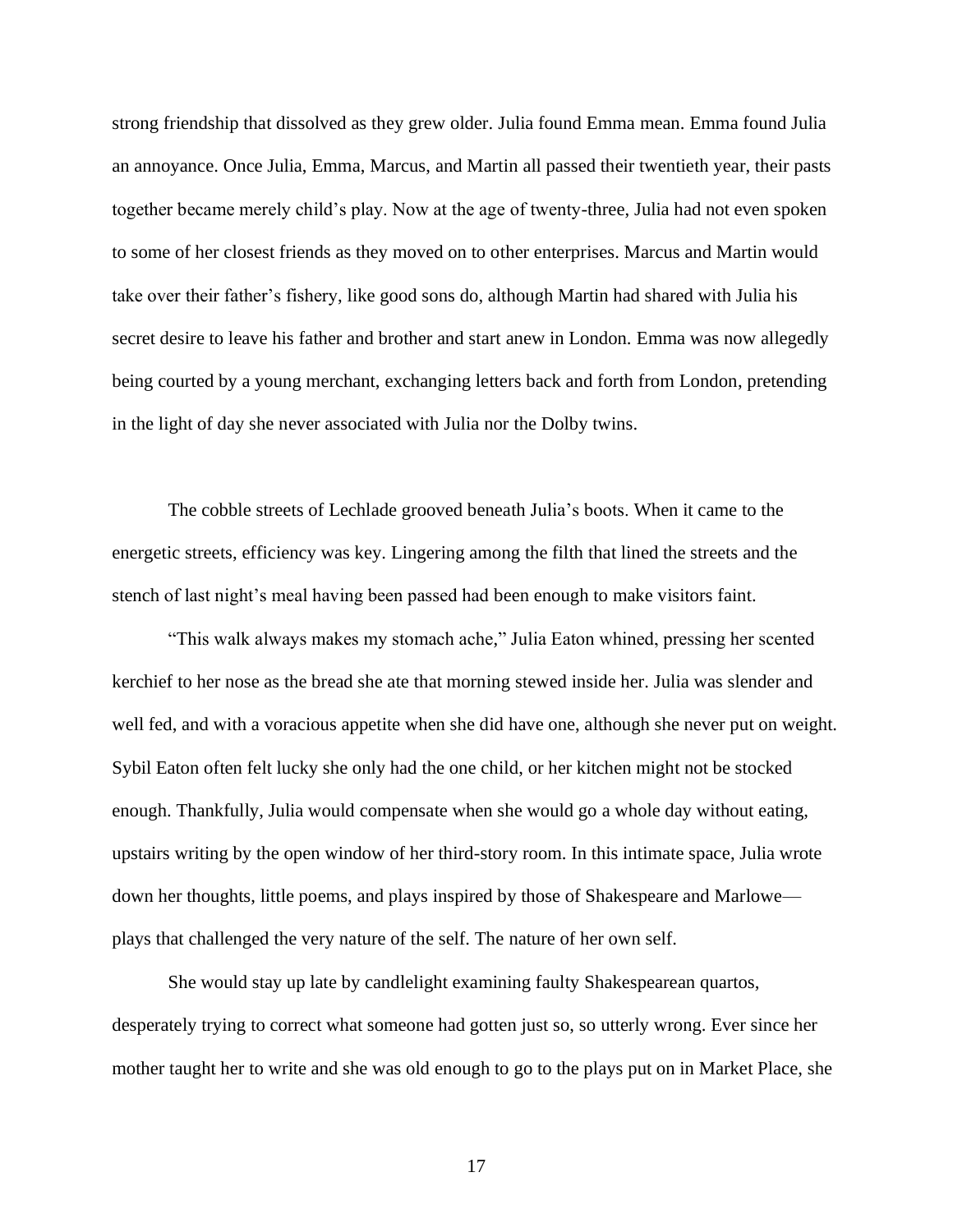strong friendship that dissolved as they grew older. Julia found Emma mean. Emma found Julia an annoyance. Once Julia, Emma, Marcus, and Martin all passed their twentieth year, their pasts together became merely child's play. Now at the age of twenty-three, Julia had not even spoken to some of her closest friends as they moved on to other enterprises. Marcus and Martin would take over their father's fishery, like good sons do, although Martin had shared with Julia his secret desire to leave his father and brother and start anew in London. Emma was now allegedly being courted by a young merchant, exchanging letters back and forth from London, pretending in the light of day she never associated with Julia nor the Dolby twins.

The cobble streets of Lechlade grooved beneath Julia's boots. When it came to the energetic streets, efficiency was key. Lingering among the filth that lined the streets and the stench of last night's meal having been passed had been enough to make visitors faint.

"This walk always makes my stomach ache," Julia Eaton whined, pressing her scented kerchief to her nose as the bread she ate that morning stewed inside her. Julia was slender and well fed, and with a voracious appetite when she did have one, although she never put on weight. Sybil Eaton often felt lucky she only had the one child, or her kitchen might not be stocked enough. Thankfully, Julia would compensate when she would go a whole day without eating, upstairs writing by the open window of her third-story room. In this intimate space, Julia wrote down her thoughts, little poems, and plays inspired by those of Shakespeare and Marlowe—plays that challenged the very nature of the self. The nature of her own self.

She would stay up late by candlelight examining faulty Shakespearean quartos, desperately trying to correct what someone had gotten just so, so utterly wrong. Ever since her mother taught her to write and she was old enough to go to the plays put on in Market Place, she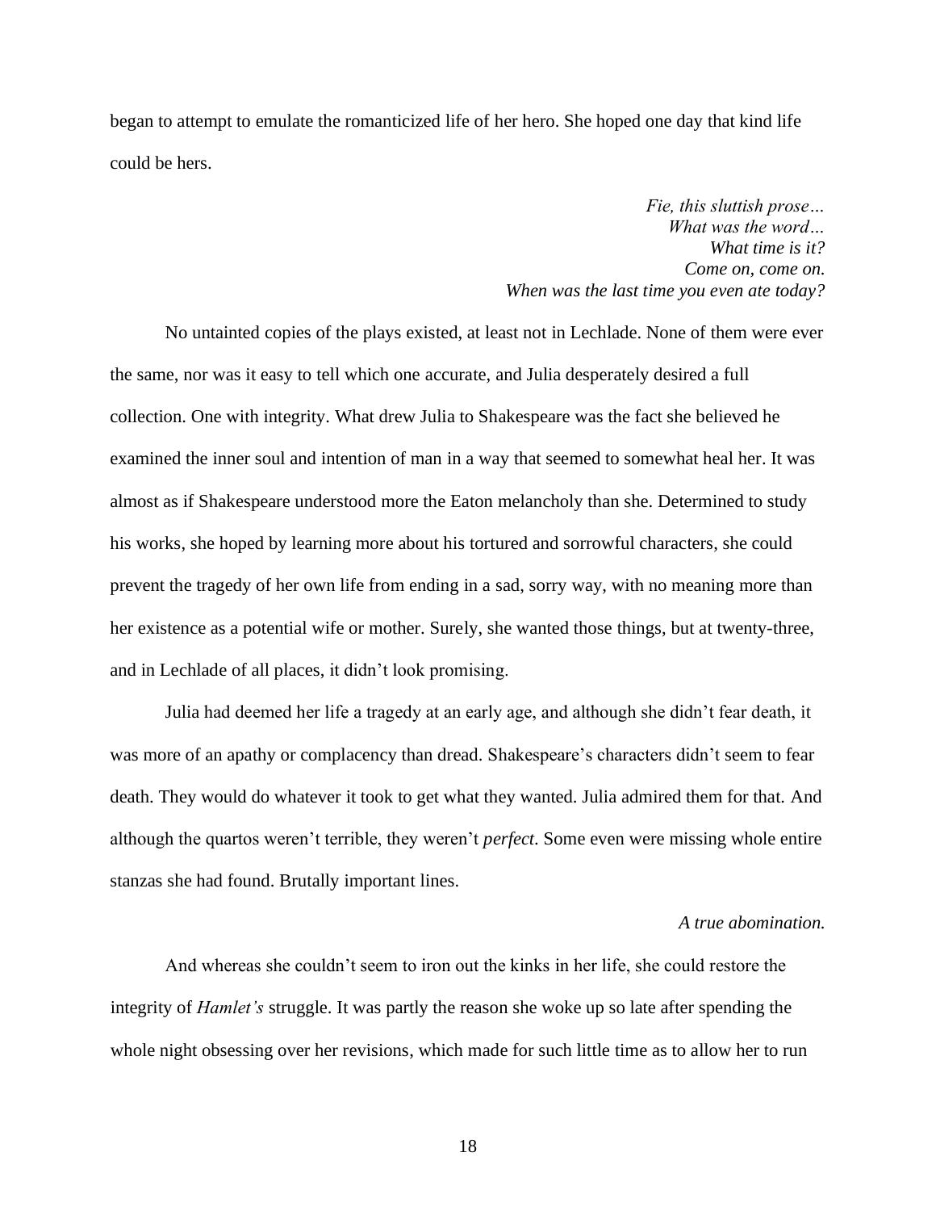began to attempt to emulate the romanticized life of her hero. She hoped one day that kind life could be hers.

*Fie, this sluttish prose…*
*What was the word…*
*What time is it?*
*Come on, come on.*
*When was the last time you even ate today?*

No untainted copies of the plays existed, at least not in Lechlade. None of them were ever the same, nor was it easy to tell which one accurate, and Julia desperately desired a full collection. One with integrity. What drew Julia to Shakespeare was the fact she believed he examined the inner soul and intention of man in a way that seemed to somewhat heal her. It was almost as if Shakespeare understood more the Eaton melancholy than she. Determined to study his works, she hoped by learning more about his tortured and sorrowful characters, she could prevent the tragedy of her own life from ending in a sad, sorry way, with no meaning more than her existence as a potential wife or mother. Surely, she wanted those things, but at twenty-three, and in Lechlade of all places, it didn't look promising.

Julia had deemed her life a tragedy at an early age, and although she didn't fear death, it was more of an apathy or complacency than dread. Shakespeare's characters didn't seem to fear death. They would do whatever it took to get what they wanted. Julia admired them for that. And although the quartos weren't terrible, they weren't *perfect*. Some even were missing whole entire stanzas she had found. Brutally important lines.

*A true abomination.*

And whereas she couldn't seem to iron out the kinks in her life, she could restore the integrity of *Hamlet's* struggle. It was partly the reason she woke up so late after spending the whole night obsessing over her revisions, which made for such little time as to allow her to run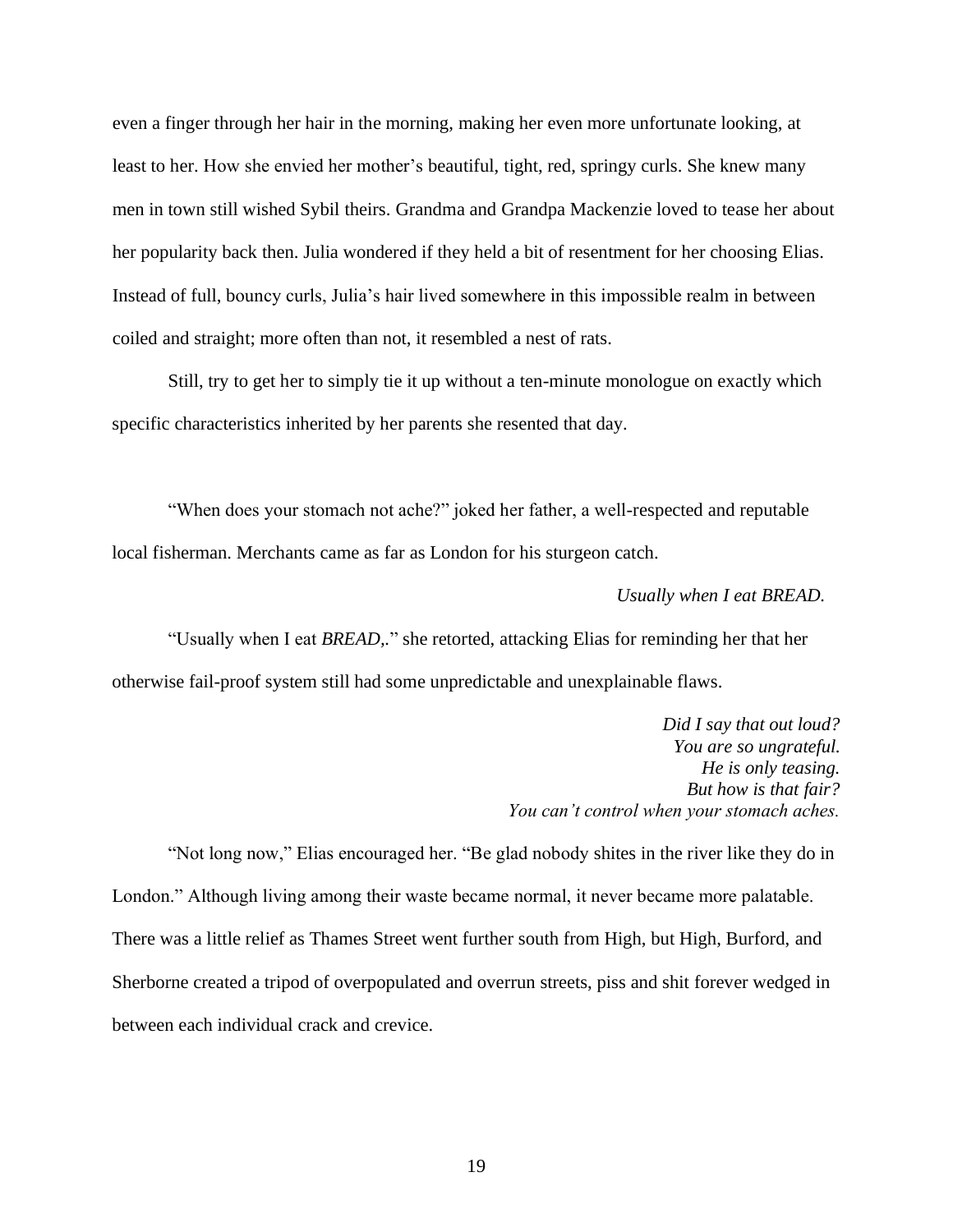even a finger through her hair in the morning, making her even more unfortunate looking, at least to her. How she envied her mother's beautiful, tight, red, springy curls. She knew many men in town still wished Sybil theirs. Grandma and Grandpa Mackenzie loved to tease her about her popularity back then. Julia wondered if they held a bit of resentment for her choosing Elias. Instead of full, bouncy curls, Julia's hair lived somewhere in this impossible realm in between coiled and straight; more often than not, it resembled a nest of rats.

Still, try to get her to simply tie it up without a ten-minute monologue on exactly which specific characteristics inherited by her parents she resented that day.

"When does your stomach not ache?" joked her father, a well-respected and reputable local fisherman. Merchants came as far as London for his sturgeon catch.

*Usually when I eat BREAD.*

"Usually when I eat *BREAD*,." she retorted, attacking Elias for reminding her that her otherwise fail-proof system still had some unpredictable and unexplainable flaws.

*Did I say that out loud?*
*You are so ungrateful.*
*He is only teasing.*
*But how is that fair?*
*You can't control when your stomach aches.*

"Not long now," Elias encouraged her. "Be glad nobody shites in the river like they do in London." Although living among their waste became normal, it never became more palatable. There was a little relief as Thames Street went further south from High, but High, Burford, and Sherborne created a tripod of overpopulated and overrun streets, piss and shit forever wedged in between each individual crack and crevice.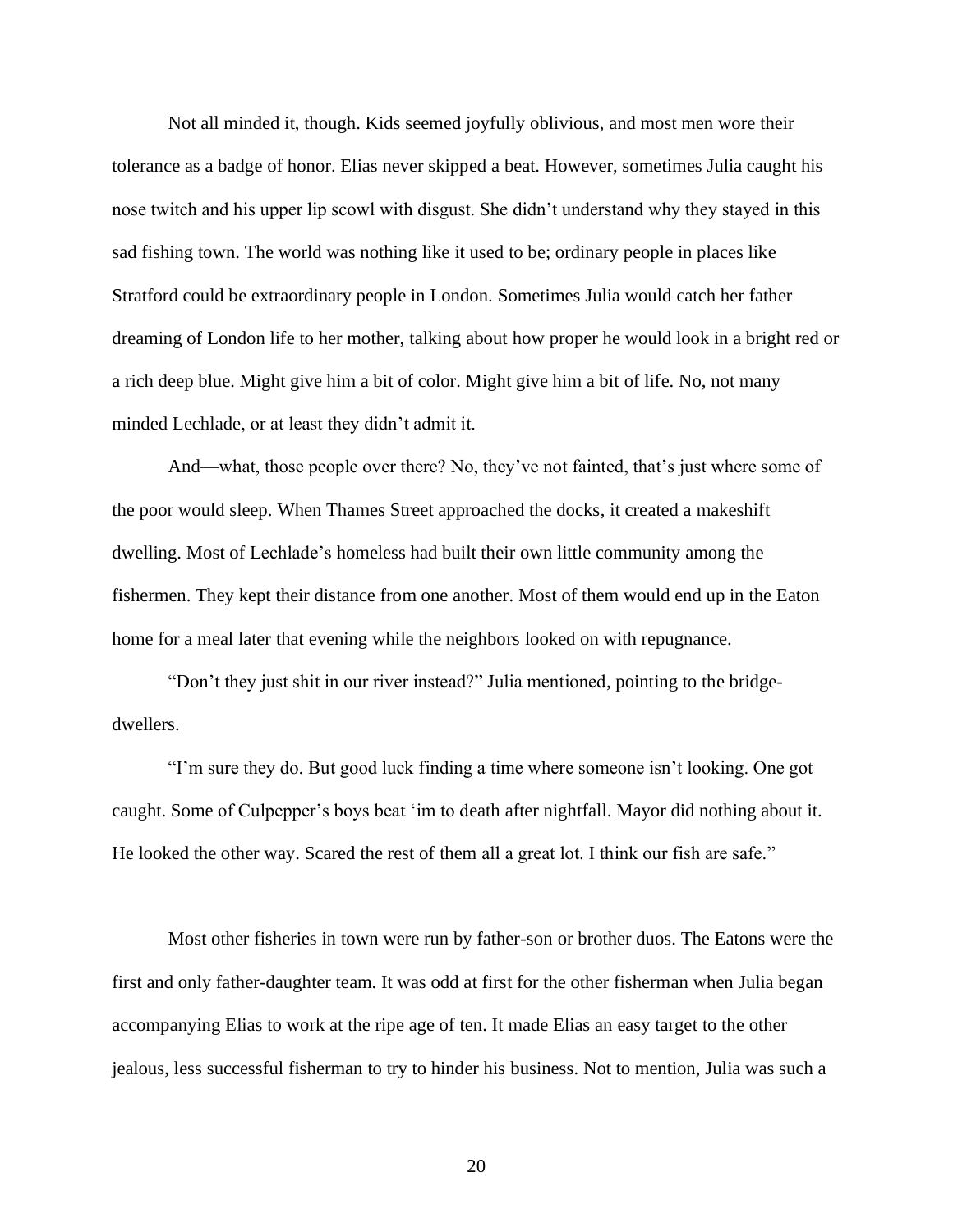Not all minded it, though. Kids seemed joyfully oblivious, and most men wore their tolerance as a badge of honor. Elias never skipped a beat. However, sometimes Julia caught his nose twitch and his upper lip scowl with disgust. She didn't understand why they stayed in this sad fishing town. The world was nothing like it used to be; ordinary people in places like Stratford could be extraordinary people in London. Sometimes Julia would catch her father dreaming of London life to her mother, talking about how proper he would look in a bright red or a rich deep blue. Might give him a bit of color. Might give him a bit of life. No, not many minded Lechlade, or at least they didn't admit it.

And—what, those people over there? No, they've not fainted, that's just where some of the poor would sleep. When Thames Street approached the docks, it created a makeshift dwelling. Most of Lechlade's homeless had built their own little community among the fishermen. They kept their distance from one another. Most of them would end up in the Eaton home for a meal later that evening while the neighbors looked on with repugnance.

"Don't they just shit in our river instead?" Julia mentioned, pointing to the bridge-dwellers.

"I'm sure they do. But good luck finding a time where someone isn't looking. One got caught. Some of Culpepper's boys beat 'im to death after nightfall. Mayor did nothing about it. He looked the other way. Scared the rest of them all a great lot. I think our fish are safe."

Most other fisheries in town were run by father-son or brother duos. The Eatons were the first and only father-daughter team. It was odd at first for the other fisherman when Julia began accompanying Elias to work at the ripe age of ten. It made Elias an easy target to the other jealous, less successful fisherman to try to hinder his business. Not to mention, Julia was such a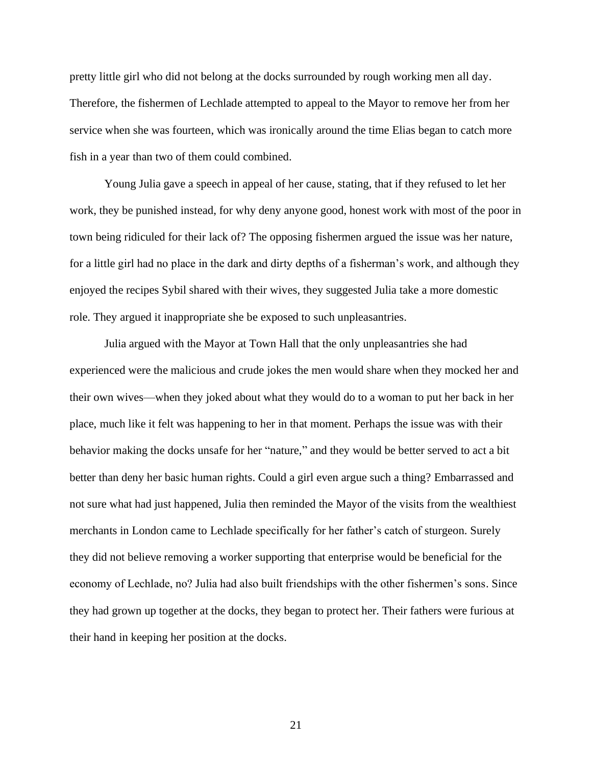pretty little girl who did not belong at the docks surrounded by rough working men all day. Therefore, the fishermen of Lechlade attempted to appeal to the Mayor to remove her from her service when she was fourteen, which was ironically around the time Elias began to catch more fish in a year than two of them could combined.

Young Julia gave a speech in appeal of her cause, stating, that if they refused to let her work, they be punished instead, for why deny anyone good, honest work with most of the poor in town being ridiculed for their lack of? The opposing fishermen argued the issue was her nature, for a little girl had no place in the dark and dirty depths of a fisherman's work, and although they enjoyed the recipes Sybil shared with their wives, they suggested Julia take a more domestic role. They argued it inappropriate she be exposed to such unpleasantries.

Julia argued with the Mayor at Town Hall that the only unpleasantries she had experienced were the malicious and crude jokes the men would share when they mocked her and their own wives—when they joked about what they would do to a woman to put her back in her place, much like it felt was happening to her in that moment. Perhaps the issue was with their behavior making the docks unsafe for her "nature," and they would be better served to act a bit better than deny her basic human rights. Could a girl even argue such a thing? Embarrassed and not sure what had just happened, Julia then reminded the Mayor of the visits from the wealthiest merchants in London came to Lechlade specifically for her father's catch of sturgeon. Surely they did not believe removing a worker supporting that enterprise would be beneficial for the economy of Lechlade, no? Julia had also built friendships with the other fishermen's sons. Since they had grown up together at the docks, they began to protect her. Their fathers were furious at their hand in keeping her position at the docks.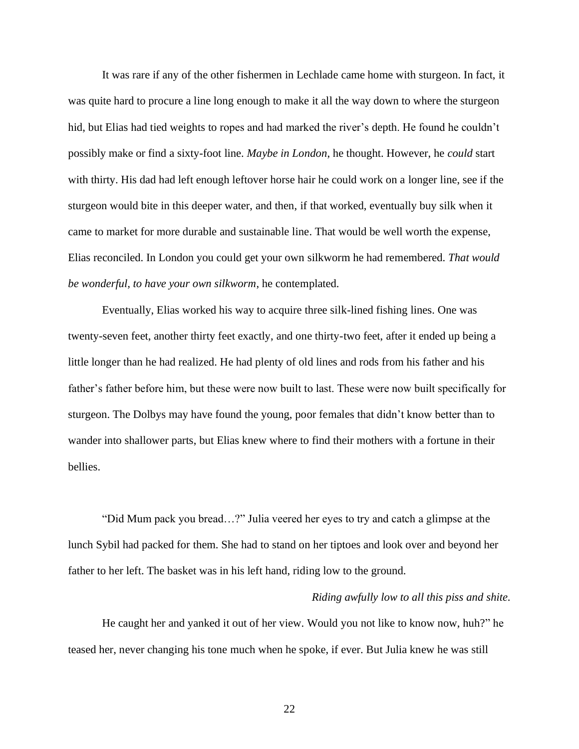It was rare if any of the other fishermen in Lechlade came home with sturgeon. In fact, it was quite hard to procure a line long enough to make it all the way down to where the sturgeon hid, but Elias had tied weights to ropes and had marked the river's depth. He found he couldn't possibly make or find a sixty-foot line. *Maybe in London*, he thought. However, he *could* start with thirty. His dad had left enough leftover horse hair he could work on a longer line, see if the sturgeon would bite in this deeper water, and then, if that worked, eventually buy silk when it came to market for more durable and sustainable line. That would be well worth the expense, Elias reconciled. In London you could get your own silkworm he had remembered. *That would be wonderful, to have your own silkworm*, he contemplated.

Eventually, Elias worked his way to acquire three silk-lined fishing lines. One was twenty-seven feet, another thirty feet exactly, and one thirty-two feet, after it ended up being a little longer than he had realized. He had plenty of old lines and rods from his father and his father's father before him, but these were now built to last. These were now built specifically for sturgeon. The Dolbys may have found the young, poor females that didn't know better than to wander into shallower parts, but Elias knew where to find their mothers with a fortune in their bellies.

"Did Mum pack you bread…?" Julia veered her eyes to try and catch a glimpse at the lunch Sybil had packed for them. She had to stand on her tiptoes and look over and beyond her father to her left. The basket was in his left hand, riding low to the ground.

*Riding awfully low to all this piss and shite.*

He caught her and yanked it out of her view. Would you not like to know now, huh?" he teased her, never changing his tone much when he spoke, if ever. But Julia knew he was still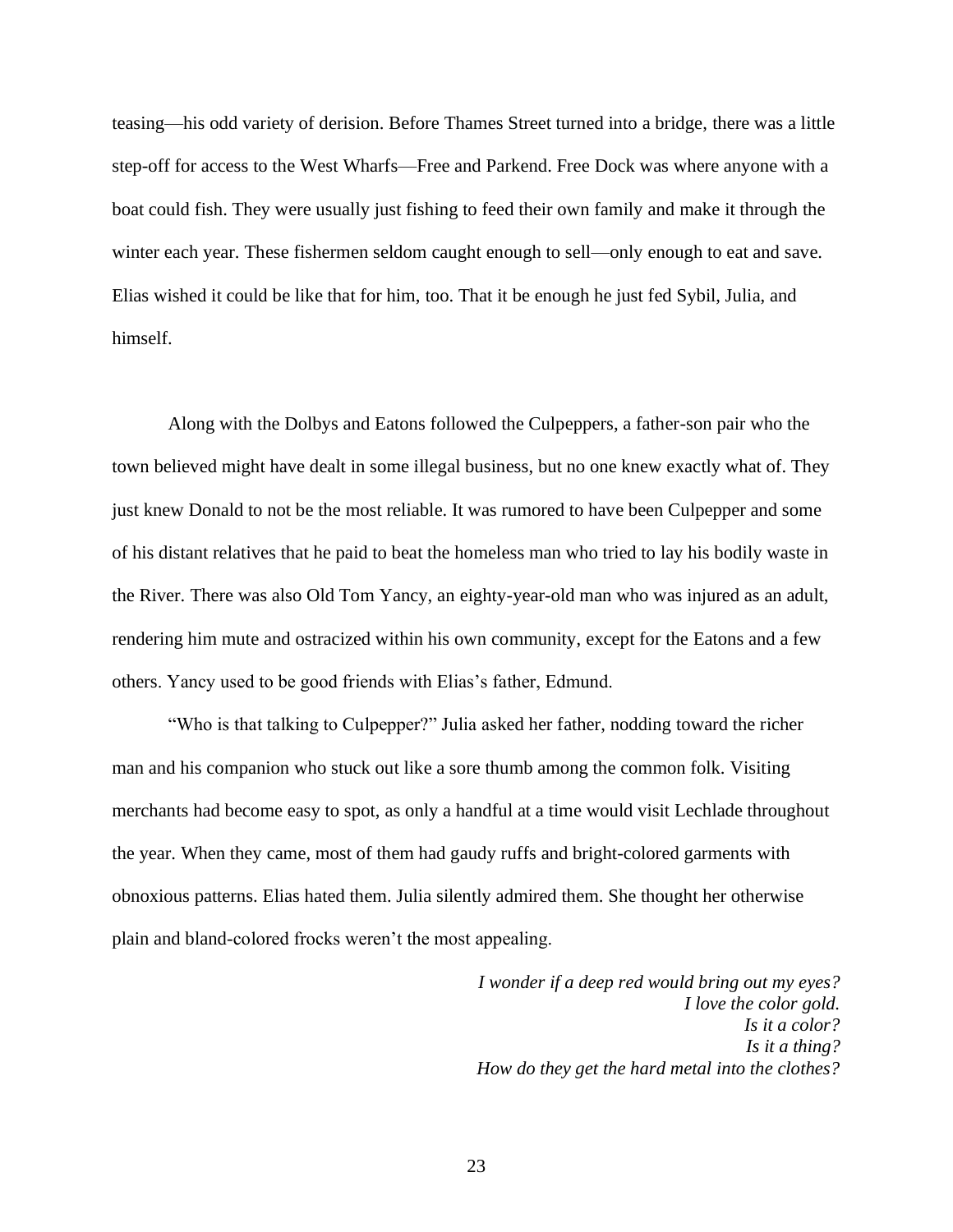teasing—his odd variety of derision. Before Thames Street turned into a bridge, there was a little step-off for access to the West Wharfs—Free and Parkend. Free Dock was where anyone with a boat could fish. They were usually just fishing to feed their own family and make it through the winter each year. These fishermen seldom caught enough to sell—only enough to eat and save. Elias wished it could be like that for him, too. That it be enough he just fed Sybil, Julia, and himself.

Along with the Dolbys and Eatons followed the Culpeppers, a father-son pair who the town believed might have dealt in some illegal business, but no one knew exactly what of. They just knew Donald to not be the most reliable. It was rumored to have been Culpepper and some of his distant relatives that he paid to beat the homeless man who tried to lay his bodily waste in the River. There was also Old Tom Yancy, an eighty-year-old man who was injured as an adult, rendering him mute and ostracized within his own community, except for the Eatons and a few others. Yancy used to be good friends with Elias's father, Edmund.

"Who is that talking to Culpepper?" Julia asked her father, nodding toward the richer man and his companion who stuck out like a sore thumb among the common folk. Visiting merchants had become easy to spot, as only a handful at a time would visit Lechlade throughout the year. When they came, most of them had gaudy ruffs and bright-colored garments with obnoxious patterns. Elias hated them. Julia silently admired them. She thought her otherwise plain and bland-colored frocks weren't the most appealing.

*I wonder if a deep red would bring out my eyes?*
*I love the color gold.*
*Is it a color?*
*Is it a thing?*
*How do they get the hard metal into the clothes?*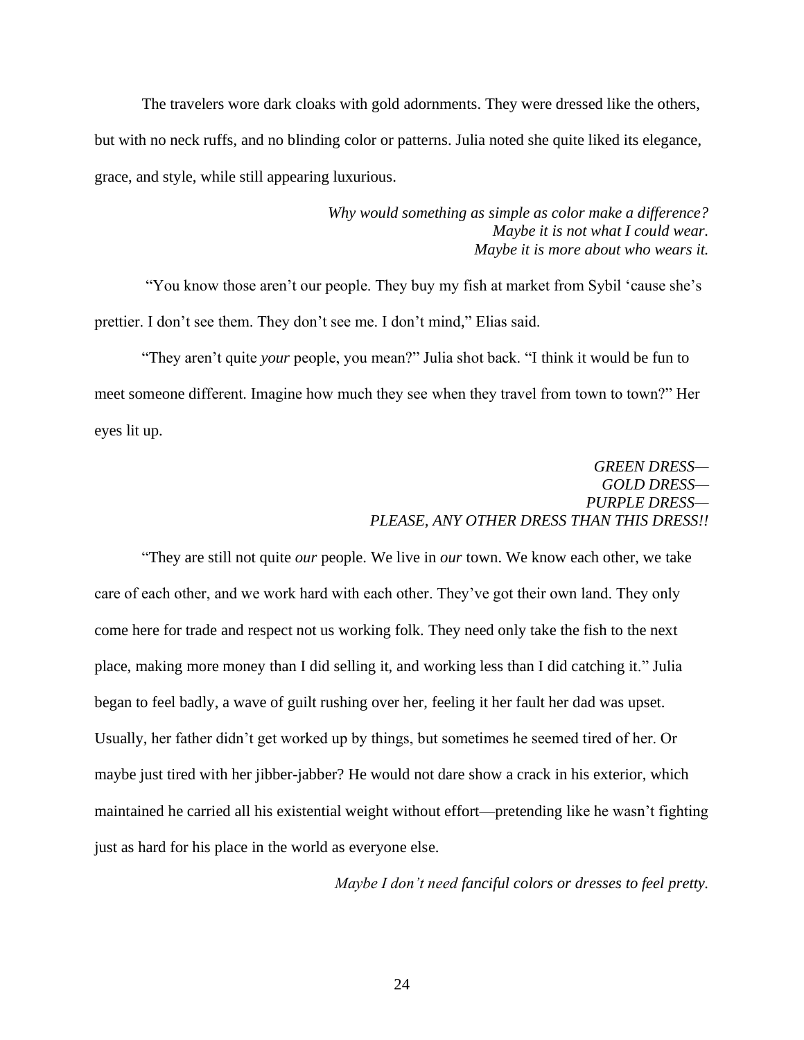The travelers wore dark cloaks with gold adornments. They were dressed like the others, but with no neck ruffs, and no blinding color or patterns. Julia noted she quite liked its elegance, grace, and style, while still appearing luxurious.

*Why would something as simple as color make a difference?*
*Maybe it is not what I could wear.*
*Maybe it is more about who wears it.*

"You know those aren't our people. They buy my fish at market from Sybil 'cause she's prettier. I don't see them. They don't see me. I don't mind," Elias said.

"They aren't quite *your* people, you mean?" Julia shot back. "I think it would be fun to meet someone different. Imagine how much they see when they travel from town to town?" Her eyes lit up.

*GREEN DRESS—*
*GOLD DRESS—*
*PURPLE DRESS—*
*PLEASE, ANY OTHER DRESS THAN THIS DRESS!!*

"They are still not quite *our* people. We live in *our* town. We know each other, we take care of each other, and we work hard with each other. They've got their own land. They only come here for trade and respect not us working folk. They need only take the fish to the next place, making more money than I did selling it, and working less than I did catching it." Julia began to feel badly, a wave of guilt rushing over her, feeling it her fault her dad was upset. Usually, her father didn't get worked up by things, but sometimes he seemed tired of her. Or maybe just tired with her jibber-jabber? He would not dare show a crack in his exterior, which maintained he carried all his existential weight without effort—pretending like he wasn't fighting just as hard for his place in the world as everyone else.

*Maybe I don't need fanciful colors or dresses to feel pretty.*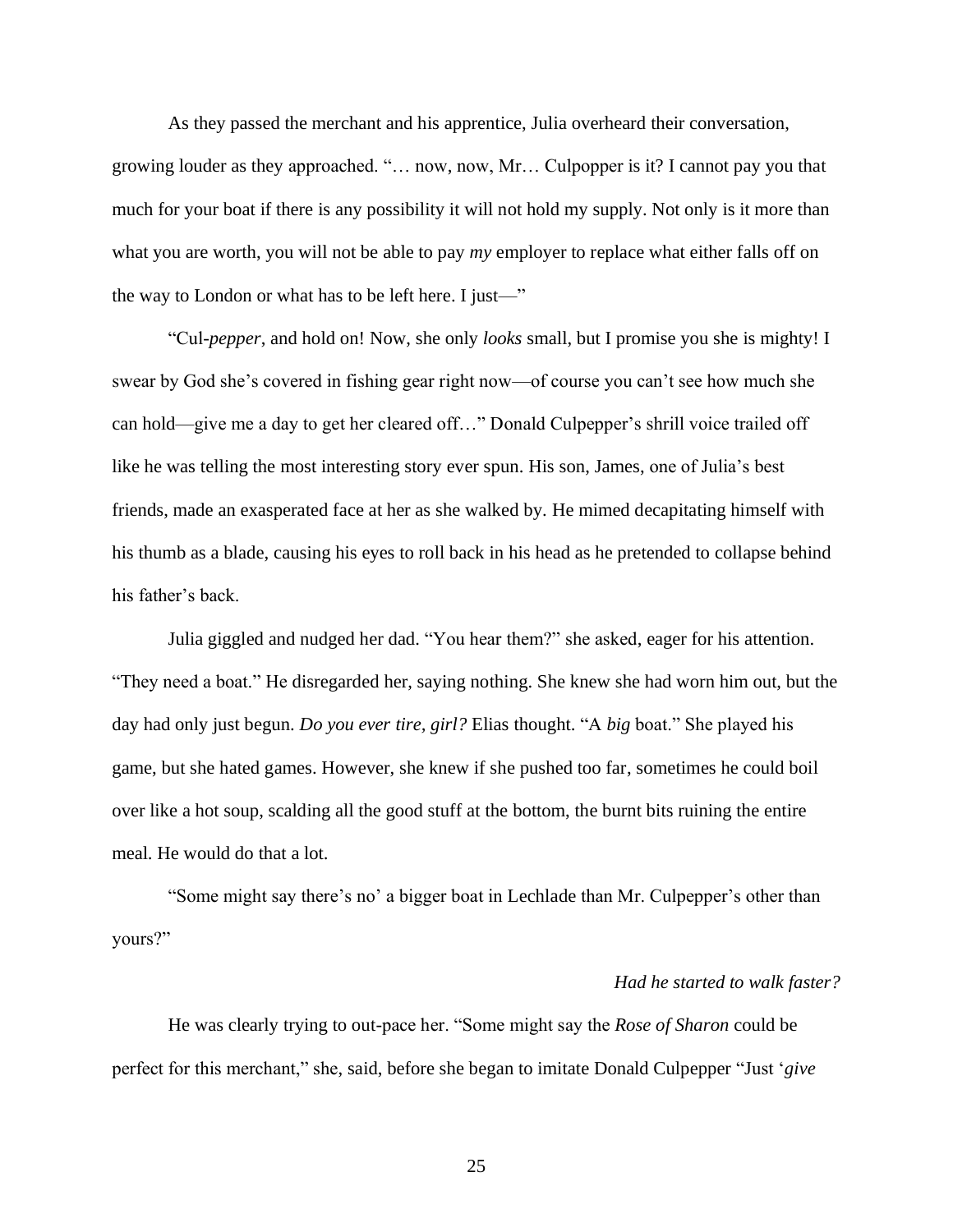As they passed the merchant and his apprentice, Julia overheard their conversation, growing louder as they approached. "… now, now, Mr… Culpopper is it? I cannot pay you that much for your boat if there is any possibility it will not hold my supply. Not only is it more than what you are worth, you will not be able to pay *my* employer to replace what either falls off on the way to London or what has to be left here. I just—"

"Cul-*pepper*, and hold on! Now, she only *looks* small, but I promise you she is mighty! I swear by God she's covered in fishing gear right now—of course you can't see how much she can hold—give me a day to get her cleared off…" Donald Culpepper's shrill voice trailed off like he was telling the most interesting story ever spun. His son, James, one of Julia's best friends, made an exasperated face at her as she walked by. He mimed decapitating himself with his thumb as a blade, causing his eyes to roll back in his head as he pretended to collapse behind his father's back.

Julia giggled and nudged her dad. "You hear them?" she asked, eager for his attention. "They need a boat." He disregarded her, saying nothing. She knew she had worn him out, but the day had only just begun. *Do you ever tire, girl?* Elias thought. "A *big* boat." She played his game, but she hated games. However, she knew if she pushed too far, sometimes he could boil over like a hot soup, scalding all the good stuff at the bottom, the burnt bits ruining the entire meal. He would do that a lot.

"Some might say there's no' a bigger boat in Lechlade than Mr. Culpepper's other than yours?"

*Had he started to walk faster?*

He was clearly trying to out-pace her. "Some might say the *Rose of Sharon* could be perfect for this merchant," she, said, before she began to imitate Donald Culpepper "Just '*give*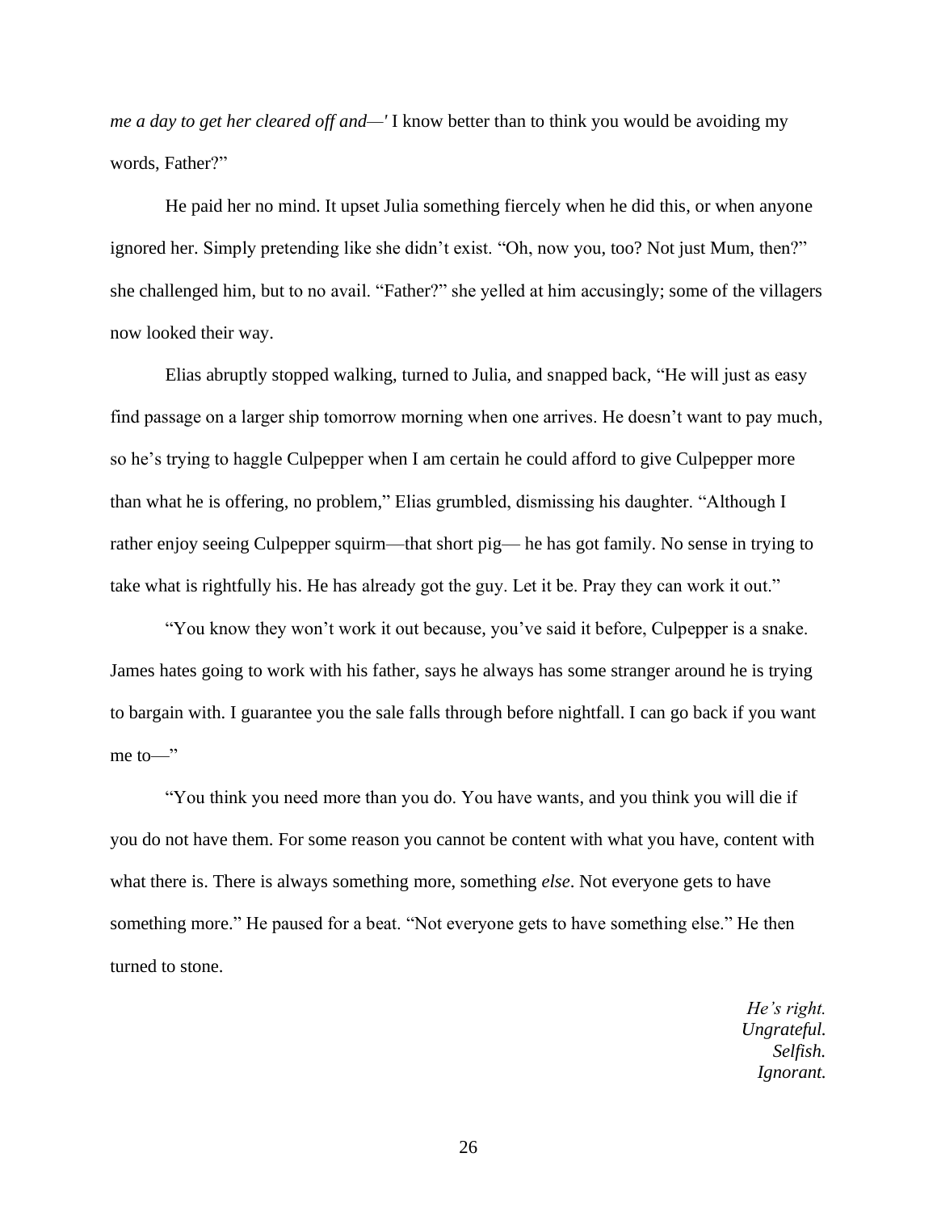*me a day to get her cleared off and—'* I know better than to think you would be avoiding my words, Father?"

He paid her no mind. It upset Julia something fiercely when he did this, or when anyone ignored her. Simply pretending like she didn't exist. "Oh, now you, too? Not just Mum, then?" she challenged him, but to no avail. "Father?" she yelled at him accusingly; some of the villagers now looked their way.

Elias abruptly stopped walking, turned to Julia, and snapped back, "He will just as easy find passage on a larger ship tomorrow morning when one arrives. He doesn't want to pay much, so he's trying to haggle Culpepper when I am certain he could afford to give Culpepper more than what he is offering, no problem," Elias grumbled, dismissing his daughter. "Although I rather enjoy seeing Culpepper squirm—that short pig— he has got family. No sense in trying to take what is rightfully his. He has already got the guy. Let it be. Pray they can work it out."

"You know they won't work it out because, you've said it before, Culpepper is a snake. James hates going to work with his father, says he always has some stranger around he is trying to bargain with. I guarantee you the sale falls through before nightfall. I can go back if you want me to—"

"You think you need more than you do. You have wants, and you think you will die if you do not have them. For some reason you cannot be content with what you have, content with what there is. There is always something more, something *else*. Not everyone gets to have something more." He paused for a beat. "Not everyone gets to have something else." He then turned to stone.

*He's right.*
*Ungrateful.*
*Selfish.*
*Ignorant.*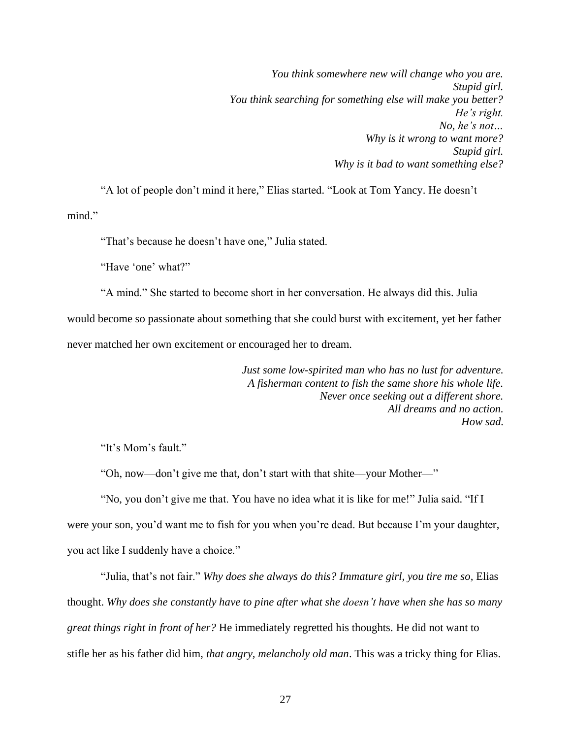*You think somewhere new will change who you are.*
*Stupid girl.*
*You think searching for something else will make you better?*
*He's right.*
*No, he's not…*
*Why is it wrong to want more?*
*Stupid girl.*
*Why is it bad to want something else?*

"A lot of people don't mind it here," Elias started. "Look at Tom Yancy. He doesn't mind."

"That's because he doesn't have one," Julia stated.

"Have 'one' what?"

"A mind." She started to become short in her conversation. He always did this. Julia would become so passionate about something that she could burst with excitement, yet her father never matched her own excitement or encouraged her to dream.

*Just some low-spirited man who has no lust for adventure.*
*A fisherman content to fish the same shore his whole life.*
*Never once seeking out a different shore.*
*All dreams and no action.*
*How sad.*

"It's Mom's fault."

"Oh, now—don't give me that, don't start with that shite—your Mother—"

"No, you don't give me that. You have no idea what it is like for me!" Julia said. "If I were your son, you'd want me to fish for you when you're dead. But because I'm your daughter, you act like I suddenly have a choice."

"Julia, that's not fair." *Why does she always do this? Immature girl, you tire me so,* Elias thought. *Why does she constantly have to pine after what she doesn't have when she has so many great things right in front of her?* He immediately regretted his thoughts. He did not want to stifle her as his father did him, *that angry, melancholy old man*. This was a tricky thing for Elias.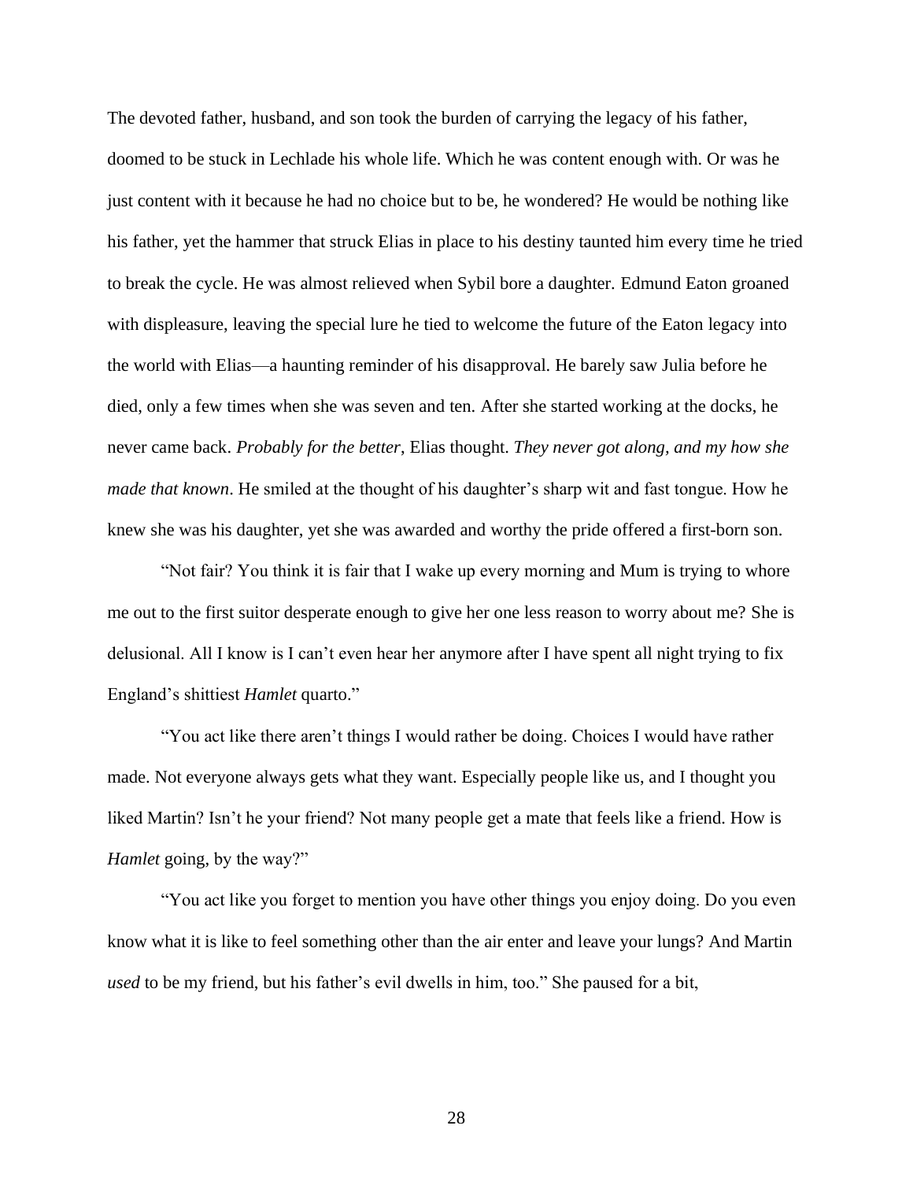The devoted father, husband, and son took the burden of carrying the legacy of his father, doomed to be stuck in Lechlade his whole life. Which he was content enough with. Or was he just content with it because he had no choice but to be, he wondered? He would be nothing like his father, yet the hammer that struck Elias in place to his destiny taunted him every time he tried to break the cycle. He was almost relieved when Sybil bore a daughter. Edmund Eaton groaned with displeasure, leaving the special lure he tied to welcome the future of the Eaton legacy into the world with Elias—a haunting reminder of his disapproval. He barely saw Julia before he died, only a few times when she was seven and ten. After she started working at the docks, he never came back. *Probably for the better*, Elias thought. *They never got along, and my how she made that known*. He smiled at the thought of his daughter's sharp wit and fast tongue. How he knew she was his daughter, yet she was awarded and worthy the pride offered a first-born son.

"Not fair? You think it is fair that I wake up every morning and Mum is trying to whore me out to the first suitor desperate enough to give her one less reason to worry about me? She is delusional. All I know is I can't even hear her anymore after I have spent all night trying to fix England's shittiest *Hamlet* quarto."

"You act like there aren't things I would rather be doing. Choices I would have rather made. Not everyone always gets what they want. Especially people like us, and I thought you liked Martin? Isn't he your friend? Not many people get a mate that feels like a friend. How is *Hamlet* going, by the way?"

"You act like you forget to mention you have other things you enjoy doing. Do you even know what it is like to feel something other than the air enter and leave your lungs? And Martin *used* to be my friend, but his father's evil dwells in him, too." She paused for a bit,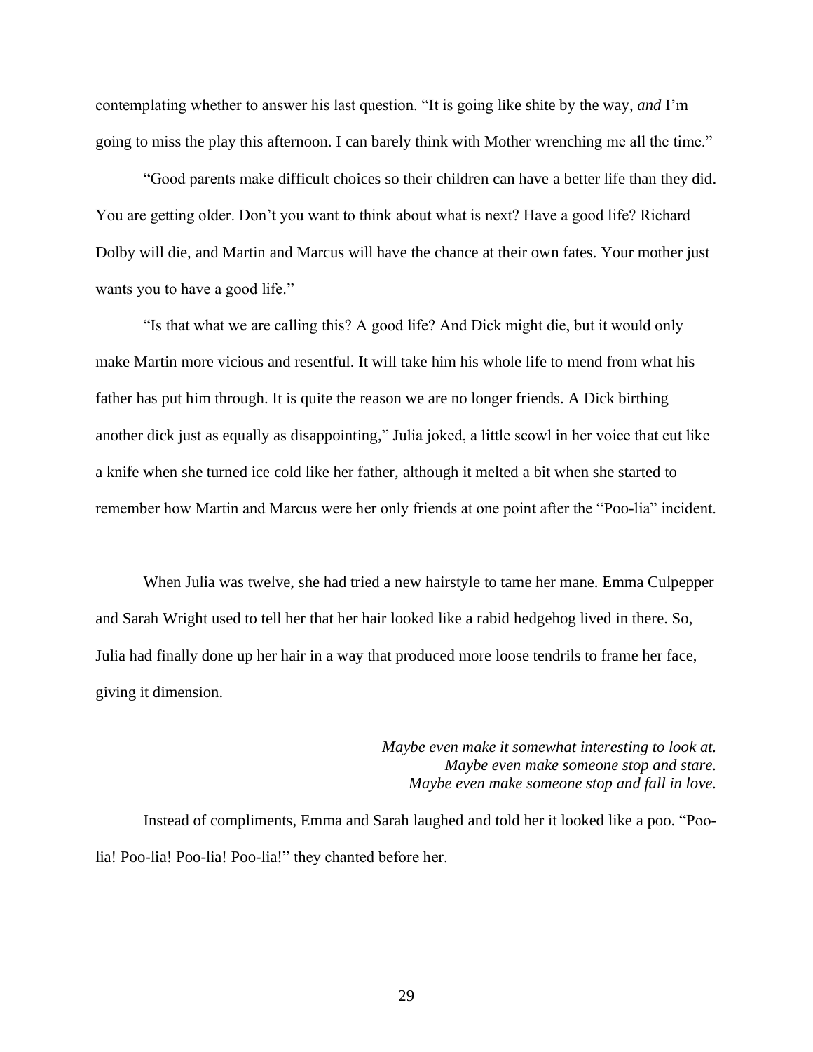contemplating whether to answer his last question. "It is going like shite by the way, *and* I'm going to miss the play this afternoon. I can barely think with Mother wrenching me all the time."

"Good parents make difficult choices so their children can have a better life than they did. You are getting older. Don't you want to think about what is next? Have a good life? Richard Dolby will die, and Martin and Marcus will have the chance at their own fates. Your mother just wants you to have a good life."

"Is that what we are calling this? A good life? And Dick might die, but it would only make Martin more vicious and resentful. It will take him his whole life to mend from what his father has put him through. It is quite the reason we are no longer friends. A Dick birthing another dick just as equally as disappointing," Julia joked, a little scowl in her voice that cut like a knife when she turned ice cold like her father, although it melted a bit when she started to remember how Martin and Marcus were her only friends at one point after the "Poo-lia" incident.

When Julia was twelve, she had tried a new hairstyle to tame her mane. Emma Culpepper and Sarah Wright used to tell her that her hair looked like a rabid hedgehog lived in there. So, Julia had finally done up her hair in a way that produced more loose tendrils to frame her face, giving it dimension.

*Maybe even make it somewhat interesting to look at.*
*Maybe even make someone stop and stare.*
*Maybe even make someone stop and fall in love.*

Instead of compliments, Emma and Sarah laughed and told her it looked like a poo. "Poo-lia! Poo-lia! Poo-lia! Poo-lia!" they chanted before her.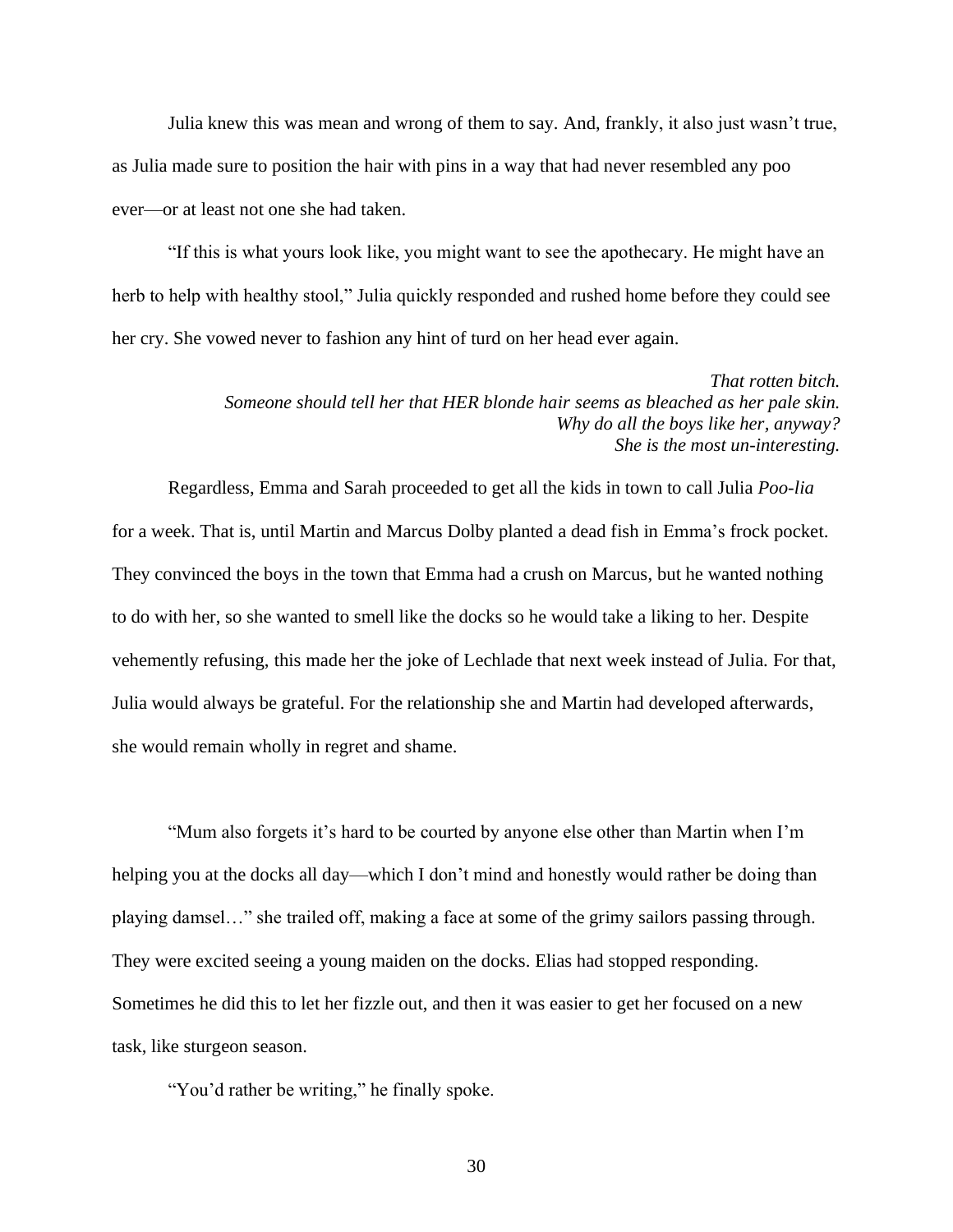Julia knew this was mean and wrong of them to say. And, frankly, it also just wasn't true, as Julia made sure to position the hair with pins in a way that had never resembled any poo ever—or at least not one she had taken.

"If this is what yours look like, you might want to see the apothecary. He might have an herb to help with healthy stool," Julia quickly responded and rushed home before they could see her cry. She vowed never to fashion any hint of turd on her head ever again.

*That rotten bitch.*
*Someone should tell her that HER blonde hair seems as bleached as her pale skin.*
*Why do all the boys like her, anyway?*
*She is the most un-interesting.*

Regardless, Emma and Sarah proceeded to get all the kids in town to call Julia *Poo-lia* for a week. That is, until Martin and Marcus Dolby planted a dead fish in Emma's frock pocket. They convinced the boys in the town that Emma had a crush on Marcus, but he wanted nothing to do with her, so she wanted to smell like the docks so he would take a liking to her. Despite vehemently refusing, this made her the joke of Lechlade that next week instead of Julia. For that, Julia would always be grateful. For the relationship she and Martin had developed afterwards, she would remain wholly in regret and shame.

"Mum also forgets it's hard to be courted by anyone else other than Martin when I'm helping you at the docks all day—which I don't mind and honestly would rather be doing than playing damsel…" she trailed off, making a face at some of the grimy sailors passing through. They were excited seeing a young maiden on the docks. Elias had stopped responding. Sometimes he did this to let her fizzle out, and then it was easier to get her focused on a new task, like sturgeon season.

"You'd rather be writing," he finally spoke.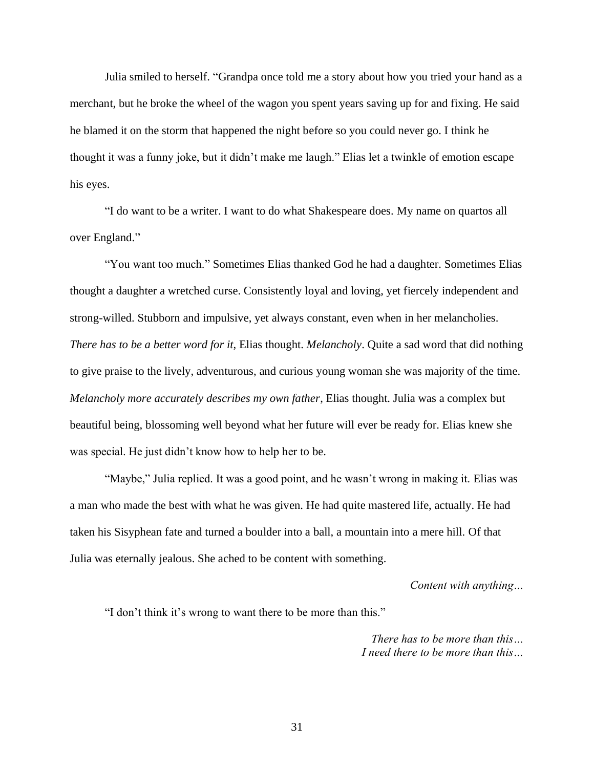Julia smiled to herself. "Grandpa once told me a story about how you tried your hand as a merchant, but he broke the wheel of the wagon you spent years saving up for and fixing. He said he blamed it on the storm that happened the night before so you could never go. I think he thought it was a funny joke, but it didn't make me laugh." Elias let a twinkle of emotion escape his eyes.

"I do want to be a writer. I want to do what Shakespeare does. My name on quartos all over England."

"You want too much." Sometimes Elias thanked God he had a daughter. Sometimes Elias thought a daughter a wretched curse. Consistently loyal and loving, yet fiercely independent and strong-willed. Stubborn and impulsive, yet always constant, even when in her melancholies. *There has to be a better word for it*, Elias thought. *Melancholy*. Quite a sad word that did nothing to give praise to the lively, adventurous, and curious young woman she was majority of the time. *Melancholy more accurately describes my own father*, Elias thought. Julia was a complex but beautiful being, blossoming well beyond what her future will ever be ready for. Elias knew she was special. He just didn't know how to help her to be.

"Maybe," Julia replied. It was a good point, and he wasn't wrong in making it. Elias was a man who made the best with what he was given. He had quite mastered life, actually. He had taken his Sisyphean fate and turned a boulder into a ball, a mountain into a mere hill. Of that Julia was eternally jealous. She ached to be content with something.

*Content with anything…*

"I don't think it's wrong to want there to be more than this."

*There has to be more than this…*
*I need there to be more than this…*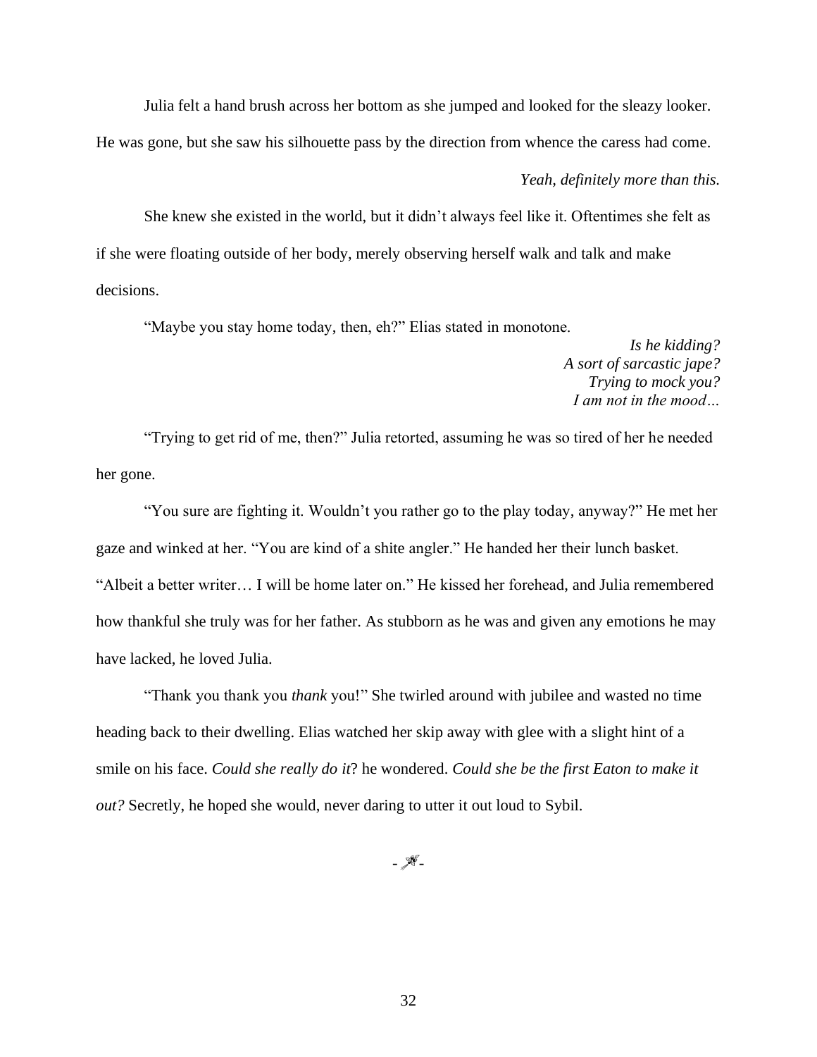Julia felt a hand brush across her bottom as she jumped and looked for the sleazy looker. He was gone, but she saw his silhouette pass by the direction from whence the caress had come.

*Yeah, definitely more than this.*

She knew she existed in the world, but it didn't always feel like it. Oftentimes she felt as if she were floating outside of her body, merely observing herself walk and talk and make decisions.

"Maybe you stay home today, then, eh?" Elias stated in monotone.

*Is he kidding?*
*A sort of sarcastic jape?*
*Trying to mock you?*
*I am not in the mood…*

"Trying to get rid of me, then?" Julia retorted, assuming he was so tired of her he needed her gone.

"You sure are fighting it. Wouldn't you rather go to the play today, anyway?" He met her gaze and winked at her. "You are kind of a shite angler." He handed her their lunch basket. "Albeit a better writer… I will be home later on." He kissed her forehead, and Julia remembered how thankful she truly was for her father. As stubborn as he was and given any emotions he may have lacked, he loved Julia.

"Thank you thank you *thank* you!" She twirled around with jubilee and wasted no time heading back to their dwelling. Elias watched her skip away with glee with a slight hint of a smile on his face. *Could she really do it*? he wondered. *Could she be the first Eaton to make it out?* Secretly, he hoped she would, never daring to utter it out loud to Sybil.

- ✾ -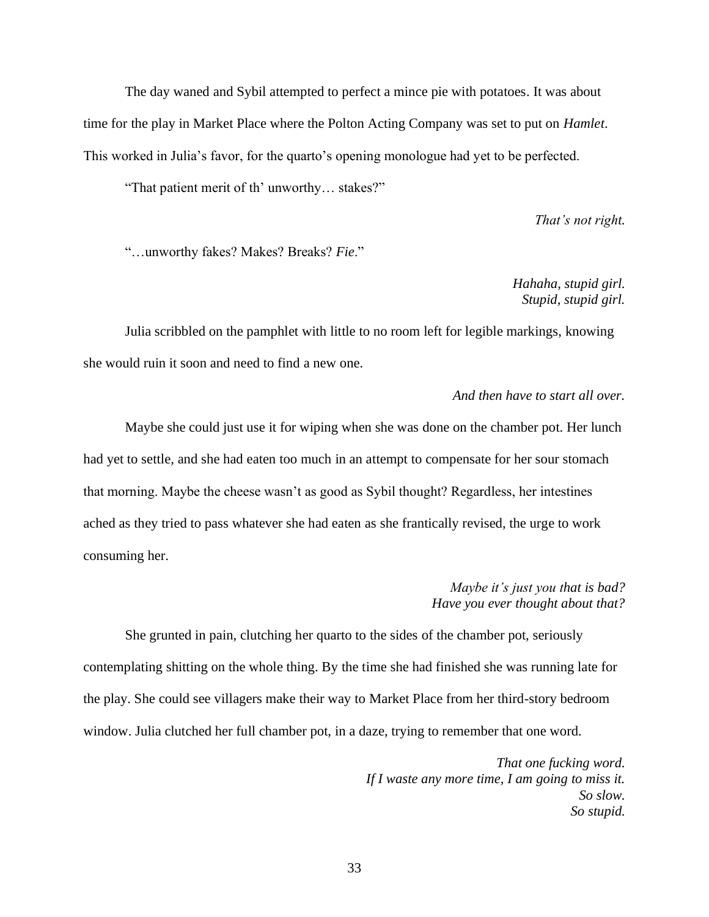The day waned and Sybil attempted to perfect a mince pie with potatoes. It was about time for the play in Market Place where the Polton Acting Company was set to put on *Hamlet*. This worked in Julia's favor, for the quarto's opening monologue had yet to be perfected.

"That patient merit of th' unworthy… stakes?"

*That's not right.*

"…unworthy fakes? Makes? Breaks? *Fie*."

*Hahaha, stupid girl.*
*Stupid, stupid girl.*

Julia scribbled on the pamphlet with little to no room left for legible markings, knowing she would ruin it soon and need to find a new one.

*And then have to start all over.*

Maybe she could just use it for wiping when she was done on the chamber pot. Her lunch had yet to settle, and she had eaten too much in an attempt to compensate for her sour stomach that morning. Maybe the cheese wasn't as good as Sybil thought? Regardless, her intestines ached as they tried to pass whatever she had eaten as she frantically revised, the urge to work consuming her.

*Maybe it's just you that is bad?*
*Have you ever thought about that?*

She grunted in pain, clutching her quarto to the sides of the chamber pot, seriously contemplating shitting on the whole thing. By the time she had finished she was running late for the play. She could see villagers make their way to Market Place from her third-story bedroom window. Julia clutched her full chamber pot, in a daze, trying to remember that one word.

*That one fucking word.*
*If I waste any more time, I am going to miss it.*
*So slow.*
*So stupid.*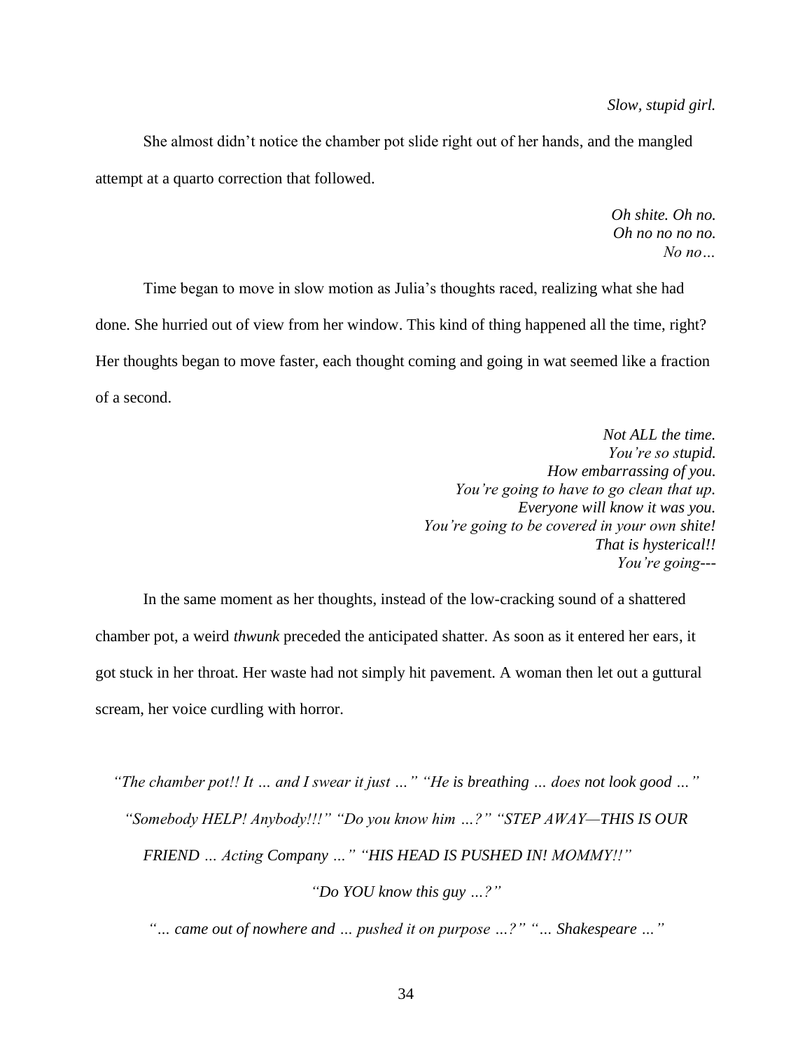*Slow, stupid girl.*

She almost didn't notice the chamber pot slide right out of her hands, and the mangled attempt at a quarto correction that followed.

*Oh shite. Oh no.*
*Oh no no no no.*
*No no…*

Time began to move in slow motion as Julia's thoughts raced, realizing what she had done. She hurried out of view from her window. This kind of thing happened all the time, right? Her thoughts began to move faster, each thought coming and going in wat seemed like a fraction of a second.

*Not ALL the time.*
*You're so stupid.*
*How embarrassing of you.*
*You're going to have to go clean that up.*
*Everyone will know it was you.*
*You're going to be covered in your own shite!*
*That is hysterical!!*
*You're going---*

In the same moment as her thoughts, instead of the low-cracking sound of a shattered chamber pot, a weird *thwunk* preceded the anticipated shatter. As soon as it entered her ears, it got stuck in her throat. Her waste had not simply hit pavement. A woman then let out a guttural scream, her voice curdling with horror.

*"The chamber pot!! It … and I swear it just …" "He is breathing … does not look good …" "Somebody HELP! Anybody!!!" "Do you know him …?" "STEP AWAY—THIS IS OUR FRIEND … Acting Company …" "HIS HEAD IS PUSHED IN! MOMMY!!"*

*"Do YOU know this guy …?"*

*"… came out of nowhere and … pushed it on purpose …?" "… Shakespeare …"*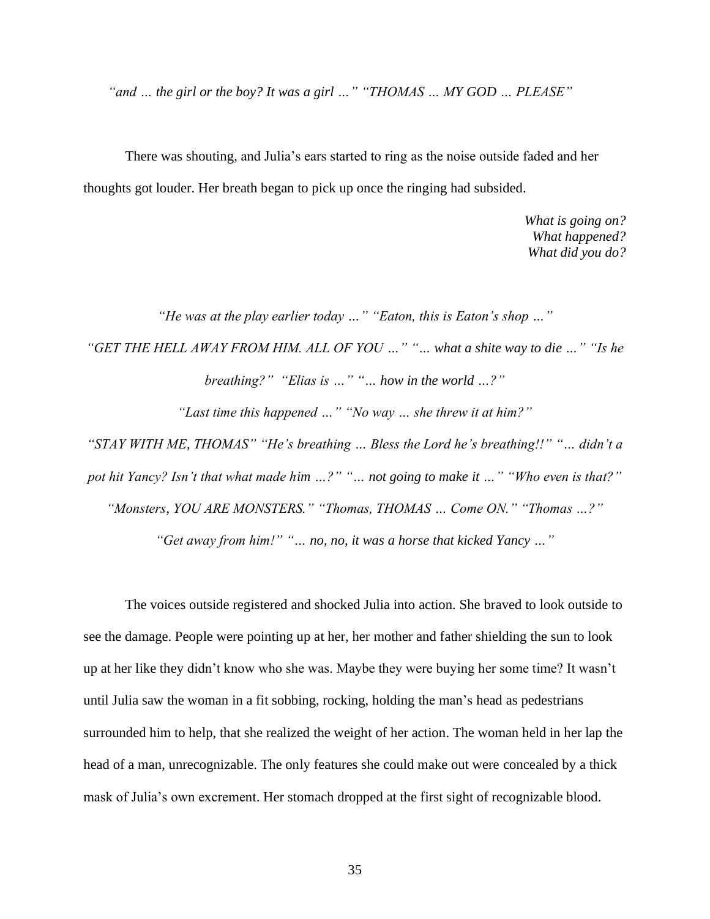*"and … the girl or the boy? It was a girl …" "THOMAS … MY GOD … PLEASE"*

There was shouting, and Julia's ears started to ring as the noise outside faded and her thoughts got louder. Her breath began to pick up once the ringing had subsided.

*What is going on?*
*What happened?*
*What did you do?*

*"He was at the play earlier today …" "Eaton, this is Eaton's shop …"*
*"GET THE HELL AWAY FROM HIM. ALL OF YOU …" "… what a shite way to die …" "Is he breathing?" "Elias is …" "… how in the world …?"*
*"Last time this happened …" "No way … she threw it at him?"*
*"STAY WITH ME, THOMAS" "He's breathing … Bless the Lord he's breathing!!" "… didn't a pot hit Yancy? Isn't that what made him …?" "… not going to make it …" "Who even is that?"*
*"Monsters, YOU ARE MONSTERS." "Thomas, THOMAS … Come ON." "Thomas …?"*
*"Get away from him!" "… no, no, it was a horse that kicked Yancy …"*

The voices outside registered and shocked Julia into action. She braved to look outside to see the damage. People were pointing up at her, her mother and father shielding the sun to look up at her like they didn't know who she was. Maybe they were buying her some time? It wasn't until Julia saw the woman in a fit sobbing, rocking, holding the man's head as pedestrians surrounded him to help, that she realized the weight of her action. The woman held in her lap the head of a man, unrecognizable. The only features she could make out were concealed by a thick mask of Julia's own excrement. Her stomach dropped at the first sight of recognizable blood.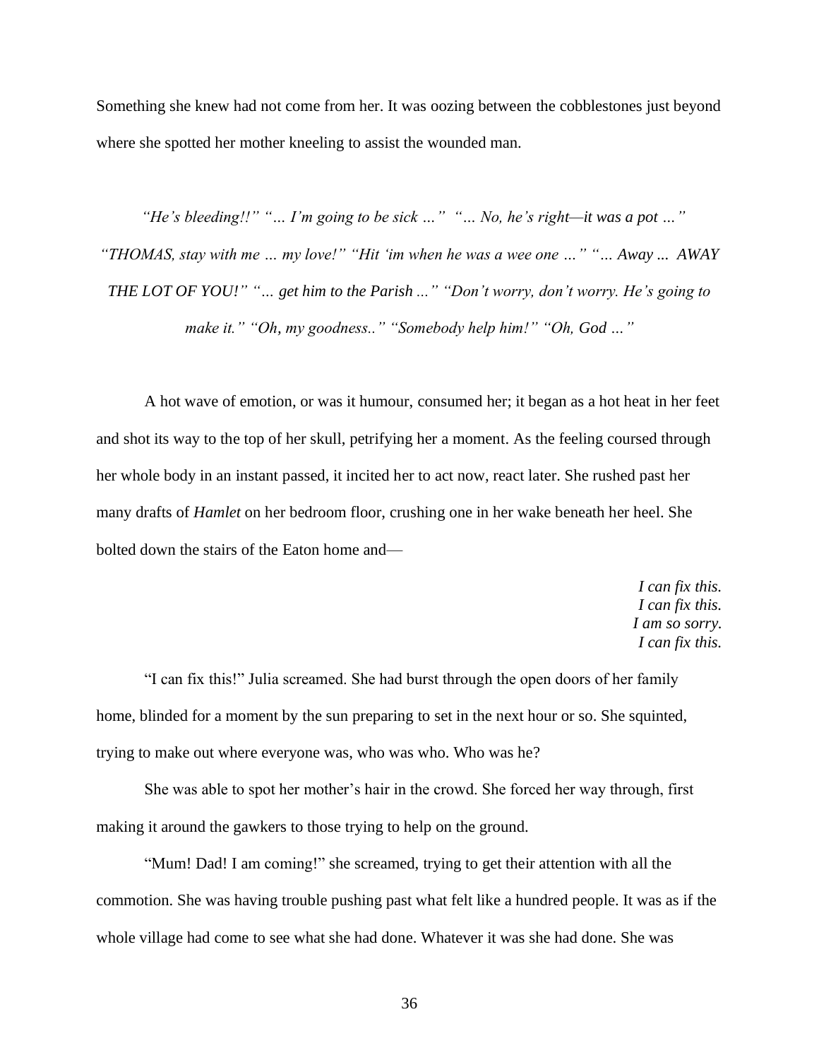Something she knew had not come from her. It was oozing between the cobblestones just beyond where she spotted her mother kneeling to assist the wounded man.

*"He's bleeding!!" "… I'm going to be sick …" "… No, he's right—it was a pot …" "THOMAS, stay with me … my love!" "Hit 'im when he was a wee one …" "… Away ... AWAY THE LOT OF YOU!" "… get him to the Parish ..." "Don't worry, don't worry. He's going to make it." "Oh, my goodness.." "Somebody help him!" "Oh, God …"*

A hot wave of emotion, or was it humour, consumed her; it began as a hot heat in her feet and shot its way to the top of her skull, petrifying her a moment. As the feeling coursed through her whole body in an instant passed, it incited her to act now, react later. She rushed past her many drafts of *Hamlet* on her bedroom floor, crushing one in her wake beneath her heel. She bolted down the stairs of the Eaton home and—

*I can fix this.*
*I can fix this.*
*I am so sorry.*
*I can fix this.*

"I can fix this!" Julia screamed. She had burst through the open doors of her family home, blinded for a moment by the sun preparing to set in the next hour or so. She squinted, trying to make out where everyone was, who was who. Who was he?

She was able to spot her mother's hair in the crowd. She forced her way through, first making it around the gawkers to those trying to help on the ground.

"Mum! Dad! I am coming!" she screamed, trying to get their attention with all the commotion. She was having trouble pushing past what felt like a hundred people. It was as if the whole village had come to see what she had done. Whatever it was she had done. She was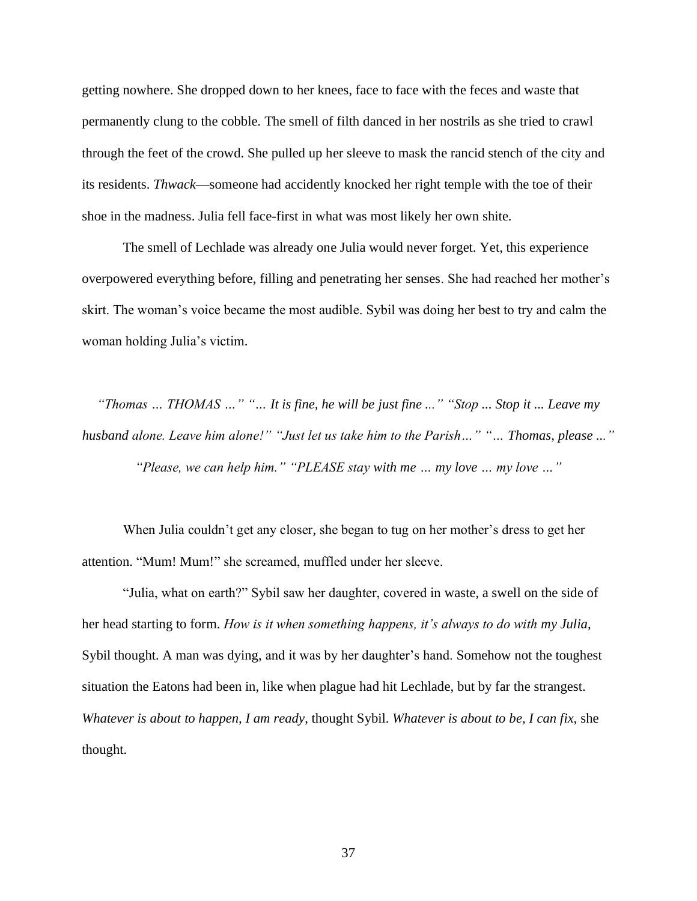getting nowhere. She dropped down to her knees, face to face with the feces and waste that permanently clung to the cobble. The smell of filth danced in her nostrils as she tried to crawl through the feet of the crowd. She pulled up her sleeve to mask the rancid stench of the city and its residents. *Thwack*—someone had accidently knocked her right temple with the toe of their shoe in the madness. Julia fell face-first in what was most likely her own shite.

The smell of Lechlade was already one Julia would never forget. Yet, this experience overpowered everything before, filling and penetrating her senses. She had reached her mother's skirt. The woman's voice became the most audible. Sybil was doing her best to try and calm the woman holding Julia's victim.

*"Thomas … THOMAS …" "… It is fine, he will be just fine ..." "Stop ... Stop it ... Leave my husband alone. Leave him alone!" "Just let us take him to the Parish…" "… Thomas, please ..." "Please, we can help him." "PLEASE stay with me … my love … my love …"*

When Julia couldn't get any closer, she began to tug on her mother's dress to get her attention. "Mum! Mum!" she screamed, muffled under her sleeve.

"Julia, what on earth?" Sybil saw her daughter, covered in waste, a swell on the side of her head starting to form. *How is it when something happens, it's always to do with my Julia*, Sybil thought. A man was dying, and it was by her daughter's hand. Somehow not the toughest situation the Eatons had been in, like when plague had hit Lechlade, but by far the strangest. *Whatever is about to happen, I am ready*, thought Sybil. *Whatever is about to be, I can fix*, she thought.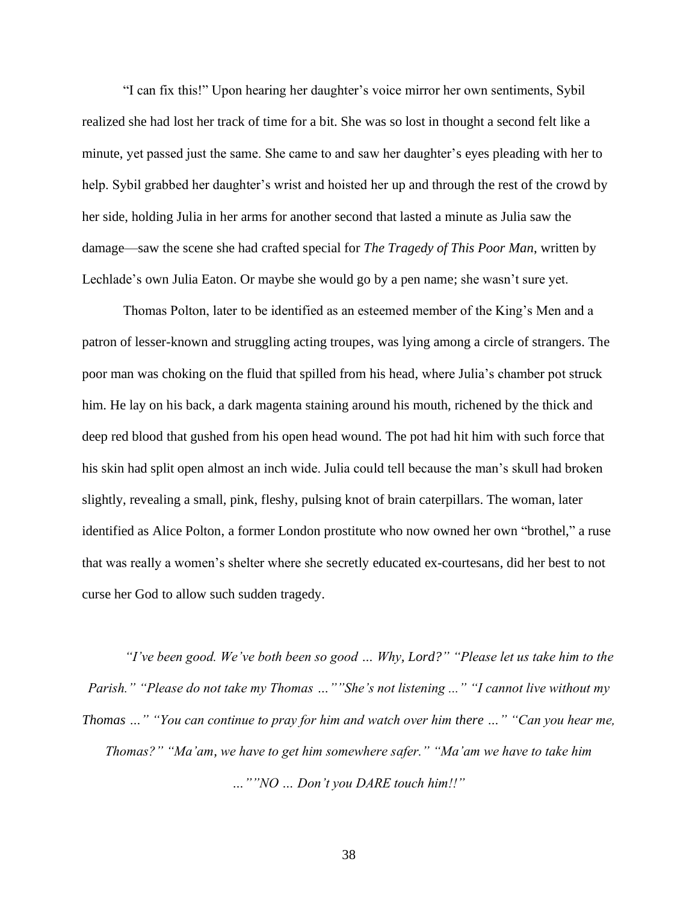"I can fix this!" Upon hearing her daughter's voice mirror her own sentiments, Sybil realized she had lost her track of time for a bit. She was so lost in thought a second felt like a minute, yet passed just the same. She came to and saw her daughter's eyes pleading with her to help. Sybil grabbed her daughter's wrist and hoisted her up and through the rest of the crowd by her side, holding Julia in her arms for another second that lasted a minute as Julia saw the damage—saw the scene she had crafted special for *The Tragedy of This Poor Man*, written by Lechlade's own Julia Eaton. Or maybe she would go by a pen name; she wasn't sure yet.

Thomas Polton, later to be identified as an esteemed member of the King's Men and a patron of lesser-known and struggling acting troupes, was lying among a circle of strangers. The poor man was choking on the fluid that spilled from his head, where Julia's chamber pot struck him. He lay on his back, a dark magenta staining around his mouth, richened by the thick and deep red blood that gushed from his open head wound. The pot had hit him with such force that his skin had split open almost an inch wide. Julia could tell because the man's skull had broken slightly, revealing a small, pink, fleshy, pulsing knot of brain caterpillars. The woman, later identified as Alice Polton, a former London prostitute who now owned her own "brothel," a ruse that was really a women's shelter where she secretly educated ex-courtesans, did her best to not curse her God to allow such sudden tragedy.

*"I've been good. We've both been so good … Why, Lord?" "Please let us take him to the Parish." "Please do not take my Thomas …""She's not listening ..." "I cannot live without my Thomas …" "You can continue to pray for him and watch over him there …" "Can you hear me, Thomas?" "Ma'am, we have to get him somewhere safer." "Ma'am we have to take him …""NO … Don't you DARE touch him!!"*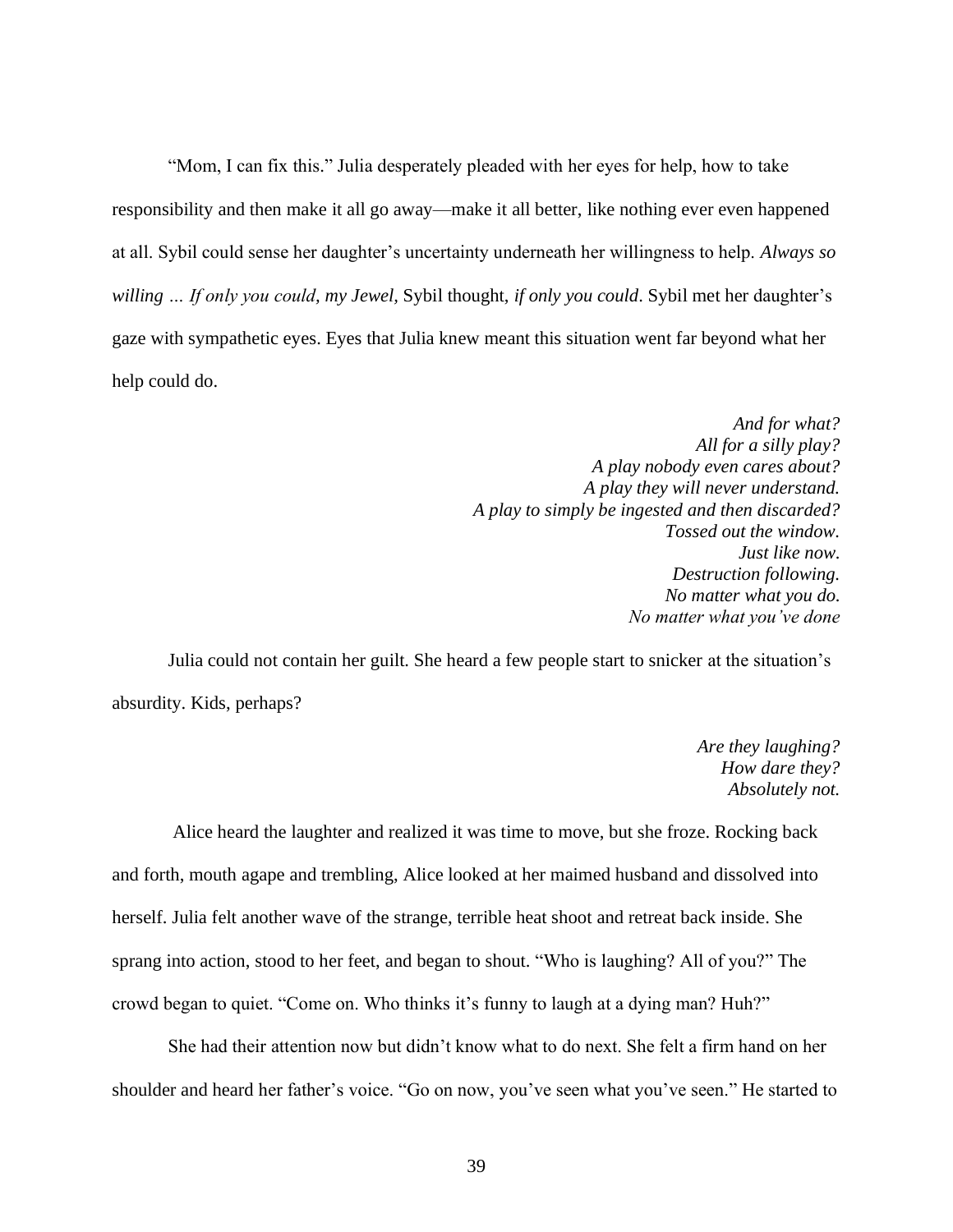"Mom, I can fix this." Julia desperately pleaded with her eyes for help, how to take responsibility and then make it all go away—make it all better, like nothing ever even happened at all. Sybil could sense her daughter's uncertainty underneath her willingness to help. *Always so willing … If only you could, my Jewel,* Sybil thought, *if only you could*. Sybil met her daughter's gaze with sympathetic eyes. Eyes that Julia knew meant this situation went far beyond what her help could do.

*And for what?*
*All for a silly play?*
*A play nobody even cares about?*
*A play they will never understand.*
*A play to simply be ingested and then discarded?*
*Tossed out the window.*
*Just like now.*
*Destruction following.*
*No matter what you do.*
*No matter what you've done*

Julia could not contain her guilt. She heard a few people start to snicker at the situation's absurdity. Kids, perhaps?

*Are they laughing?*
*How dare they?*
*Absolutely not.*

Alice heard the laughter and realized it was time to move, but she froze. Rocking back and forth, mouth agape and trembling, Alice looked at her maimed husband and dissolved into herself. Julia felt another wave of the strange, terrible heat shoot and retreat back inside. She sprang into action, stood to her feet, and began to shout. "Who is laughing? All of you?" The crowd began to quiet. "Come on. Who thinks it's funny to laugh at a dying man? Huh?"

She had their attention now but didn't know what to do next. She felt a firm hand on her shoulder and heard her father's voice. "Go on now, you've seen what you've seen." He started to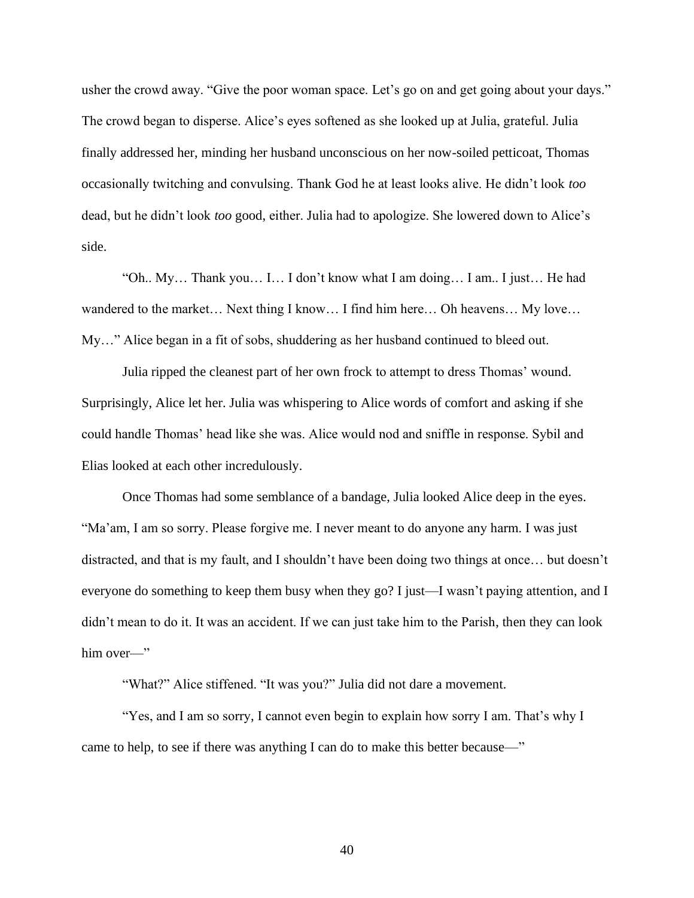usher the crowd away. "Give the poor woman space. Let's go on and get going about your days." The crowd began to disperse. Alice's eyes softened as she looked up at Julia, grateful. Julia finally addressed her, minding her husband unconscious on her now-soiled petticoat, Thomas occasionally twitching and convulsing. Thank God he at least looks alive. He didn't look *too* dead, but he didn't look *too* good, either. Julia had to apologize. She lowered down to Alice's side.

"Oh.. My… Thank you… I… I don't know what I am doing… I am.. I just… He had wandered to the market… Next thing I know… I find him here… Oh heavens… My love… My…" Alice began in a fit of sobs, shuddering as her husband continued to bleed out.

Julia ripped the cleanest part of her own frock to attempt to dress Thomas' wound. Surprisingly, Alice let her. Julia was whispering to Alice words of comfort and asking if she could handle Thomas' head like she was. Alice would nod and sniffle in response. Sybil and Elias looked at each other incredulously.

Once Thomas had some semblance of a bandage, Julia looked Alice deep in the eyes. "Ma'am, I am so sorry. Please forgive me. I never meant to do anyone any harm. I was just distracted, and that is my fault, and I shouldn't have been doing two things at once… but doesn't everyone do something to keep them busy when they go? I just—I wasn't paying attention, and I didn't mean to do it. It was an accident. If we can just take him to the Parish, then they can look him over—"

"What?" Alice stiffened. "It was you?" Julia did not dare a movement.

"Yes, and I am so sorry, I cannot even begin to explain how sorry I am. That's why I came to help, to see if there was anything I can do to make this better because—"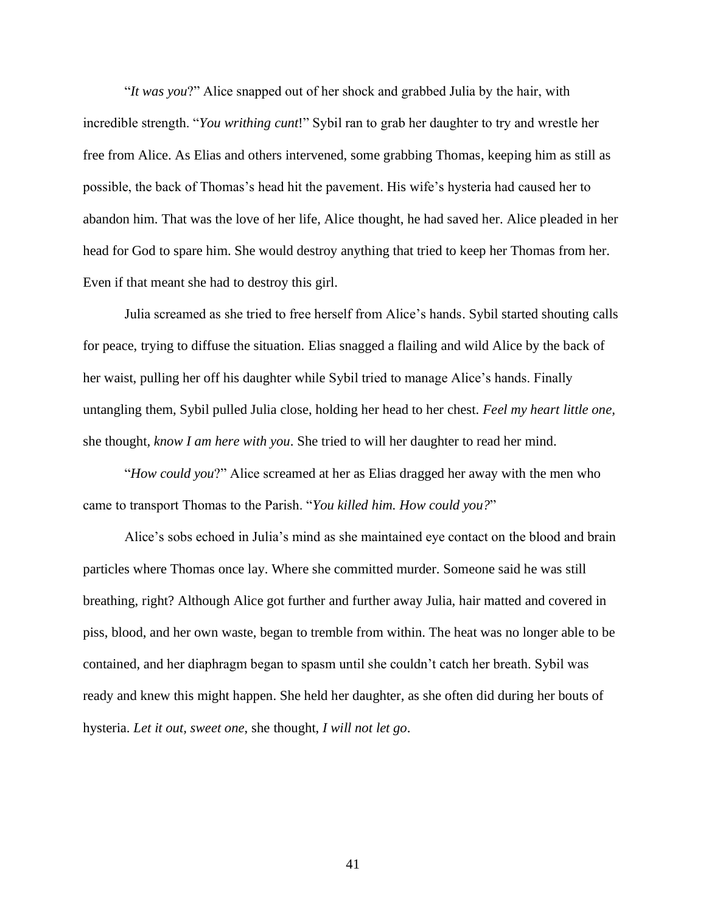"*It was you*?" Alice snapped out of her shock and grabbed Julia by the hair, with incredible strength. "*You writhing cunt*!" Sybil ran to grab her daughter to try and wrestle her free from Alice. As Elias and others intervened, some grabbing Thomas, keeping him as still as possible, the back of Thomas's head hit the pavement. His wife's hysteria had caused her to abandon him. That was the love of her life, Alice thought, he had saved her. Alice pleaded in her head for God to spare him. She would destroy anything that tried to keep her Thomas from her. Even if that meant she had to destroy this girl.

Julia screamed as she tried to free herself from Alice's hands. Sybil started shouting calls for peace, trying to diffuse the situation. Elias snagged a flailing and wild Alice by the back of her waist, pulling her off his daughter while Sybil tried to manage Alice's hands. Finally untangling them, Sybil pulled Julia close, holding her head to her chest. *Feel my heart little one,* she thought, *know I am here with you*. She tried to will her daughter to read her mind.

"*How could you*?" Alice screamed at her as Elias dragged her away with the men who came to transport Thomas to the Parish. "*You killed him. How could you?*"

Alice's sobs echoed in Julia's mind as she maintained eye contact on the blood and brain particles where Thomas once lay. Where she committed murder. Someone said he was still breathing, right? Although Alice got further and further away Julia, hair matted and covered in piss, blood, and her own waste, began to tremble from within. The heat was no longer able to be contained, and her diaphragm began to spasm until she couldn't catch her breath. Sybil was ready and knew this might happen. She held her daughter, as she often did during her bouts of hysteria. *Let it out, sweet one*, she thought, *I will not let go*.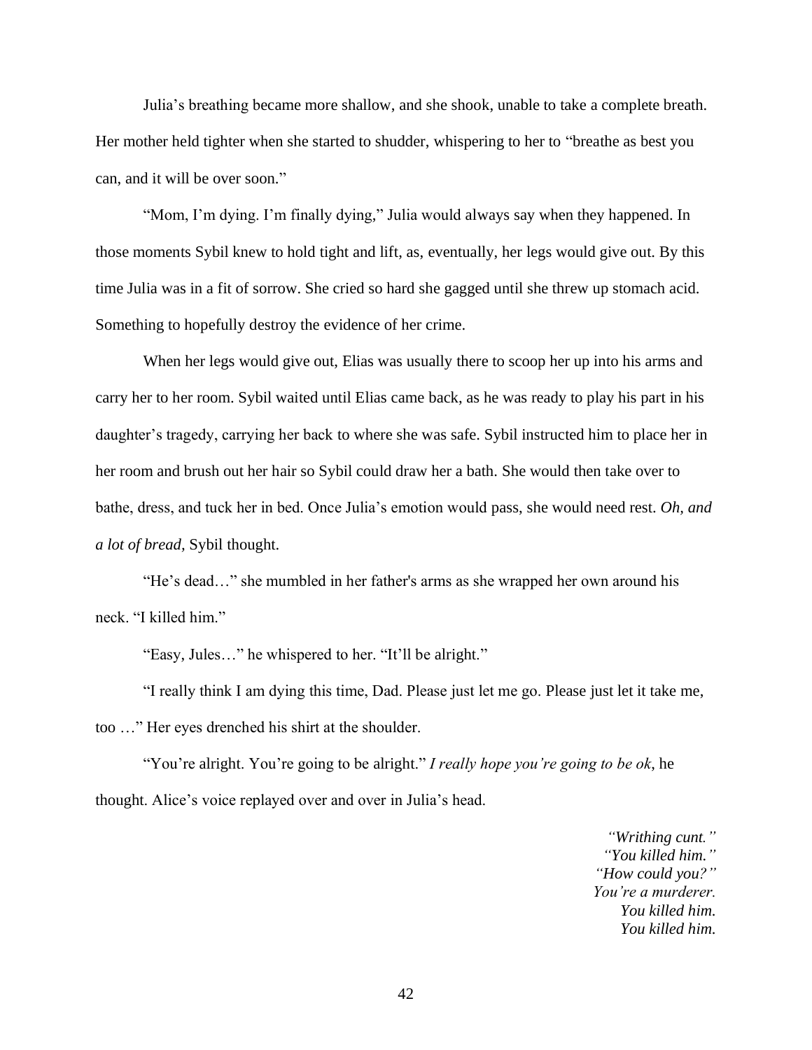Julia's breathing became more shallow, and she shook, unable to take a complete breath. Her mother held tighter when she started to shudder, whispering to her to "breathe as best you can, and it will be over soon."

"Mom, I'm dying. I'm finally dying," Julia would always say when they happened. In those moments Sybil knew to hold tight and lift, as, eventually, her legs would give out. By this time Julia was in a fit of sorrow. She cried so hard she gagged until she threw up stomach acid. Something to hopefully destroy the evidence of her crime.

When her legs would give out, Elias was usually there to scoop her up into his arms and carry her to her room. Sybil waited until Elias came back, as he was ready to play his part in his daughter's tragedy, carrying her back to where she was safe. Sybil instructed him to place her in her room and brush out her hair so Sybil could draw her a bath. She would then take over to bathe, dress, and tuck her in bed. Once Julia's emotion would pass, she would need rest. *Oh, and a lot of bread,* Sybil thought.

"He's dead…" she mumbled in her father's arms as she wrapped her own around his neck. "I killed him."

"Easy, Jules…" he whispered to her. "It'll be alright."

"I really think I am dying this time, Dad. Please just let me go. Please just let it take me, too …" Her eyes drenched his shirt at the shoulder.

"You're alright. You're going to be alright." *I really hope you're going to be ok*, he thought. Alice's voice replayed over and over in Julia's head.

*"Writhing cunt."*
*"You killed him."*
*"How could you?"*
*You're a murderer.*
*You killed him.*
*You killed him.*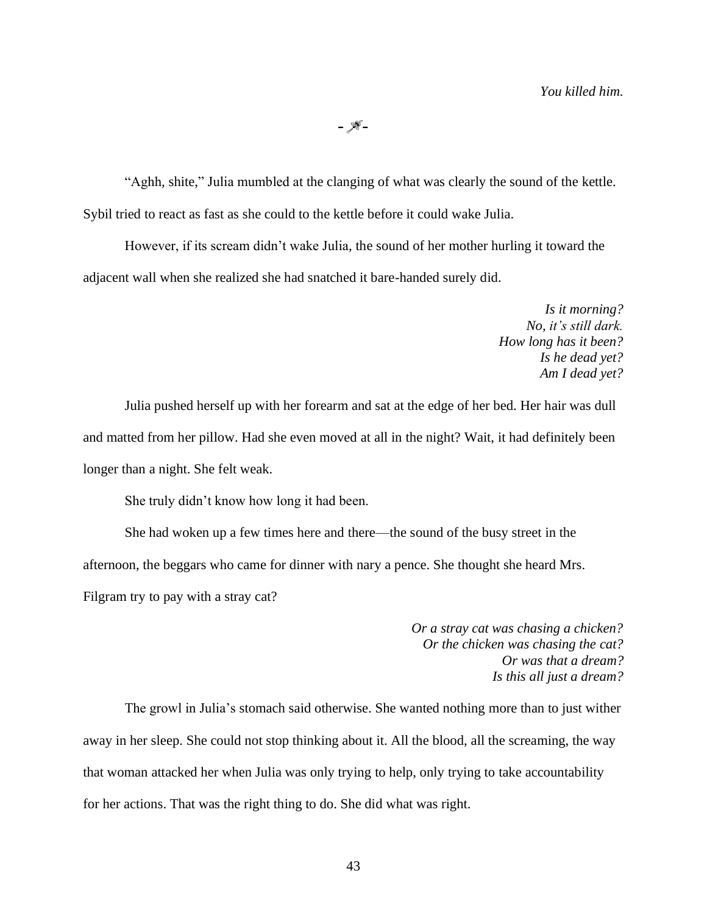*You killed him.*

- ⁂ -

"Aghh, shite," Julia mumbled at the clanging of what was clearly the sound of the kettle. Sybil tried to react as fast as she could to the kettle before it could wake Julia.

However, if its scream didn't wake Julia, the sound of her mother hurling it toward the adjacent wall when she realized she had snatched it bare-handed surely did.

*Is it morning?*
*No, it's still dark.*
*How long has it been?*
*Is he dead yet?*
*Am I dead yet?*

Julia pushed herself up with her forearm and sat at the edge of her bed. Her hair was dull and matted from her pillow. Had she even moved at all in the night? Wait, it had definitely been longer than a night. She felt weak.

She truly didn't know how long it had been.

She had woken up a few times here and there—the sound of the busy street in the afternoon, the beggars who came for dinner with nary a pence. She thought she heard Mrs. Filgram try to pay with a stray cat?

*Or a stray cat was chasing a chicken?*
*Or the chicken was chasing the cat?*
*Or was that a dream?*
*Is this all just a dream?*

The growl in Julia's stomach said otherwise. She wanted nothing more than to just wither away in her sleep. She could not stop thinking about it. All the blood, all the screaming, the way that woman attacked her when Julia was only trying to help, only trying to take accountability for her actions. That was the right thing to do. She did what was right.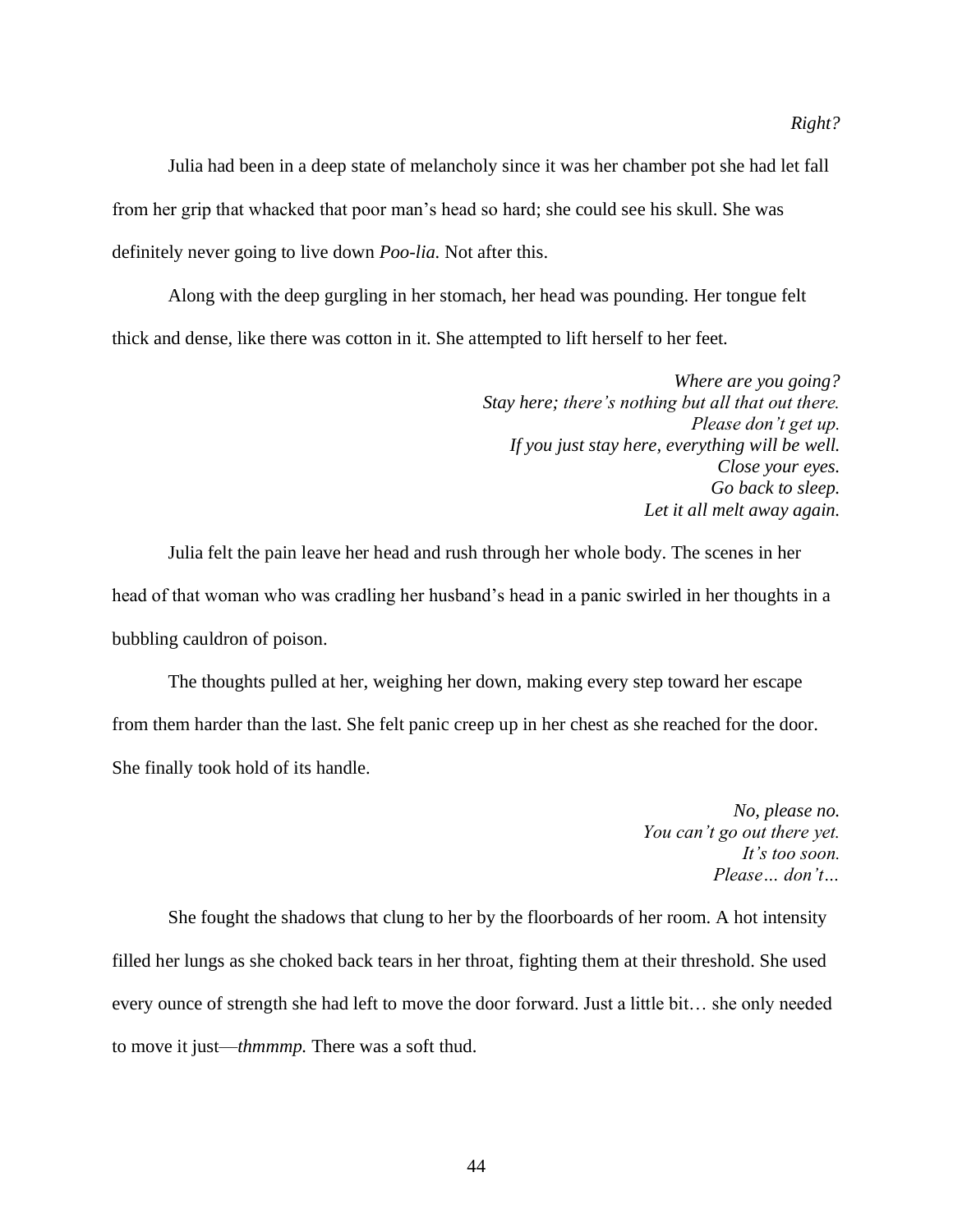*Right?*

Julia had been in a deep state of melancholy since it was her chamber pot she had let fall from her grip that whacked that poor man's head so hard; she could see his skull. She was definitely never going to live down *Poo-lia.* Not after this.

Along with the deep gurgling in her stomach, her head was pounding. Her tongue felt thick and dense, like there was cotton in it. She attempted to lift herself to her feet.

*Where are you going?*
*Stay here; there's nothing but all that out there.*
*Please don't get up.*
*If you just stay here, everything will be well.*
*Close your eyes.*
*Go back to sleep.*
*Let it all melt away again.*

Julia felt the pain leave her head and rush through her whole body. The scenes in her head of that woman who was cradling her husband's head in a panic swirled in her thoughts in a bubbling cauldron of poison.

The thoughts pulled at her, weighing her down, making every step toward her escape from them harder than the last. She felt panic creep up in her chest as she reached for the door. She finally took hold of its handle.

*No, please no.*
*You can't go out there yet.*
*It's too soon.*
*Please… don't…*

She fought the shadows that clung to her by the floorboards of her room. A hot intensity filled her lungs as she choked back tears in her throat, fighting them at their threshold. She used every ounce of strength she had left to move the door forward. Just a little bit… she only needed to move it just—*thmmmp.* There was a soft thud.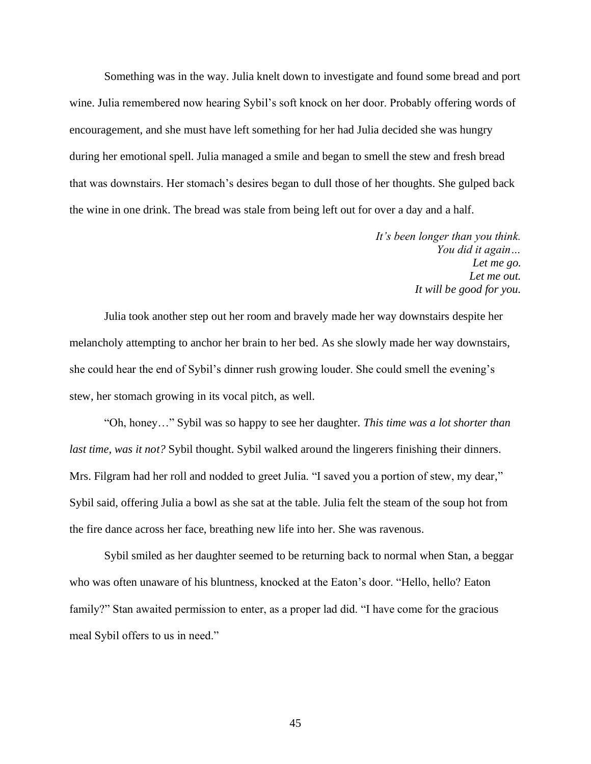Something was in the way. Julia knelt down to investigate and found some bread and port wine. Julia remembered now hearing Sybil's soft knock on her door. Probably offering words of encouragement, and she must have left something for her had Julia decided she was hungry during her emotional spell. Julia managed a smile and began to smell the stew and fresh bread that was downstairs. Her stomach's desires began to dull those of her thoughts. She gulped back the wine in one drink. The bread was stale from being left out for over a day and a half.

<div align="right">

*It's been longer than you think.*
*You did it again…*
*Let me go.*
*Let me out.*
*It will be good for you.*

</div>

Julia took another step out her room and bravely made her way downstairs despite her melancholy attempting to anchor her brain to her bed. As she slowly made her way downstairs, she could hear the end of Sybil's dinner rush growing louder. She could smell the evening's stew, her stomach growing in its vocal pitch, as well.

"Oh, honey…" Sybil was so happy to see her daughter. *This time was a lot shorter than last time, was it not?* Sybil thought. Sybil walked around the lingerers finishing their dinners. Mrs. Filgram had her roll and nodded to greet Julia. "I saved you a portion of stew, my dear," Sybil said, offering Julia a bowl as she sat at the table. Julia felt the steam of the soup hot from the fire dance across her face, breathing new life into her. She was ravenous.

Sybil smiled as her daughter seemed to be returning back to normal when Stan, a beggar who was often unaware of his bluntness, knocked at the Eaton's door. "Hello, hello? Eaton family?" Stan awaited permission to enter, as a proper lad did. "I have come for the gracious meal Sybil offers to us in need."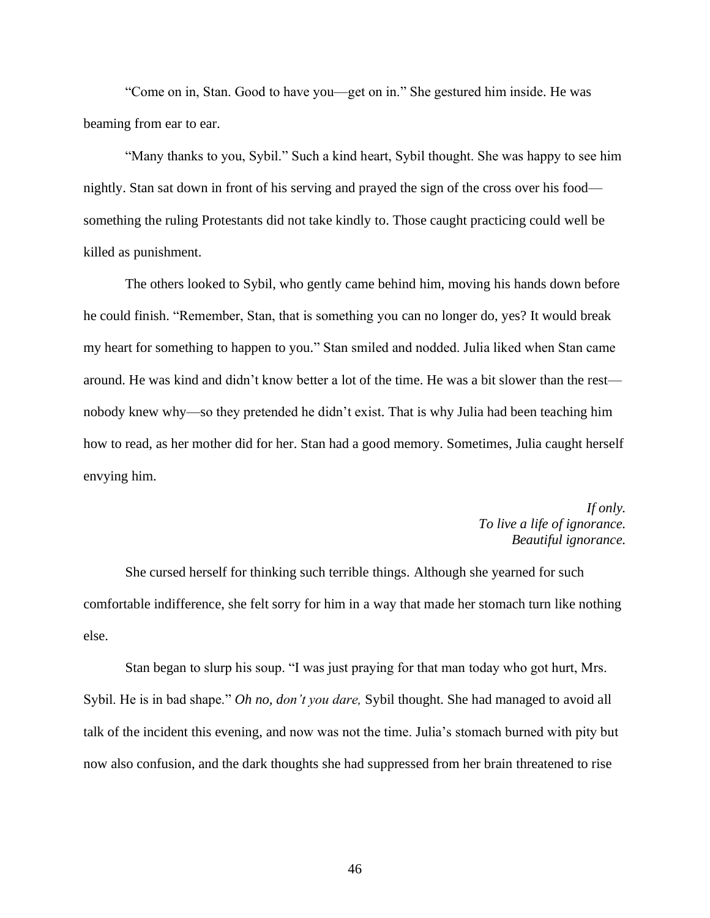"Come on in, Stan. Good to have you—get on in." She gestured him inside. He was beaming from ear to ear.

"Many thanks to you, Sybil." Such a kind heart, Sybil thought. She was happy to see him nightly. Stan sat down in front of his serving and prayed the sign of the cross over his food—something the ruling Protestants did not take kindly to. Those caught practicing could well be killed as punishment.

The others looked to Sybil, who gently came behind him, moving his hands down before he could finish. "Remember, Stan, that is something you can no longer do, yes? It would break my heart for something to happen to you." Stan smiled and nodded. Julia liked when Stan came around. He was kind and didn't know better a lot of the time. He was a bit slower than the rest—nobody knew why—so they pretended he didn't exist. That is why Julia had been teaching him how to read, as her mother did for her. Stan had a good memory. Sometimes, Julia caught herself envying him.

*If only.*
*To live a life of ignorance.*
*Beautiful ignorance.*

She cursed herself for thinking such terrible things. Although she yearned for such comfortable indifference, she felt sorry for him in a way that made her stomach turn like nothing else.

Stan began to slurp his soup. "I was just praying for that man today who got hurt, Mrs. Sybil. He is in bad shape." *Oh no, don't you dare,* Sybil thought. She had managed to avoid all talk of the incident this evening, and now was not the time. Julia's stomach burned with pity but now also confusion, and the dark thoughts she had suppressed from her brain threatened to rise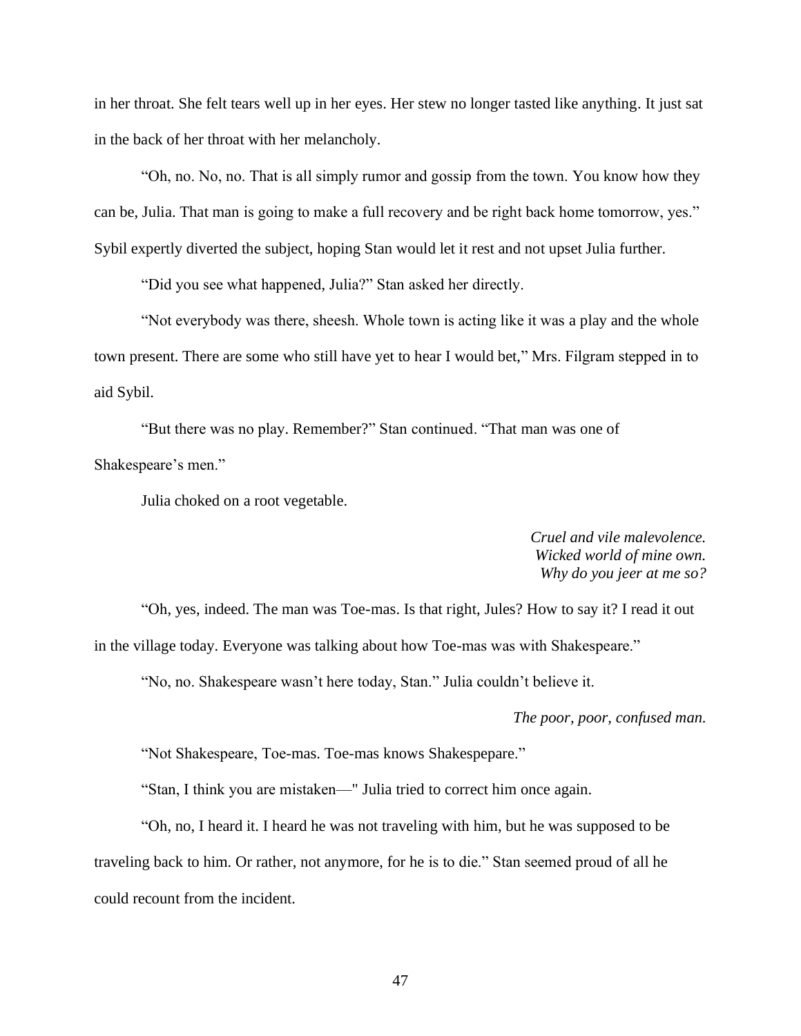in her throat. She felt tears well up in her eyes. Her stew no longer tasted like anything. It just sat in the back of her throat with her melancholy.

"Oh, no. No, no. That is all simply rumor and gossip from the town. You know how they can be, Julia. That man is going to make a full recovery and be right back home tomorrow, yes." Sybil expertly diverted the subject, hoping Stan would let it rest and not upset Julia further.

"Did you see what happened, Julia?" Stan asked her directly.

"Not everybody was there, sheesh. Whole town is acting like it was a play and the whole town present. There are some who still have yet to hear I would bet," Mrs. Filgram stepped in to aid Sybil.

"But there was no play. Remember?" Stan continued. "That man was one of Shakespeare's men."

Julia choked on a root vegetable.

*Cruel and vile malevolence.*
*Wicked world of mine own.*
*Why do you jeer at me so?*

"Oh, yes, indeed. The man was Toe-mas. Is that right, Jules? How to say it? I read it out in the village today. Everyone was talking about how Toe-mas was with Shakespeare."

"No, no. Shakespeare wasn't here today, Stan." Julia couldn't believe it.

*The poor, poor, confused man.*

"Not Shakespeare, Toe-mas. Toe-mas knows Shakespepare."

"Stan, I think you are mistaken—" Julia tried to correct him once again.

"Oh, no, I heard it. I heard he was not traveling with him, but he was supposed to be traveling back to him. Or rather, not anymore, for he is to die." Stan seemed proud of all he could recount from the incident.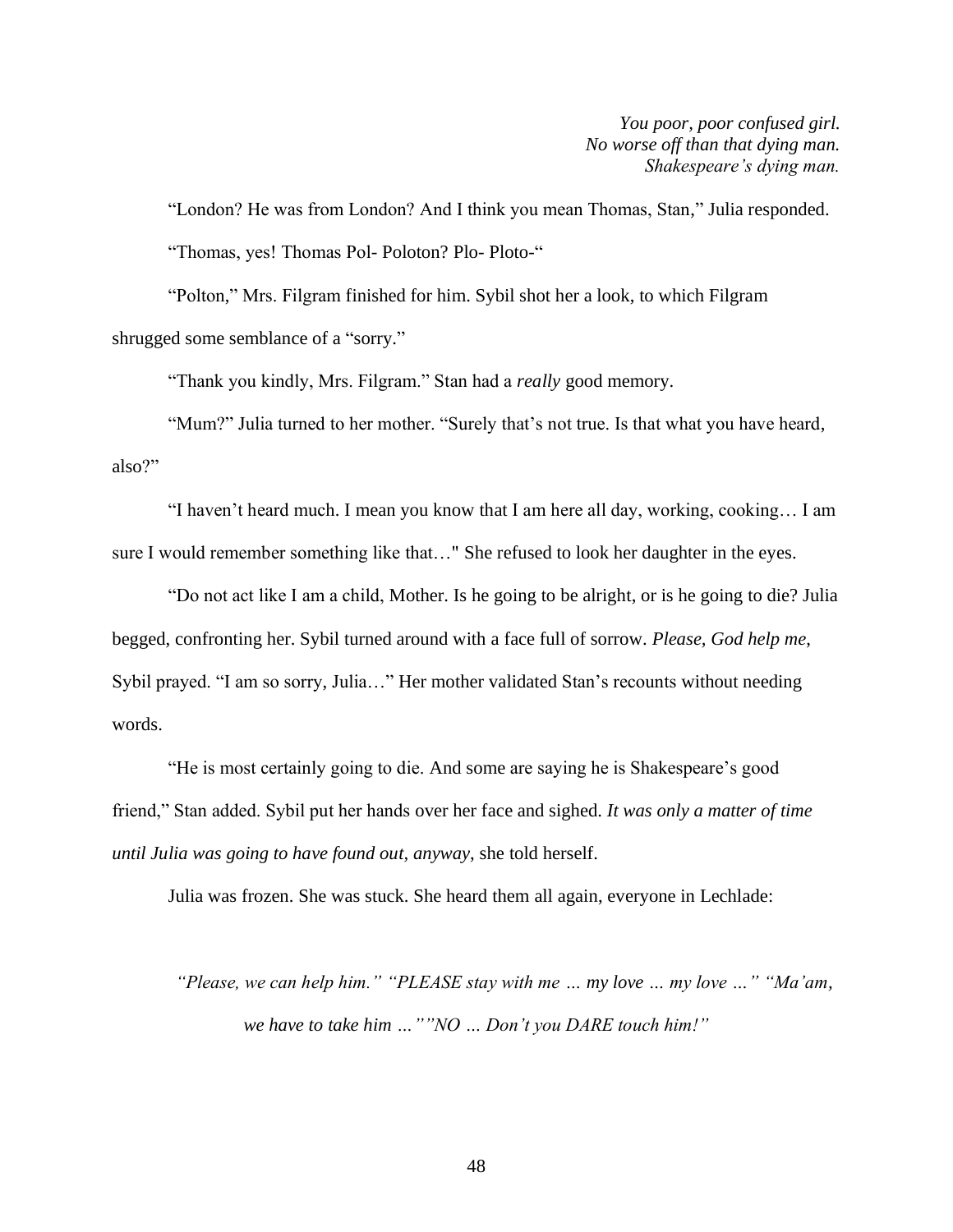*You poor, poor confused girl.*
*No worse off than that dying man.*
*Shakespeare's dying man.*

"London? He was from London? And I think you mean Thomas, Stan," Julia responded.

"Thomas, yes! Thomas Pol- Poloton? Plo- Ploto-"

"Polton," Mrs. Filgram finished for him. Sybil shot her a look, to which Filgram shrugged some semblance of a "sorry."

"Thank you kindly, Mrs. Filgram." Stan had a *really* good memory.

"Mum?" Julia turned to her mother. "Surely that's not true. Is that what you have heard, also?"

"I haven't heard much. I mean you know that I am here all day, working, cooking… I am sure I would remember something like that…" She refused to look her daughter in the eyes.

"Do not act like I am a child, Mother. Is he going to be alright, or is he going to die? Julia begged, confronting her. Sybil turned around with a face full of sorrow. *Please, God help me,* Sybil prayed. "I am so sorry, Julia…" Her mother validated Stan's recounts without needing words.

"He is most certainly going to die. And some are saying he is Shakespeare's good friend," Stan added. Sybil put her hands over her face and sighed. *It was only a matter of time until Julia was going to have found out, anyway,* she told herself.

Julia was frozen. She was stuck. She heard them all again, everyone in Lechlade:

*"Please, we can help him." "PLEASE stay with me … my love … my love …" "Ma'am, we have to take him …""NO … Don't you DARE touch him!"*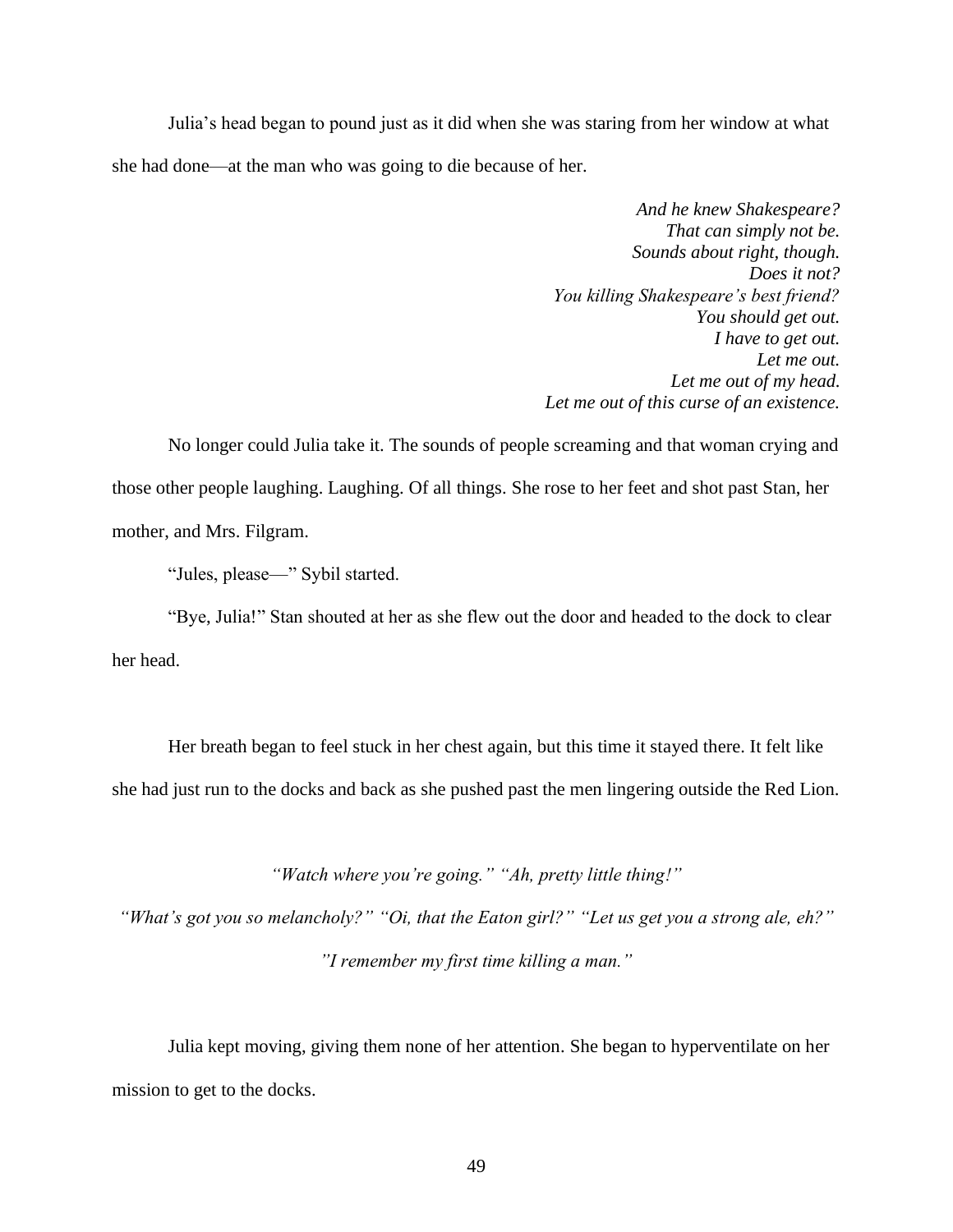Julia's head began to pound just as it did when she was staring from her window at what she had done—at the man who was going to die because of her.

*And he knew Shakespeare?*
*That can simply not be.*
*Sounds about right, though.*
*Does it not?*
*You killing Shakespeare's best friend?*
*You should get out.*
*I have to get out.*
*Let me out.*
*Let me out of my head.*
*Let me out of this curse of an existence.*

No longer could Julia take it. The sounds of people screaming and that woman crying and those other people laughing. Laughing. Of all things. She rose to her feet and shot past Stan, her mother, and Mrs. Filgram.

"Jules, please—" Sybil started.

"Bye, Julia!" Stan shouted at her as she flew out the door and headed to the dock to clear her head.

Her breath began to feel stuck in her chest again, but this time it stayed there. It felt like she had just run to the docks and back as she pushed past the men lingering outside the Red Lion.

*"Watch where you're going." "Ah, pretty little thing!"*

*"What's got you so melancholy?" "Oi, that the Eaton girl?" "Let us get you a strong ale, eh?"*

*"I remember my first time killing a man."*

Julia kept moving, giving them none of her attention. She began to hyperventilate on her mission to get to the docks.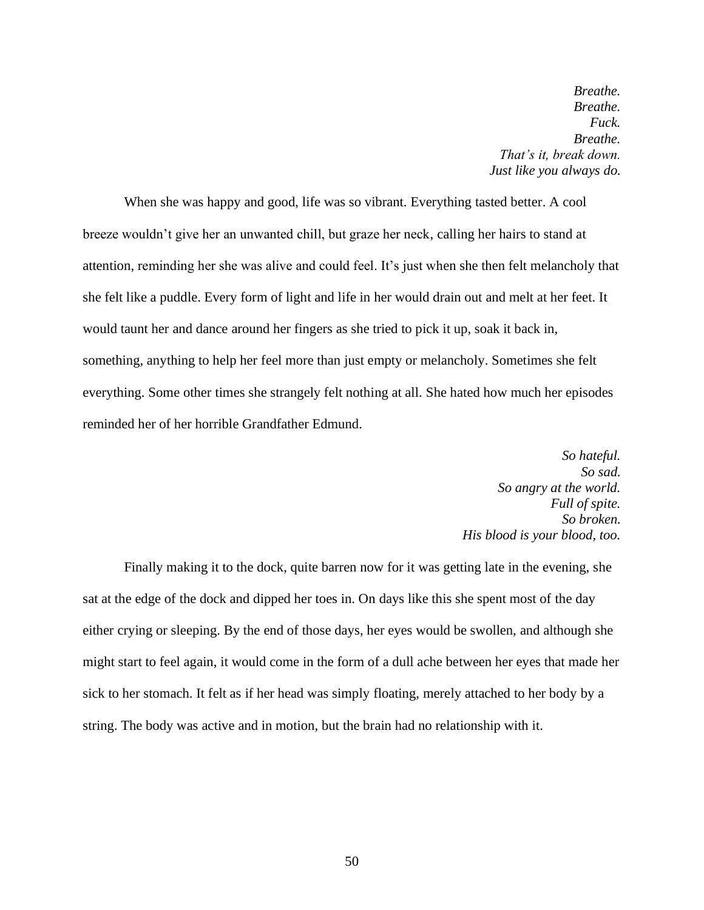*Breathe.*
*Breathe.*
*Fuck.*
*Breathe.*
*That's it, break down.*
*Just like you always do.*

When she was happy and good, life was so vibrant. Everything tasted better. A cool breeze wouldn't give her an unwanted chill, but graze her neck, calling her hairs to stand at attention, reminding her she was alive and could feel. It's just when she then felt melancholy that she felt like a puddle. Every form of light and life in her would drain out and melt at her feet. It would taunt her and dance around her fingers as she tried to pick it up, soak it back in, something, anything to help her feel more than just empty or melancholy. Sometimes she felt everything. Some other times she strangely felt nothing at all. She hated how much her episodes reminded her of her horrible Grandfather Edmund.

*So hateful.*
*So sad.*
*So angry at the world.*
*Full of spite.*
*So broken.*
*His blood is your blood, too.*

Finally making it to the dock, quite barren now for it was getting late in the evening, she sat at the edge of the dock and dipped her toes in. On days like this she spent most of the day either crying or sleeping. By the end of those days, her eyes would be swollen, and although she might start to feel again, it would come in the form of a dull ache between her eyes that made her sick to her stomach. It felt as if her head was simply floating, merely attached to her body by a string. The body was active and in motion, but the brain had no relationship with it.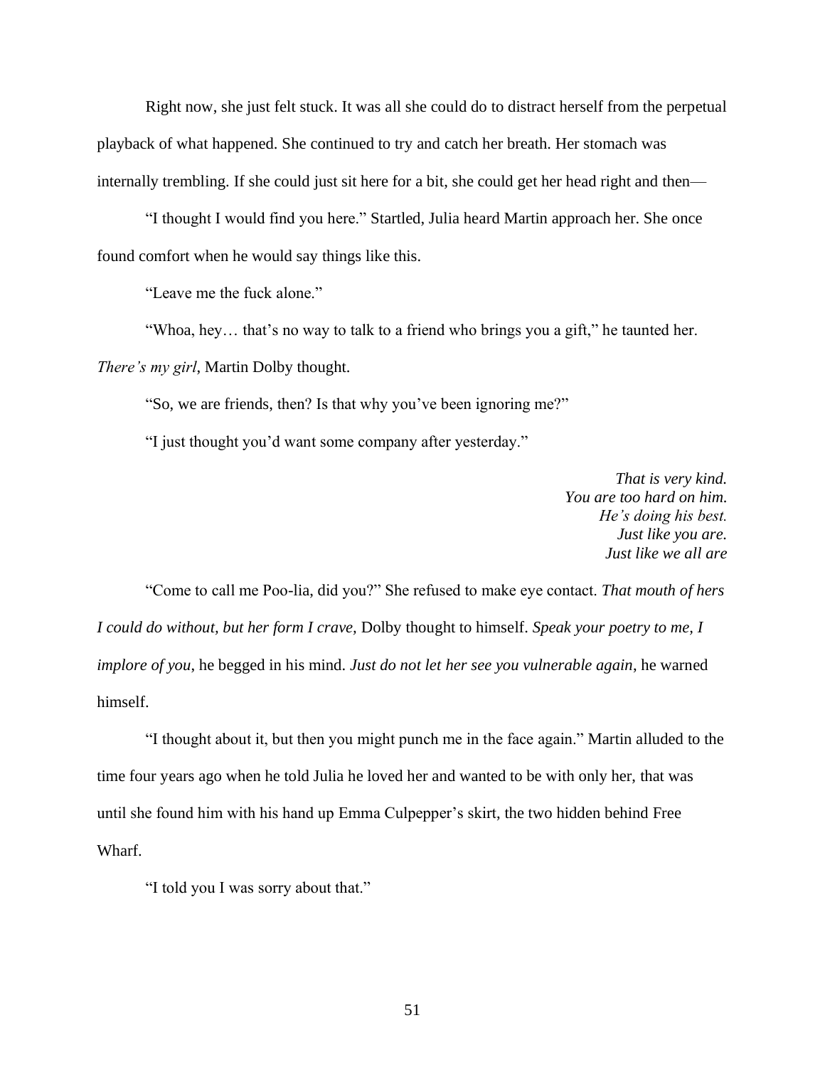Right now, she just felt stuck. It was all she could do to distract herself from the perpetual playback of what happened. She continued to try and catch her breath. Her stomach was internally trembling. If she could just sit here for a bit, she could get her head right and then—

"I thought I would find you here." Startled, Julia heard Martin approach her. She once found comfort when he would say things like this.

"Leave me the fuck alone."

"Whoa, hey… that's no way to talk to a friend who brings you a gift," he taunted her. *There's my girl*, Martin Dolby thought.

"So, we are friends, then? Is that why you've been ignoring me?"

"I just thought you'd want some company after yesterday."

<div align="right">

*That is very kind.*
*You are too hard on him.*
*He's doing his best.*
*Just like you are.*
*Just like we all are*

</div>

"Come to call me Poo-lia, did you?" She refused to make eye contact. *That mouth of hers I could do without, but her form I crave,* Dolby thought to himself. *Speak your poetry to me, I implore of you*, he begged in his mind. *Just do not let her see you vulnerable again*, he warned himself.

"I thought about it, but then you might punch me in the face again." Martin alluded to the time four years ago when he told Julia he loved her and wanted to be with only her, that was until she found him with his hand up Emma Culpepper's skirt, the two hidden behind Free Wharf.

"I told you I was sorry about that."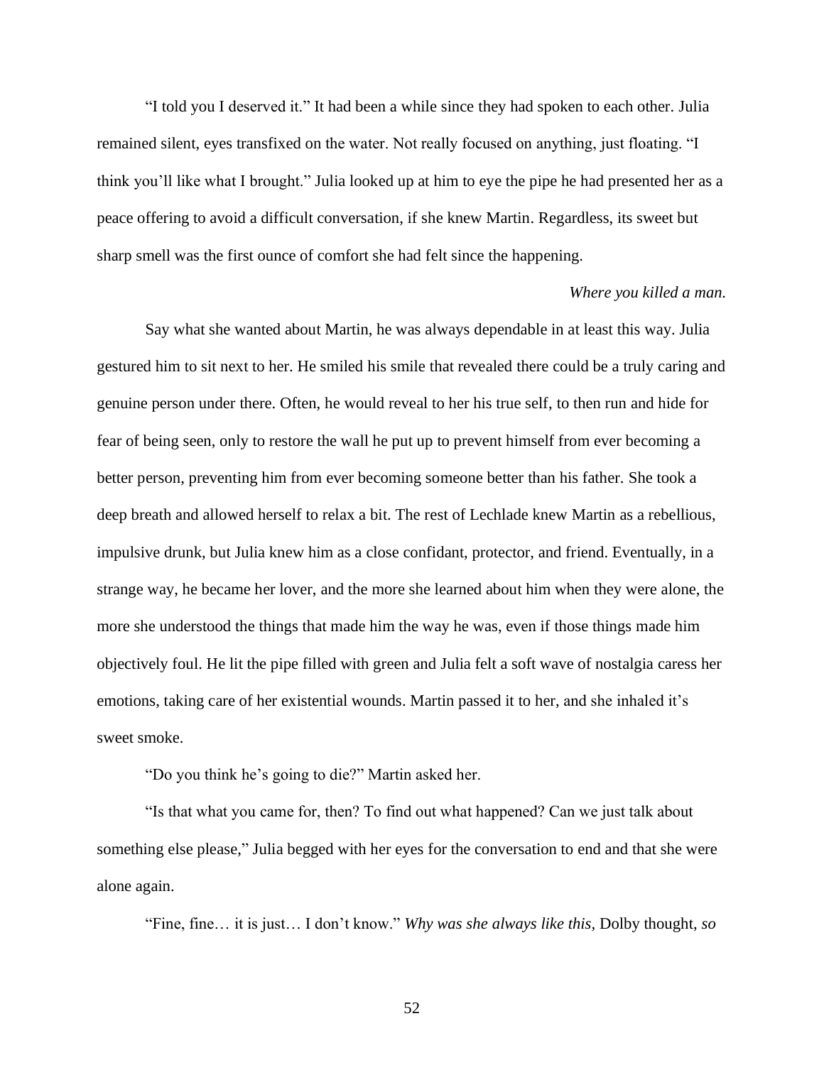"I told you I deserved it." It had been a while since they had spoken to each other. Julia remained silent, eyes transfixed on the water. Not really focused on anything, just floating. "I think you'll like what I brought." Julia looked up at him to eye the pipe he had presented her as a peace offering to avoid a difficult conversation, if she knew Martin. Regardless, its sweet but sharp smell was the first ounce of comfort she had felt since the happening.

*Where you killed a man.*

Say what she wanted about Martin, he was always dependable in at least this way. Julia gestured him to sit next to her. He smiled his smile that revealed there could be a truly caring and genuine person under there. Often, he would reveal to her his true self, to then run and hide for fear of being seen, only to restore the wall he put up to prevent himself from ever becoming a better person, preventing him from ever becoming someone better than his father. She took a deep breath and allowed herself to relax a bit. The rest of Lechlade knew Martin as a rebellious, impulsive drunk, but Julia knew him as a close confidant, protector, and friend. Eventually, in a strange way, he became her lover, and the more she learned about him when they were alone, the more she understood the things that made him the way he was, even if those things made him objectively foul. He lit the pipe filled with green and Julia felt a soft wave of nostalgia caress her emotions, taking care of her existential wounds. Martin passed it to her, and she inhaled it's sweet smoke.

"Do you think he's going to die?" Martin asked her.

"Is that what you came for, then? To find out what happened? Can we just talk about something else please," Julia begged with her eyes for the conversation to end and that she were alone again.

"Fine, fine… it is just… I don't know." *Why was she always like this,* Dolby thought, *so*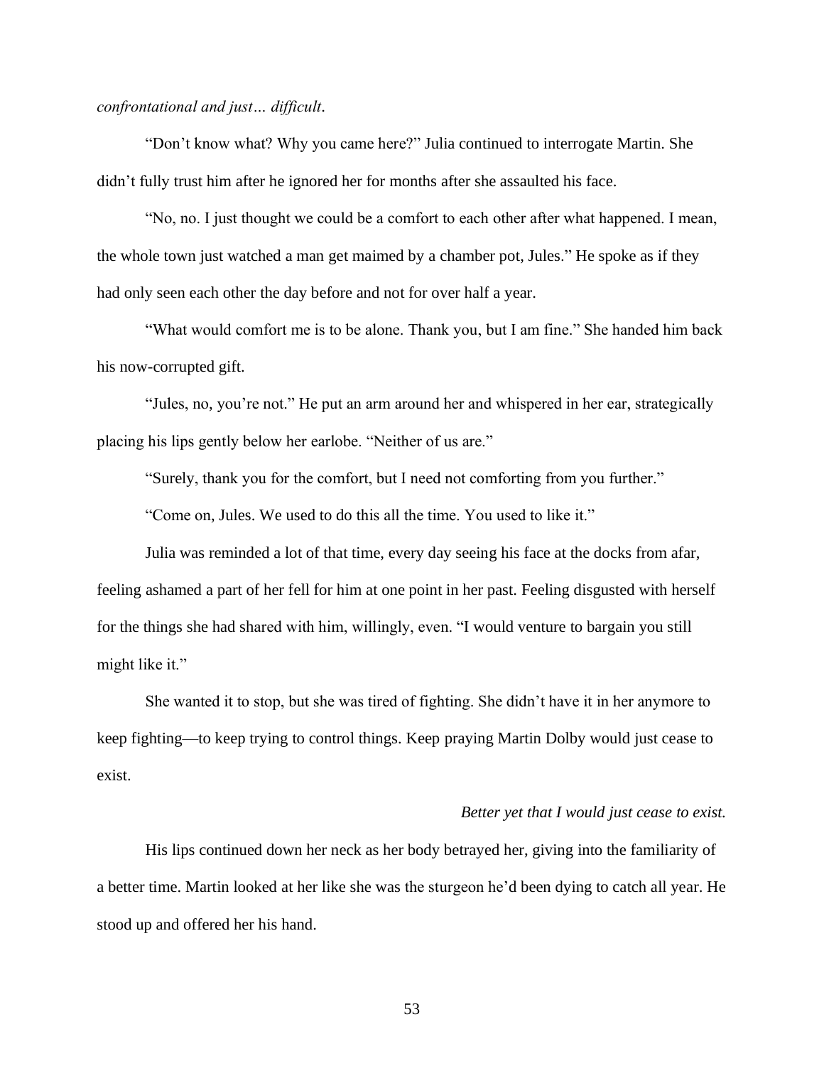*confrontational and just… difficult*.

"Don't know what? Why you came here?" Julia continued to interrogate Martin. She didn't fully trust him after he ignored her for months after she assaulted his face.

"No, no. I just thought we could be a comfort to each other after what happened. I mean, the whole town just watched a man get maimed by a chamber pot, Jules." He spoke as if they had only seen each other the day before and not for over half a year.

"What would comfort me is to be alone. Thank you, but I am fine." She handed him back his now-corrupted gift.

"Jules, no, you're not." He put an arm around her and whispered in her ear, strategically placing his lips gently below her earlobe. "Neither of us are."

"Surely, thank you for the comfort, but I need not comforting from you further."

"Come on, Jules. We used to do this all the time. You used to like it."

Julia was reminded a lot of that time, every day seeing his face at the docks from afar, feeling ashamed a part of her fell for him at one point in her past. Feeling disgusted with herself for the things she had shared with him, willingly, even. "I would venture to bargain you still might like it."

She wanted it to stop, but she was tired of fighting. She didn't have it in her anymore to keep fighting—to keep trying to control things. Keep praying Martin Dolby would just cease to exist.

*Better yet that I would just cease to exist.*

His lips continued down her neck as her body betrayed her, giving into the familiarity of a better time. Martin looked at her like she was the sturgeon he'd been dying to catch all year. He stood up and offered her his hand.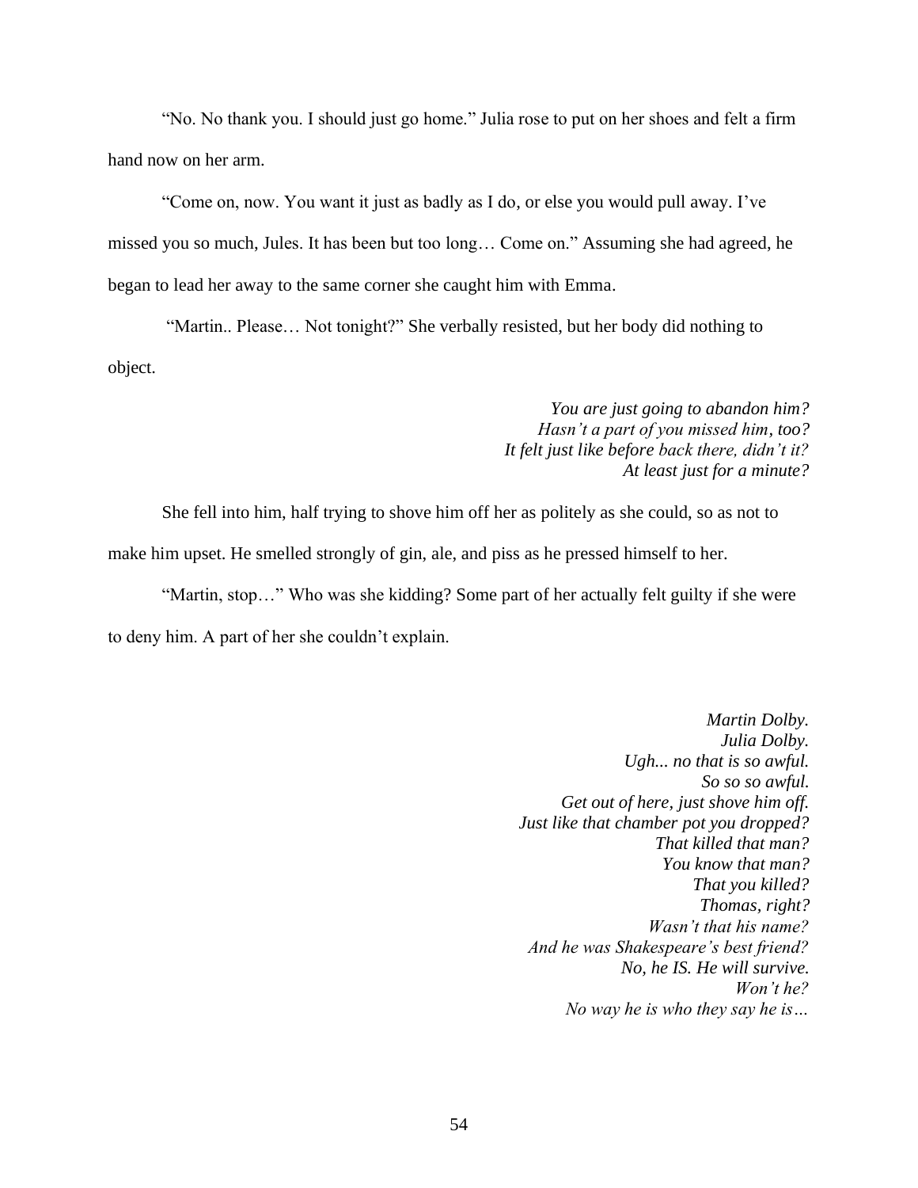"No. No thank you. I should just go home." Julia rose to put on her shoes and felt a firm hand now on her arm.

"Come on, now. You want it just as badly as I do, or else you would pull away. I've missed you so much, Jules. It has been but too long… Come on." Assuming she had agreed, he began to lead her away to the same corner she caught him with Emma.

"Martin.. Please… Not tonight?" She verbally resisted, but her body did nothing to object.

*You are just going to abandon him?*
*Hasn't a part of you missed him, too?*
*It felt just like before back there, didn't it?*
*At least just for a minute?*

She fell into him, half trying to shove him off her as politely as she could, so as not to make him upset. He smelled strongly of gin, ale, and piss as he pressed himself to her.

"Martin, stop…" Who was she kidding? Some part of her actually felt guilty if she were to deny him. A part of her she couldn't explain.

*Martin Dolby.*
*Julia Dolby.*
*Ugh... no that is so awful.*
*So so so awful.*
*Get out of here, just shove him off.*
*Just like that chamber pot you dropped?*
*That killed that man?*
*You know that man?*
*That you killed?*
*Thomas, right?*
*Wasn't that his name?*
*And he was Shakespeare's best friend?*
*No, he IS. He will survive.*
*Won't he?*
*No way he is who they say he is…*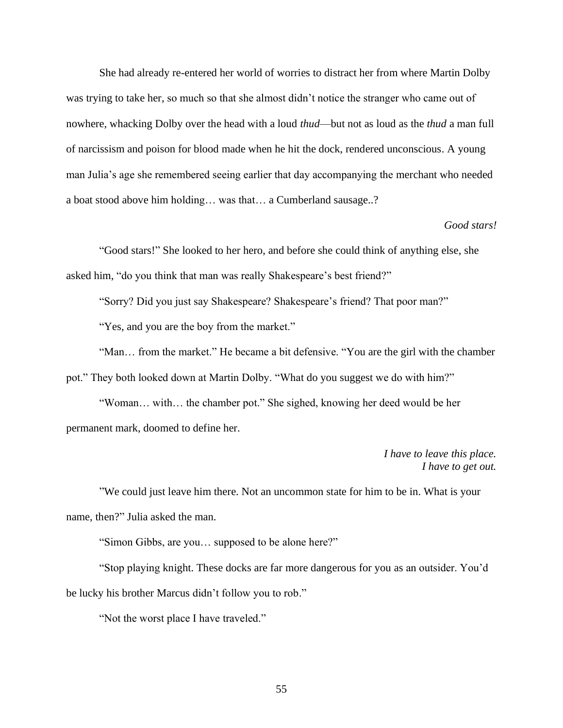She had already re-entered her world of worries to distract her from where Martin Dolby was trying to take her, so much so that she almost didn't notice the stranger who came out of nowhere, whacking Dolby over the head with a loud *thud*—but not as loud as the *thud* a man full of narcissism and poison for blood made when he hit the dock, rendered unconscious. A young man Julia's age she remembered seeing earlier that day accompanying the merchant who needed a boat stood above him holding… was that… a Cumberland sausage..?

*Good stars!*

"Good stars!" She looked to her hero, and before she could think of anything else, she asked him, "do you think that man was really Shakespeare's best friend?"

"Sorry? Did you just say Shakespeare? Shakespeare's friend? That poor man?"

"Yes, and you are the boy from the market."

"Man… from the market." He became a bit defensive. "You are the girl with the chamber pot." They both looked down at Martin Dolby. "What do you suggest we do with him?"

"Woman… with… the chamber pot." She sighed, knowing her deed would be her permanent mark, doomed to define her.

*I have to leave this place.*
*I have to get out.*

"We could just leave him there. Not an uncommon state for him to be in. What is your name, then?" Julia asked the man.

"Simon Gibbs, are you… supposed to be alone here?"

"Stop playing knight. These docks are far more dangerous for you as an outsider. You'd be lucky his brother Marcus didn't follow you to rob."

"Not the worst place I have traveled."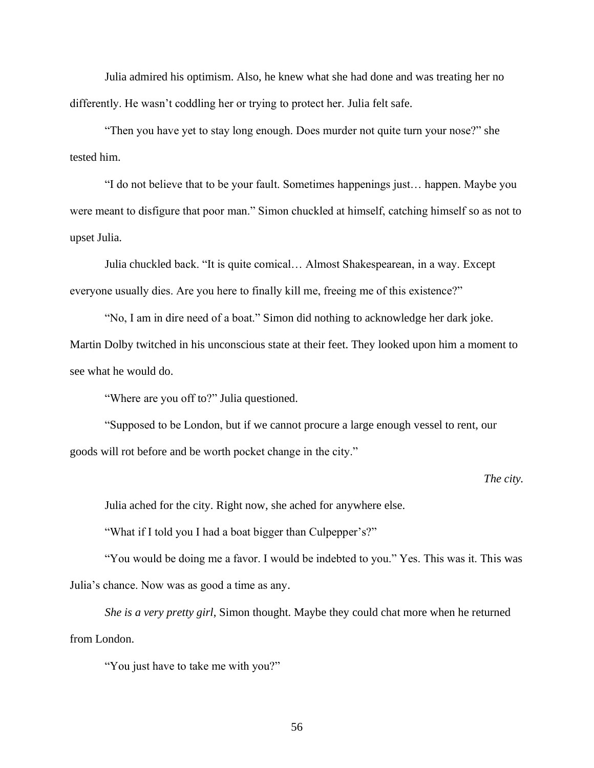Julia admired his optimism. Also, he knew what she had done and was treating her no differently. He wasn't coddling her or trying to protect her. Julia felt safe.

"Then you have yet to stay long enough. Does murder not quite turn your nose?" she tested him.

"I do not believe that to be your fault. Sometimes happenings just… happen. Maybe you were meant to disfigure that poor man." Simon chuckled at himself, catching himself so as not to upset Julia.

Julia chuckled back. "It is quite comical… Almost Shakespearean, in a way. Except everyone usually dies. Are you here to finally kill me, freeing me of this existence?"

"No, I am in dire need of a boat." Simon did nothing to acknowledge her dark joke. Martin Dolby twitched in his unconscious state at their feet. They looked upon him a moment to see what he would do.

"Where are you off to?" Julia questioned.

"Supposed to be London, but if we cannot procure a large enough vessel to rent, our goods will rot before and be worth pocket change in the city."

*The city.*

Julia ached for the city. Right now, she ached for anywhere else.

"What if I told you I had a boat bigger than Culpepper's?"

"You would be doing me a favor. I would be indebted to you." Yes. This was it. This was Julia's chance. Now was as good a time as any.

*She is a very pretty girl*, Simon thought. Maybe they could chat more when he returned from London.

"You just have to take me with you?"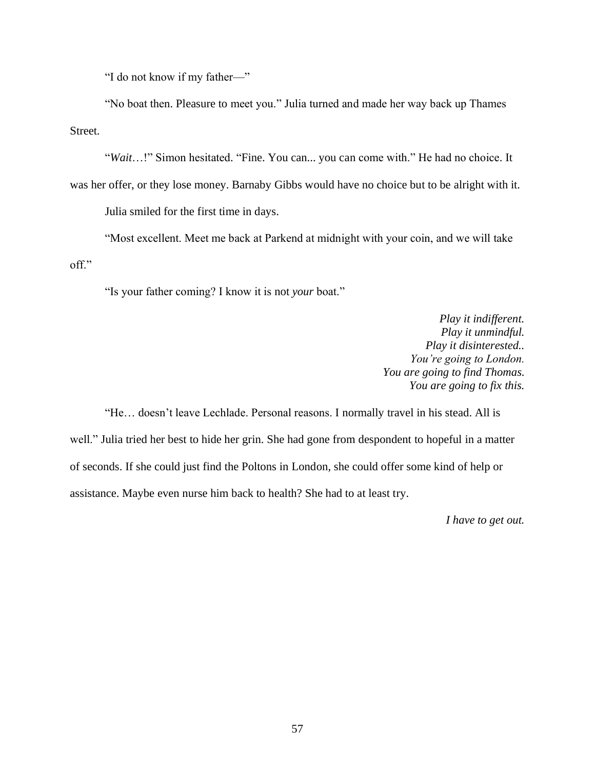"I do not know if my father—"

"No boat then. Pleasure to meet you." Julia turned and made her way back up Thames Street.

"*Wait*…!" Simon hesitated. "Fine. You can... you can come with." He had no choice. It was her offer, or they lose money. Barnaby Gibbs would have no choice but to be alright with it.

Julia smiled for the first time in days.

"Most excellent. Meet me back at Parkend at midnight with your coin, and we will take off."

"Is your father coming? I know it is not *your* boat."

*Play it indifferent.*
*Play it unmindful.*
*Play it disinterested..*
*You're going to London.*
*You are going to find Thomas.*
*You are going to fix this.*

"He… doesn't leave Lechlade. Personal reasons. I normally travel in his stead. All is well." Julia tried her best to hide her grin. She had gone from despondent to hopeful in a matter of seconds. If she could just find the Poltons in London, she could offer some kind of help or assistance. Maybe even nurse him back to health? She had to at least try.

*I have to get out.*